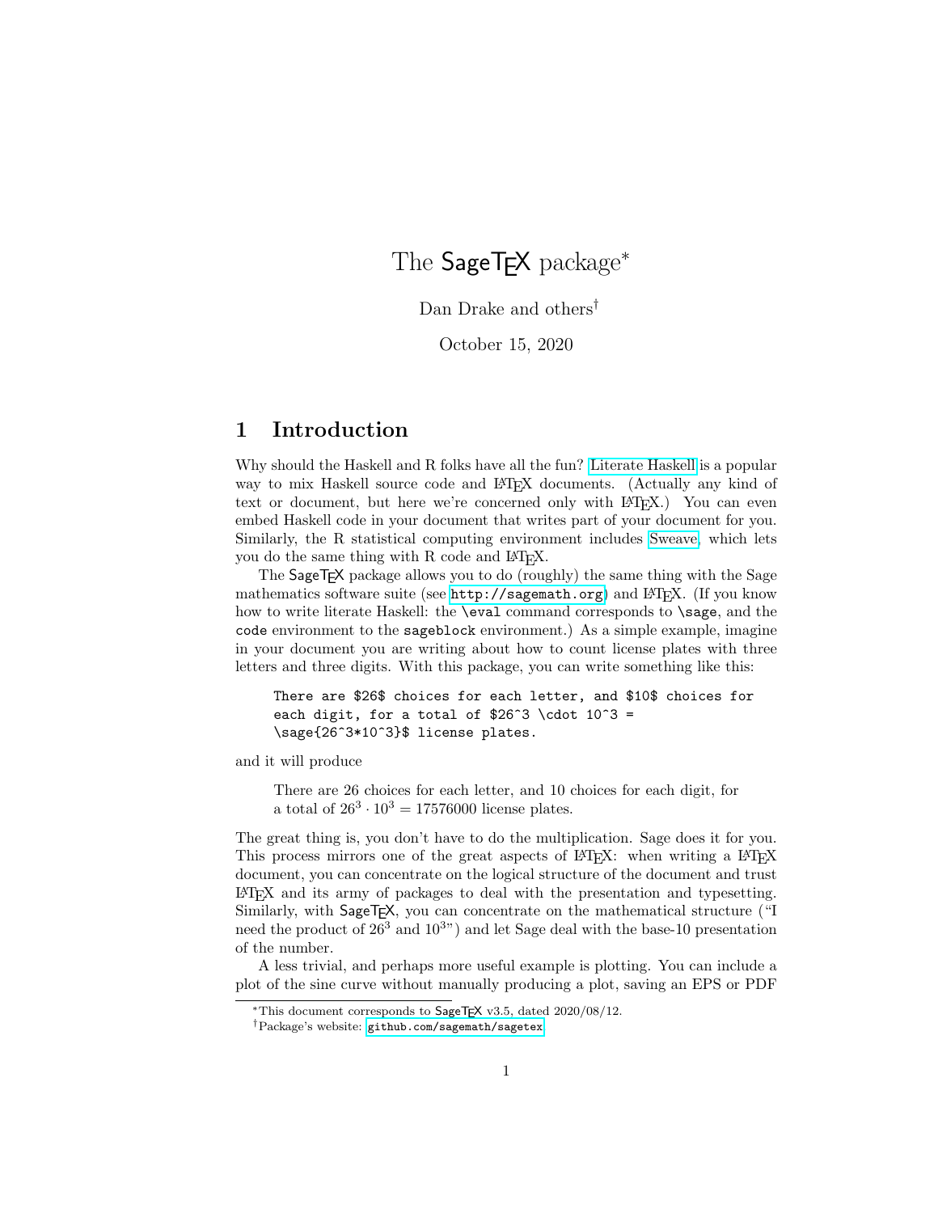# The SageTeX package*

Dan Drake and others†

October 15, 2020

## 1 Introduction

Why should the Haskell and R folks have all the fun? Literate Haskell is a popular way to mix Haskell source code and LaTeX documents. (Actually any kind of text or document, but here we're concerned only with LaTeX.) You can even embed Haskell code in your document that writes part of your document for you. Similarly, the R statistical computing environment includes Sweave, which lets you do the same thing with R code and LaTeX.

The SageTeX package allows you to do (roughly) the same thing with the Sage mathematics software suite (see `http://sagemath.org`) and LaTeX. (If you know how to write literate Haskell: the `\eval` command corresponds to `\sage`, and the `code` environment to the `sageblock` environment.) As a simple example, imagine in your document you are writing about how to count license plates with three letters and three digits. With this package, you can write something like this:

```
There are $26$ choices for each letter, and $10$ choices for
each digit, for a total of $26^3 \cdot 10^3 =
\sage{26^3*10^3}$ license plates.
```

and it will produce

> There are 26 choices for each letter, and 10 choices for each digit, for a total of $26^3 \cdot 10^3 = 17576000$ license plates.

The great thing is, you don't have to do the multiplication. Sage does it for you. This process mirrors one of the great aspects of LaTeX: when writing a LaTeX document, you can concentrate on the logical structure of the document and trust LaTeX and its army of packages to deal with the presentation and typesetting. Similarly, with SageTeX, you can concentrate on the mathematical structure ("I need the product of $26^3$ and $10^3$") and let Sage deal with the base-10 presentation of the number.

A less trivial, and perhaps more useful example is plotting. You can include a plot of the sine curve without manually producing a plot, saving an EPS or PDF

---

*This document corresponds to SageTeX v3.5, dated 2020/08/12.

†Package's website: `github.com/sagemath/sagetex`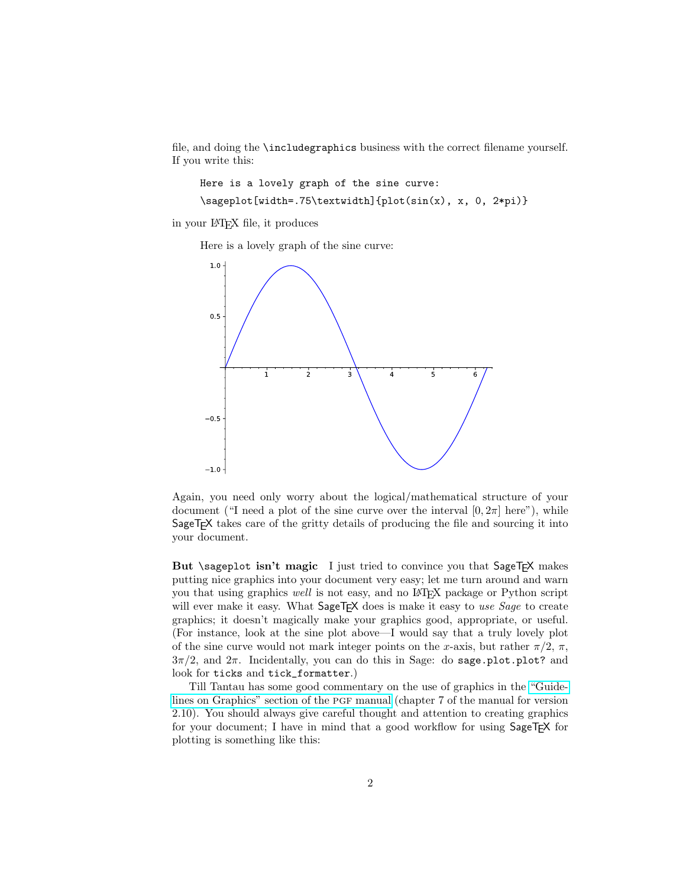file, and doing the `\includegraphics` business with the correct filename yourself. If you write this:

```
Here is a lovely graph of the sine curve:
\sageplot[width=.75\textwidth]{plot(sin(x), x, 0, 2*pi)}
```

in your LaTeX file, it produces

> Here is a lovely graph of the sine curve:

Again, you need only worry about the logical/mathematical structure of your document ("I need a plot of the sine curve over the interval $[0, 2\pi]$ here"), while SageTeX takes care of the gritty details of producing the file and sourcing it into your document.

**But `\sageplot` isn't magic** I just tried to convince you that SageTeX makes putting nice graphics into your document very easy; let me turn around and warn you that using graphics *well* is not easy, and no LaTeX package or Python script will ever make it easy. What SageTeX does is make it easy to *use Sage* to create graphics; it doesn't magically make your graphics good, appropriate, or useful. (For instance, look at the sine plot above—I would say that a truly lovely plot of the sine curve would not mark integer points on the $x$-axis, but rather $\pi/2$, $\pi$, $3\pi/2$, and $2\pi$. Incidentally, you can do this in Sage: do `sage.plot.plot?` and look for `ticks` and `tick_formatter`.)

Till Tantau has some good commentary on the use of graphics in the "Guidelines on Graphics" section of the PGF manual (chapter 7 of the manual for version 2.10). You should always give careful thought and attention to creating graphics for your document; I have in mind that a good workflow for using SageTeX for plotting is something like this: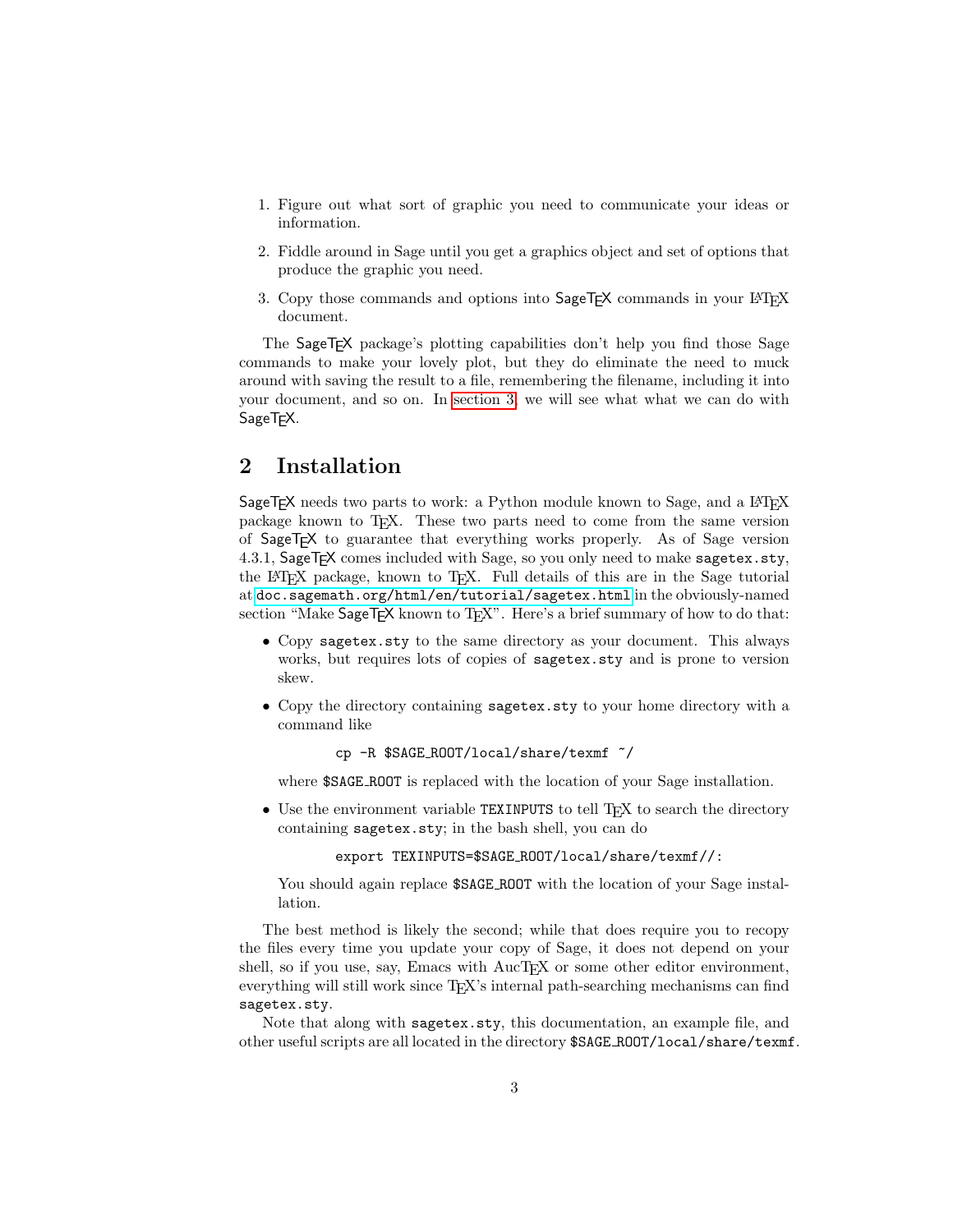1. Figure out what sort of graphic you need to communicate your ideas or information.
2. Fiddle around in Sage until you get a graphics object and set of options that produce the graphic you need.
3. Copy those commands and options into SageTeX commands in your LaTeX document.

The SageTeX package's plotting capabilities don't help you find those Sage commands to make your lovely plot, but they do eliminate the need to muck around with saving the result to a file, remembering the filename, including it into your document, and so on. In section 3, we will see what what we can do with SageTeX.

## 2 Installation

SageTeX needs two parts to work: a Python module known to Sage, and a LaTeX package known to TeX. These two parts need to come from the same version of SageTeX to guarantee that everything works properly. As of Sage version 4.3.1, SageTeX comes included with Sage, so you only need to make `sagetex.sty`, the LaTeX package, known to TeX. Full details of this are in the Sage tutorial at `doc.sagemath.org/html/en/tutorial/sagetex.html` in the obviously-named section "Make SageTeX known to TeX". Here's a brief summary of how to do that:

- Copy `sagetex.sty` to the same directory as your document. This always works, but requires lots of copies of `sagetex.sty` and is prone to version skew.
- Copy the directory containing `sagetex.sty` to your home directory with a command like

  ```
  cp -R $SAGE_ROOT/local/share/texmf ~/
  ```

  where `$SAGE_ROOT` is replaced with the location of your Sage installation.
- Use the environment variable `TEXINPUTS` to tell TeX to search the directory containing `sagetex.sty`; in the bash shell, you can do

  ```
  export TEXINPUTS=$SAGE_ROOT/local/share/texmf//:
  ```

  You should again replace `$SAGE_ROOT` with the location of your Sage installation.

The best method is likely the second; while that does require you to recopy the files every time you update your copy of Sage, it does not depend on your shell, so if you use, say, Emacs with AucTeX or some other editor environment, everything will still work since TeX's internal path-searching mechanisms can find `sagetex.sty`.

Note that along with `sagetex.sty`, this documentation, an example file, and other useful scripts are all located in the directory `$SAGE_ROOT/local/share/texmf`.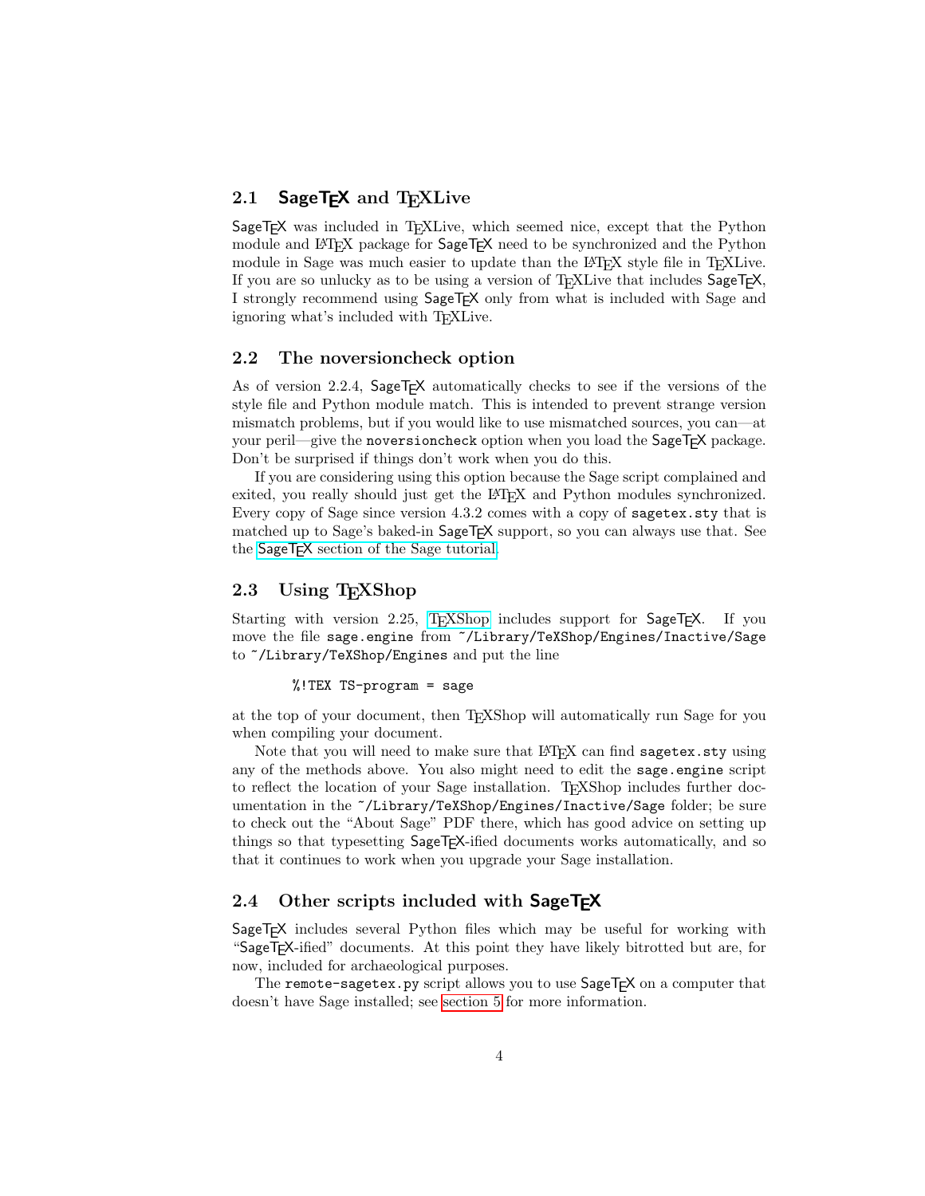## 2.1 SageTEX and TEXLive

SageTEX was included in TEXLive, which seemed nice, except that the Python module and LATEX package for SageTEX need to be synchronized and the Python module in Sage was much easier to update than the LATEX style file in TEXLive. If you are so unlucky as to be using a version of TEXLive that includes SageTEX, I strongly recommend using SageTEX only from what is included with Sage and ignoring what's included with TEXLive.

## 2.2 The noversioncheck option

As of version 2.2.4, SageTEX automatically checks to see if the versions of the style file and Python module match. This is intended to prevent strange version mismatch problems, but if you would like to use mismatched sources, you can—at your peril—give the `noversioncheck` option when you load the SageTEX package. Don't be surprised if things don't work when you do this.

If you are considering using this option because the Sage script complained and exited, you really should just get the LATEX and Python modules synchronized. Every copy of Sage since version 4.3.2 comes with a copy of `sagetex.sty` that is matched up to Sage's baked-in SageTEX support, so you can always use that. See the SageTEX section of the Sage tutorial.

## 2.3 Using TEXShop

Starting with version 2.25, TEXShop includes support for SageTEX. If you move the file `sage.engine` from `~/Library/TeXShop/Engines/Inactive/Sage` to `~/Library/TeXShop/Engines` and put the line

```
%!TEX TS-program = sage
```

at the top of your document, then TEXShop will automatically run Sage for you when compiling your document.

Note that you will need to make sure that LATEX can find `sagetex.sty` using any of the methods above. You also might need to edit the `sage.engine` script to reflect the location of your Sage installation. TEXShop includes further documentation in the `~/Library/TeXShop/Engines/Inactive/Sage` folder; be sure to check out the "About Sage" PDF there, which has good advice on setting up things so that typesetting SageTEX-ified documents works automatically, and so that it continues to work when you upgrade your Sage installation.

## 2.4 Other scripts included with SageTEX

SageTEX includes several Python files which may be useful for working with "SageTEX-ified" documents. At this point they have likely bitrotted but are, for now, included for archaeological purposes.

The `remote-sagetex.py` script allows you to use SageTEX on a computer that doesn't have Sage installed; see section 5 for more information.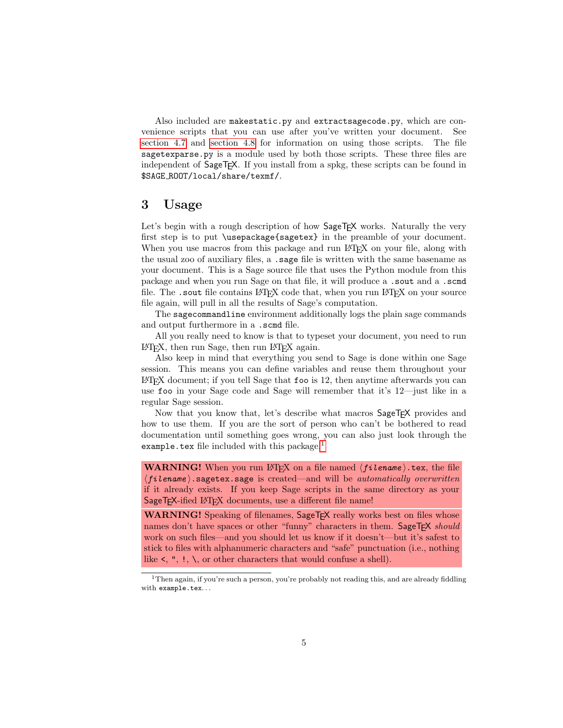Also included are `makestatic.py` and `extractsagecode.py`, which are convenience scripts that you can use after you've written your document. See section 4.7 and section 4.8 for information on using those scripts. The file `sagetexparse.py` is a module used by both those scripts. These three files are independent of SageTeX. If you install from a spkg, these scripts can be found in `$SAGE_ROOT/local/share/texmf/`.

## 3 Usage

Let's begin with a rough description of how SageTeX works. Naturally the very first step is to put `\usepackage{sagetex}` in the preamble of your document. When you use macros from this package and run LaTeX on your file, along with the usual zoo of auxiliary files, a `.sage` file is written with the same basename as your document. This is a Sage source file that uses the Python module from this package and when you run Sage on that file, it will produce a `.sout` and a `.scmd` file. The `.sout` file contains LaTeX code that, when you run LaTeX on your source file again, will pull in all the results of Sage's computation.

The `sagecommandline` environment additionally logs the plain sage commands and output furthermore in a `.scmd` file.

All you really need to know is that to typeset your document, you need to run LaTeX, then run Sage, then run LaTeX again.

Also keep in mind that everything you send to Sage is done within one Sage session. This means you can define variables and reuse them throughout your LaTeX document; if you tell Sage that `foo` is 12, then anytime afterwards you can use `foo` in your Sage code and Sage will remember that it's 12—just like in a regular Sage session.

Now that you know that, let's describe what macros SageTeX provides and how to use them. If you are the sort of person who can't be bothered to read documentation until something goes wrong, you can also just look through the `example.tex` file included with this package.[1]

> **WARNING!** When you run LaTeX on a file named ⟨*filename*⟩`.tex`, the file ⟨*filename*⟩`.sagetex.sage` is created—and will be *automatically overwritten* if it already exists. If you keep Sage scripts in the same directory as your SageTeX-ified LaTeX documents, use a different file name!

> **WARNING!** Speaking of filenames, SageTeX really works best on files whose names don't have spaces or other "funny" characters in them. SageTeX *should* work on such files—and you should let us know if it doesn't—but it's safest to stick to files with alphanumeric characters and "safe" punctuation (i.e., nothing like `<`, `"`, `!`, `\`, or other characters that would confuse a shell).

[1] Then again, if you're such a person, you're probably not reading this, and are already fiddling with `example.tex`...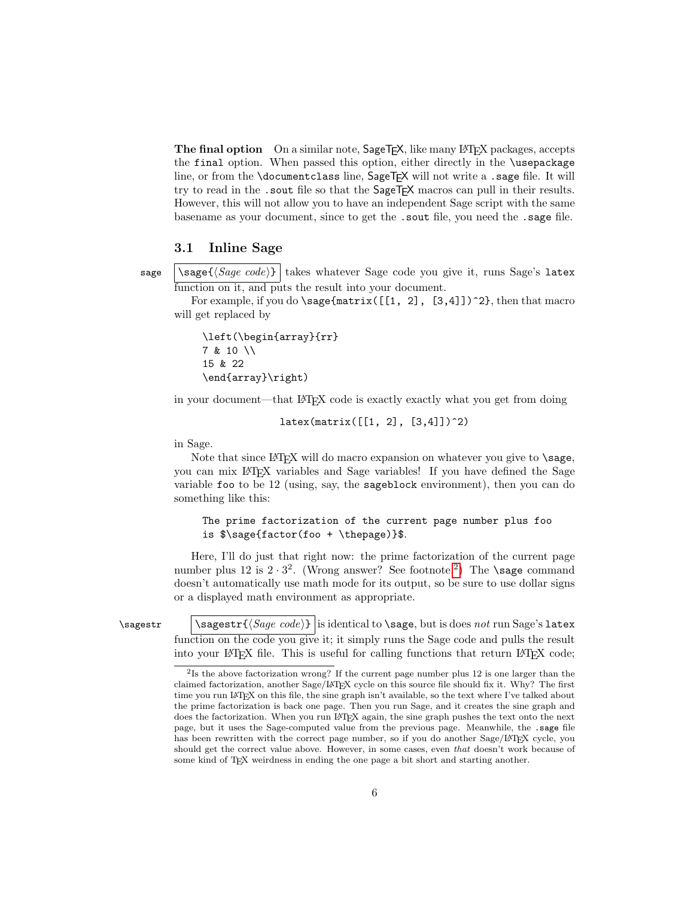**The final option** On a similar note, SageTeX, like many LaTeX packages, accepts the `final` option. When passed this option, either directly in the `\usepackage` line, or from the `\documentclass` line, SageTeX will not write a `.sage` file. It will try to read in the `.sout` file so that the SageTeX macros can pull in their results. However, this will not allow you to have an independent Sage script with the same basename as your document, since to get the `.sout` file, you need the `.sage` file.

### 3.1 Inline Sage

`sage` `\sage{⟨Sage code⟩}` takes whatever Sage code you give it, runs Sage's `latex` function on it, and puts the result into your document.

For example, if you do `\sage{matrix([[1, 2], [3,4]])^2}`, then that macro will get replaced by

```
\left(\begin{array}{rr}
7 & 10 \\
15 & 22
\end{array}\right)
```

in your document—that LaTeX code is exactly exactly what you get from doing

```
latex(matrix([[1, 2], [3,4]])^2)
```

in Sage.

Note that since LaTeX will do macro expansion on whatever you give to `\sage`, you can mix LaTeX variables and Sage variables! If you have defined the Sage variable `foo` to be 12 (using, say, the `sageblock` environment), then you can do something like this:

```
The prime factorization of the current page number plus foo
is $\sage{factor(foo + \thepage)}$.
```

Here, I'll do just that right now: the prime factorization of the current page number plus 12 is $2 \cdot 3^2$. (Wrong answer? See footnote [2]) The `\sage` command doesn't automatically use math mode for its output, so be sure to use dollar signs or a displayed math environment as appropriate.

`\sagestr` `\sagestr{⟨Sage code⟩}` is identical to `\sage`, but is does *not* run Sage's `latex` function on the code you give it; it simply runs the Sage code and pulls the result into your LaTeX file. This is useful for calling functions that return LaTeX code;

[2] Is the above factorization wrong? If the current page number plus 12 is one larger than the claimed factorization, another Sage/LaTeX cycle on this source file should fix it. Why? The first time you run LaTeX on this file, the sine graph isn't available, so the text where I've talked about the prime factorization is back one page. Then you run Sage, and it creates the sine graph and does the factorization. When you run LaTeX again, the sine graph pushes the text onto the next page, but it uses the Sage-computed value from the previous page. Meanwhile, the `.sage` file has been rewritten with the correct page number, so if you do another Sage/LaTeX cycle, you should get the correct value above. However, in some cases, even *that* doesn't work because of some kind of TeX weirdness in ending the one page a bit short and starting another.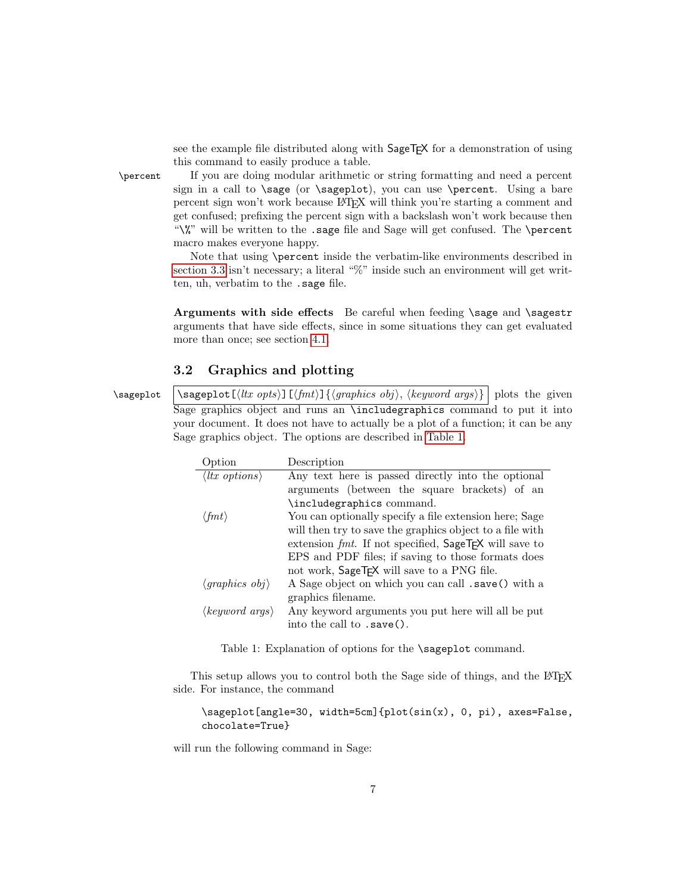see the example file distributed along with SageTEX for a demonstration of using this command to easily produce a table.

`\percent` If you are doing modular arithmetic or string formatting and need a percent sign in a call to `\sage` (or `\sageplot`), you can use `\percent`. Using a bare percent sign won't work because LaTeX will think you're starting a comment and get confused; prefixing the percent sign with a backslash won't work because then "`\%`" will be written to the `.sage` file and Sage will get confused. The `\percent` macro makes everyone happy.

Note that using `\percent` inside the verbatim-like environments described in section 3.3 isn't necessary; a literal "%" inside such an environment will get written, uh, verbatim to the `.sage` file.

**Arguments with side effects** Be careful when feeding `\sage` and `\sagestr` arguments that have side effects, since in some situations they can get evaluated more than once; see section 4.1.

## 3.2 Graphics and plotting

`\sageplot` `\sageplot[`⟨*ltx opts*⟩`][`⟨*fmt*⟩`]{`⟨*graphics obj*⟩, ⟨*keyword args*⟩`}` plots the given Sage graphics object and runs an `\includegraphics` command to put it into your document. It does not have to actually be a plot of a function; it can be any Sage graphics object. The options are described in Table 1.

| Option | Description |
|---|---|
| ⟨*ltx options*⟩ | Any text here is passed directly into the optional arguments (between the square brackets) of an `\includegraphics` command. |
| ⟨*fmt*⟩ | You can optionally specify a file extension here; Sage will then try to save the graphics object to a file with extension *fmt*. If not specified, SageTEX will save to EPS and PDF files; if saving to those formats does not work, SageTEX will save to a PNG file. |
| ⟨*graphics obj*⟩ | A Sage object on which you can call `.save()` with a graphics filename. |
| ⟨*keyword args*⟩ | Any keyword arguments you put here will all be put into the call to `.save()`. |

Table 1: Explanation of options for the `\sageplot` command.

This setup allows you to control both the Sage side of things, and the LaTeX side. For instance, the command

```
\sageplot[angle=30, width=5cm]{plot(sin(x), 0, pi), axes=False,
chocolate=True}
```

will run the following command in Sage: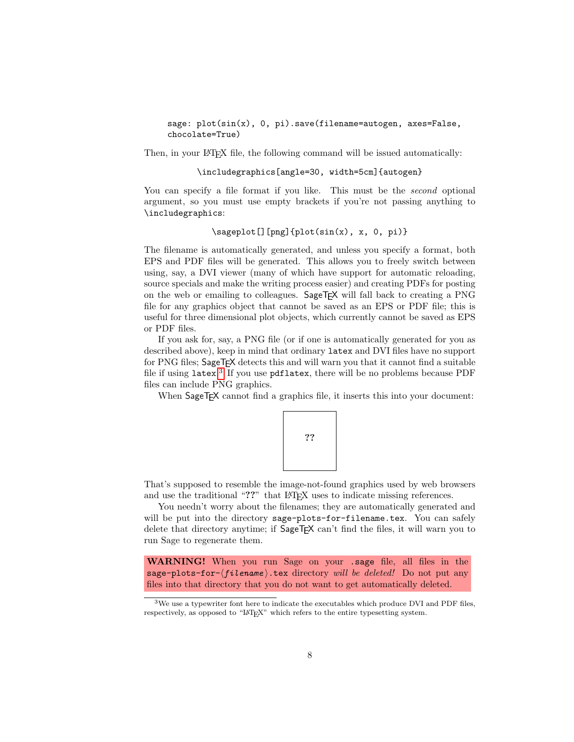```
sage: plot(sin(x), 0, pi).save(filename=autogen, axes=False,
chocolate=True)
```

Then, in your LaTeX file, the following command will be issued automatically:

```
\includegraphics[angle=30, width=5cm]{autogen}
```

You can specify a file format if you like. This must be the *second* optional argument, so you must use empty brackets if you're not passing anything to `\includegraphics`:

```
\sageplot[][png]{plot(sin(x), x, 0, pi)}
```

The filename is automatically generated, and unless you specify a format, both EPS and PDF files will be generated. This allows you to freely switch between using, say, a DVI viewer (many of which have support for automatic reloading, source specials and make the writing process easier) and creating PDFs for posting on the web or emailing to colleagues. SageTEX will fall back to creating a PNG file for any graphics object that cannot be saved as an EPS or PDF file; this is useful for three dimensional plot objects, which currently cannot be saved as EPS or PDF files.

If you ask for, say, a PNG file (or if one is automatically generated for you as described above), keep in mind that ordinary `latex` and DVI files have no support for PNG files; SageTEX detects this and will warn you that it cannot find a suitable file if using `latex`.[3] If you use `pdflatex`, there will be no problems because PDF files can include PNG graphics.

When SageTEX cannot find a graphics file, it inserts this into your document:

**??**

That's supposed to resemble the image-not-found graphics used by web browsers and use the traditional "**??**" that LaTeX uses to indicate missing references.

You needn't worry about the filenames; they are automatically generated and will be put into the directory `sage-plots-for-filename.tex`. You can safely delete that directory anytime; if SageTEX can't find the files, it will warn you to run Sage to regenerate them.

**WARNING!** When you run Sage on your `.sage` file, all files in the `sage-plots-for-`⟨*filename*⟩`.tex` directory *will be deleted!* Do not put any files into that directory that you do not want to get automatically deleted.

[3] We use a typewriter font here to indicate the executables which produce DVI and PDF files, respectively, as opposed to "LaTeX" which refers to the entire typesetting system.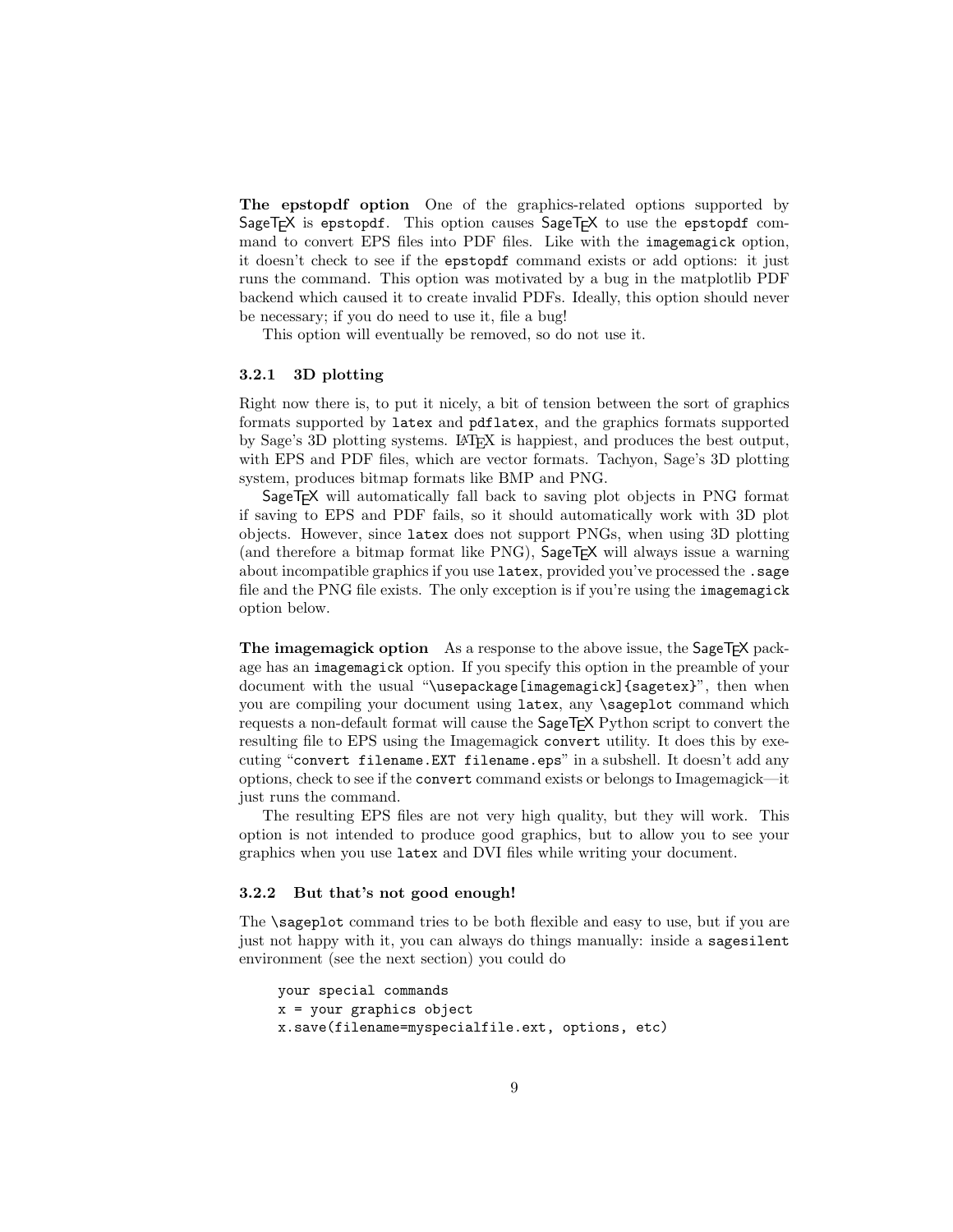**The epstopdf option** One of the graphics-related options supported by SageTEX is `epstopdf`. This option causes SageTEX to use the `epstopdf` command to convert EPS files into PDF files. Like with the `imagemagick` option, it doesn't check to see if the `epstopdf` command exists or add options: it just runs the command. This option was motivated by a bug in the matplotlib PDF backend which caused it to create invalid PDFs. Ideally, this option should never be necessary; if you do need to use it, file a bug!

This option will eventually be removed, so do not use it.

### 3.2.1 3D plotting

Right now there is, to put it nicely, a bit of tension between the sort of graphics formats supported by `latex` and `pdflatex`, and the graphics formats supported by Sage's 3D plotting systems. LATEX is happiest, and produces the best output, with EPS and PDF files, which are vector formats. Tachyon, Sage's 3D plotting system, produces bitmap formats like BMP and PNG.

SageTEX will automatically fall back to saving plot objects in PNG format if saving to EPS and PDF fails, so it should automatically work with 3D plot objects. However, since `latex` does not support PNGs, when using 3D plotting (and therefore a bitmap format like PNG), SageTEX will always issue a warning about incompatible graphics if you use `latex`, provided you've processed the `.sage` file and the PNG file exists. The only exception is if you're using the `imagemagick` option below.

**The imagemagick option** As a response to the above issue, the SageTEX package has an `imagemagick` option. If you specify this option in the preamble of your document with the usual "`\usepackage[imagemagick]{sagetex}`", then when you are compiling your document using `latex`, any `\sageplot` command which requests a non-default format will cause the SageTEX Python script to convert the resulting file to EPS using the Imagemagick `convert` utility. It does this by executing "`convert filename.EXT filename.eps`" in a subshell. It doesn't add any options, check to see if the `convert` command exists or belongs to Imagemagick—it just runs the command.

The resulting EPS files are not very high quality, but they will work. This option is not intended to produce good graphics, but to allow you to see your graphics when you use `latex` and DVI files while writing your document.

### 3.2.2 But that's not good enough!

The `\sageplot` command tries to be both flexible and easy to use, but if you are just not happy with it, you can always do things manually: inside a `sagesilent` environment (see the next section) you could do

```
your special commands
x = your graphics object
x.save(filename=myspecialfile.ext, options, etc)
```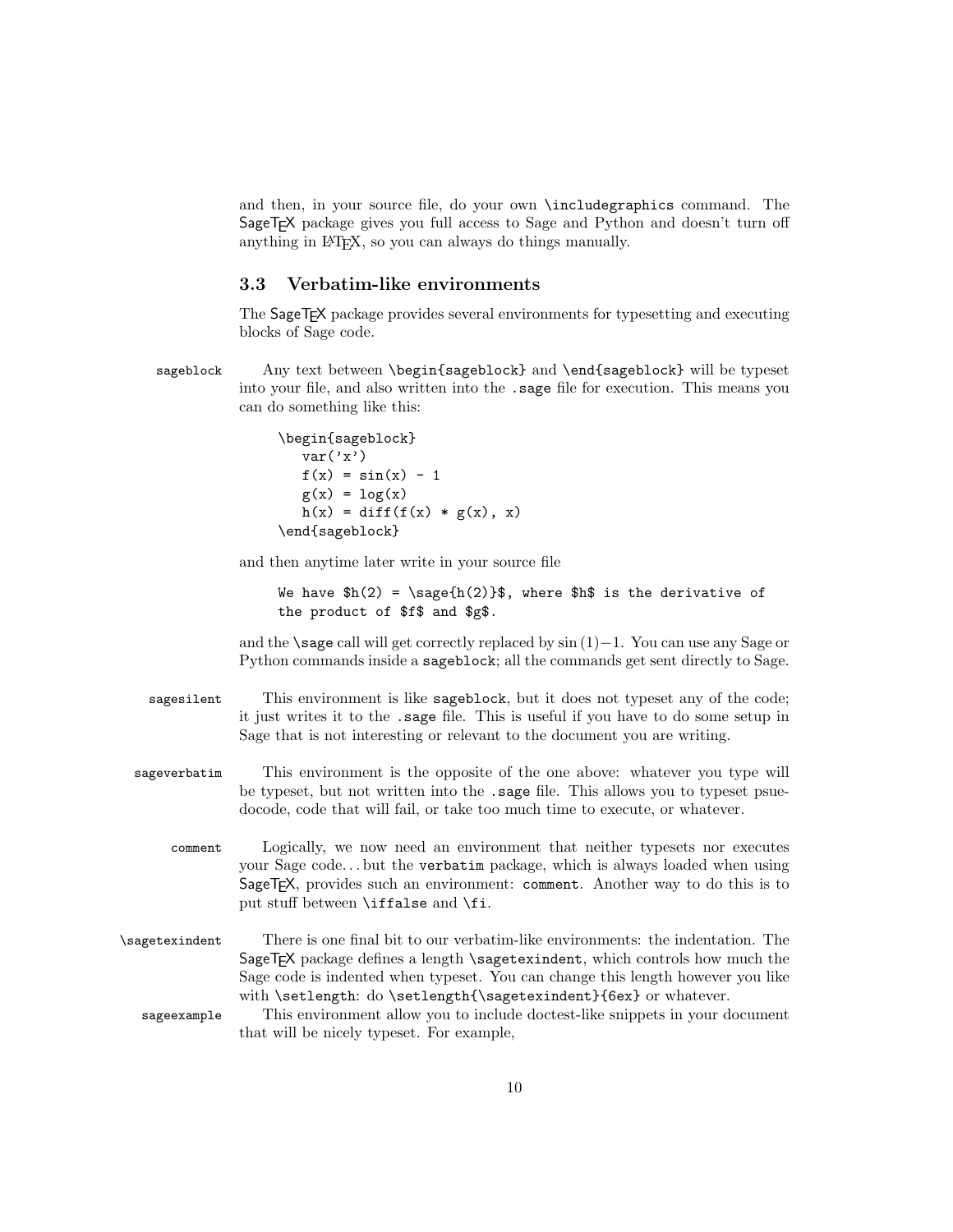and then, in your source file, do your own `\includegraphics` command. The SageTEX package gives you full access to Sage and Python and doesn't turn off anything in LATEX, so you can always do things manually.

### 3.3 Verbatim-like environments

The SageTEX package provides several environments for typesetting and executing blocks of Sage code.

`sageblock` Any text between `\begin{sageblock}` and `\end{sageblock}` will be typeset into your file, and also written into the `.sage` file for execution. This means you can do something like this:

```
\begin{sageblock}
   var('x')
   f(x) = sin(x) - 1
   g(x) = log(x)
   h(x) = diff(f(x) * g(x), x)
\end{sageblock}
```

and then anytime later write in your source file

```
We have $h(2) = \sage{h(2)}$, where $h$ is the derivative of
the product of $f$ and $g$.
```

and the `\sage` call will get correctly replaced by $\sin(1) - 1$. You can use any Sage or Python commands inside a `sageblock`; all the commands get sent directly to Sage.

`sagesilent` This environment is like `sageblock`, but it does not typeset any of the code; it just writes it to the `.sage` file. This is useful if you have to do some setup in Sage that is not interesting or relevant to the document you are writing.

`sageverbatim` This environment is the opposite of the one above: whatever you type will be typeset, but not written into the `.sage` file. This allows you to typeset psuedocode, code that will fail, or take too much time to execute, or whatever.

`comment` Logically, we now need an environment that neither typesets nor executes your Sage code… but the `verbatim` package, which is always loaded when using SageTEX, provides such an environment: `comment`. Another way to do this is to put stuff between `\iffalse` and `\fi`.

`\sagetexindent` There is one final bit to our verbatim-like environments: the indentation. The SageTEX package defines a length `\sagetexindent`, which controls how much the Sage code is indented when typeset. You can change this length however you like with `\setlength`: do `\setlength{\sagetexindent}{6ex}` or whatever.

`sageexample` This environment allow you to include doctest-like snippets in your document that will be nicely typeset. For example,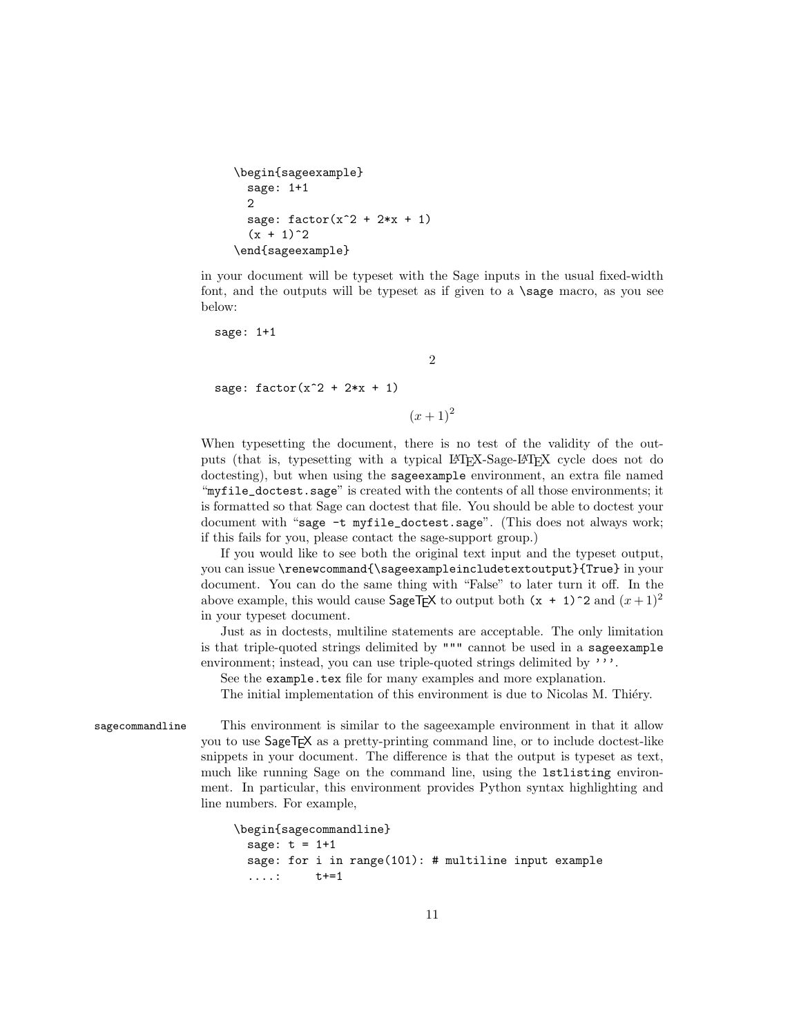```
\begin{sageexample}
  sage: 1+1
  2
  sage: factor(x^2 + 2*x + 1)
  (x + 1)^2
\end{sageexample}
```

in your document will be typeset with the Sage inputs in the usual fixed-width font, and the outputs will be typeset as if given to a `\sage` macro, as you see below:

```
sage: 1+1
```

$$2$$

```
sage: factor(x^2 + 2*x + 1)
```

$$(x+1)^2$$

When typesetting the document, there is no test of the validity of the outputs (that is, typesetting with a typical LaTeX-Sage-LaTeX cycle does not do doctesting), but when using the `sageexample` environment, an extra file named "`myfile_doctest.sage`" is created with the contents of all those environments; it is formatted so that Sage can doctest that file. You should be able to doctest your document with "`sage -t myfile_doctest.sage`". (This does not always work; if this fails for you, please contact the sage-support group.)

If you would like to see both the original text input and the typeset output, you can issue `\renewcommand{\sageexampleincludetextoutput}{True}` in your document. You can do the same thing with "False" to later turn it off. In the above example, this would cause SageTeX to output both `(x + 1)^2` and $(x+1)^2$ in your typeset document.

Just as in doctests, multiline statements are acceptable. The only limitation is that triple-quoted strings delimited by `"""` cannot be used in a `sageexample` environment; instead, you can use triple-quoted strings delimited by `'''`.

See the `example.tex` file for many examples and more explanation.

The initial implementation of this environment is due to Nicolas M. Thiéry.

**sagecommandline** This environment is similar to the sageexample environment in that it allow you to use SageTeX as a pretty-printing command line, or to include doctest-like snippets in your document. The difference is that the output is typeset as text, much like running Sage on the command line, using the `lstlisting` environment. In particular, this environment provides Python syntax highlighting and line numbers. For example,

```
\begin{sagecommandline}
  sage: t = 1+1
  sage: for i in range(101): # multiline input example
  ....:     t+=1
```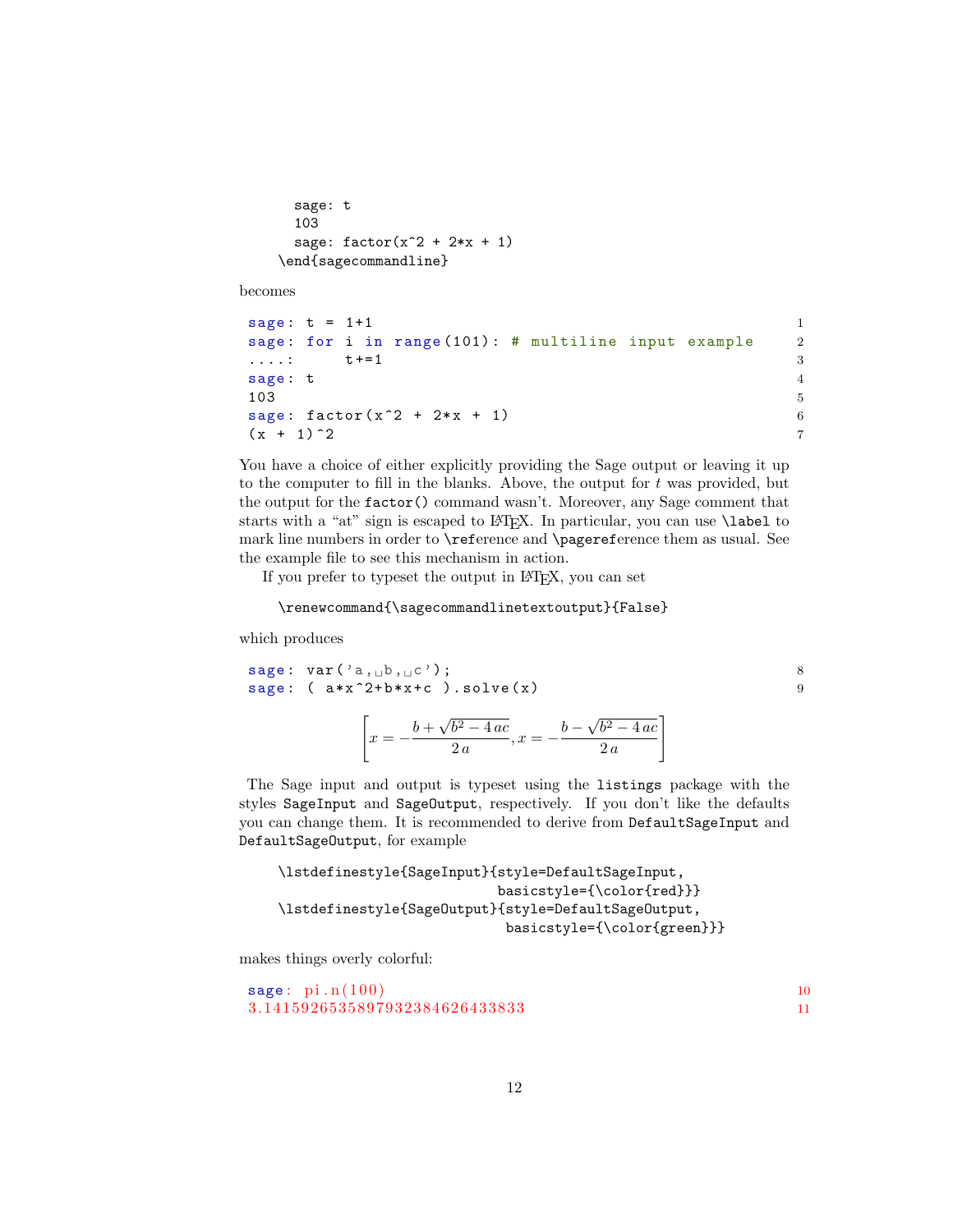```
      sage: t
      103
      sage: factor(x^2 + 2*x + 1)
    \end{sagecommandline}
```

becomes

```
sage: t = 1+1                                                1
sage: for i in range(101): # multiline input example         2
....:      t+=1                                              3
sage: t                                                      4
103                                                          5
sage: factor(x^2 + 2*x + 1)                                  6
(x + 1)^2                                                    7
```

You have a choice of either explicitly providing the Sage output or leaving it up to the computer to fill in the blanks. Above, the output for $t$ was provided, but the output for the `factor()` command wasn't. Moreover, any Sage comment that starts with a "at" sign is escaped to LaTeX. In particular, you can use `\label` to mark line numbers in order to `\reference` and `\pagereference` them as usual. See the example file to see this mechanism in action.

If you prefer to typeset the output in LaTeX, you can set

```
\renewcommand{\sagecommandlinetextoutput}{False}
```

which produces

```
sage: var('a, b, c');                                        8
sage: ( a*x^2+b*x+c ).solve(x)                               9
```

$$\left[x = -\frac{b + \sqrt{b^2 - 4\,ac}}{2\,a}, x = -\frac{b - \sqrt{b^2 - 4\,ac}}{2\,a}\right]$$

The Sage input and output is typeset using the `listings` package with the styles `SageInput` and `SageOutput`, respectively. If you don't like the defaults you can change them. It is recommended to derive from `DefaultSageInput` and `DefaultSageOutput`, for example

```
\lstdefinestyle{SageInput}{style=DefaultSageInput,
                           basicstyle={\color{red}}}
\lstdefinestyle{SageOutput}{style=DefaultSageOutput,
                            basicstyle={\color{green}}}
```

makes things overly colorful:

```
sage: pi.n(100)                                              10
3.1415926535897932384626433833                               11
```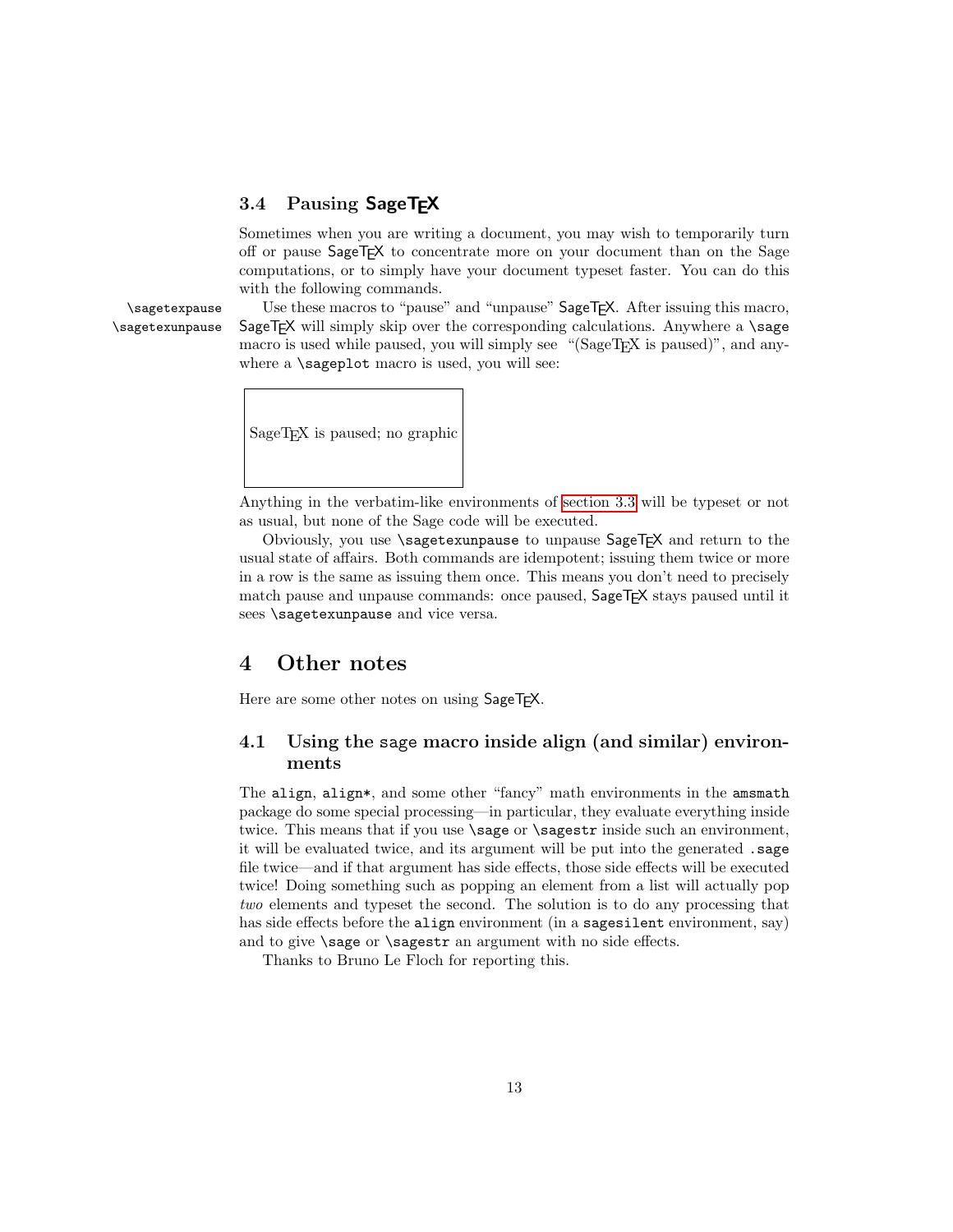### 3.4 Pausing SageTEX

Sometimes when you are writing a document, you may wish to temporarily turn off or pause SageTEX to concentrate more on your document than on the Sage computations, or to simply have your document typeset faster. You can do this with the following commands.

`\sagetexpause` `\sagetexunpause`

Use these macros to "pause" and "unpause" SageTEX. After issuing this macro, SageTEX will simply skip over the corresponding calculations. Anywhere a `\sage` macro is used while paused, you will simply see "(SageTEX is paused)", and anywhere a `\sageplot` macro is used, you will see:

| SageTEX is paused; no graphic |
|---|

Anything in the verbatim-like environments of section 3.3 will be typeset or not as usual, but none of the Sage code will be executed.

Obviously, you use `\sagetexunpause` to unpause SageTEX and return to the usual state of affairs. Both commands are idempotent; issuing them twice or more in a row is the same as issuing them once. This means you don't need to precisely match pause and unpause commands: once paused, SageTEX stays paused until it sees `\sagetexunpause` and vice versa.

## 4 Other notes

Here are some other notes on using SageTEX.

### 4.1 Using the sage macro inside align (and similar) environments

The `align`, `align*`, and some other "fancy" math environments in the `amsmath` package do some special processing—in particular, they evaluate everything inside twice. This means that if you use `\sage` or `\sagestr` inside such an environment, it will be evaluated twice, and its argument will be put into the generated `.sage` file twice—and if that argument has side effects, those side effects will be executed twice! Doing something such as popping an element from a list will actually pop *two* elements and typeset the second. The solution is to do any processing that has side effects before the `align` environment (in a `sagesilent` environment, say) and to give `\sage` or `\sagestr` an argument with no side effects.

Thanks to Bruno Le Floch for reporting this.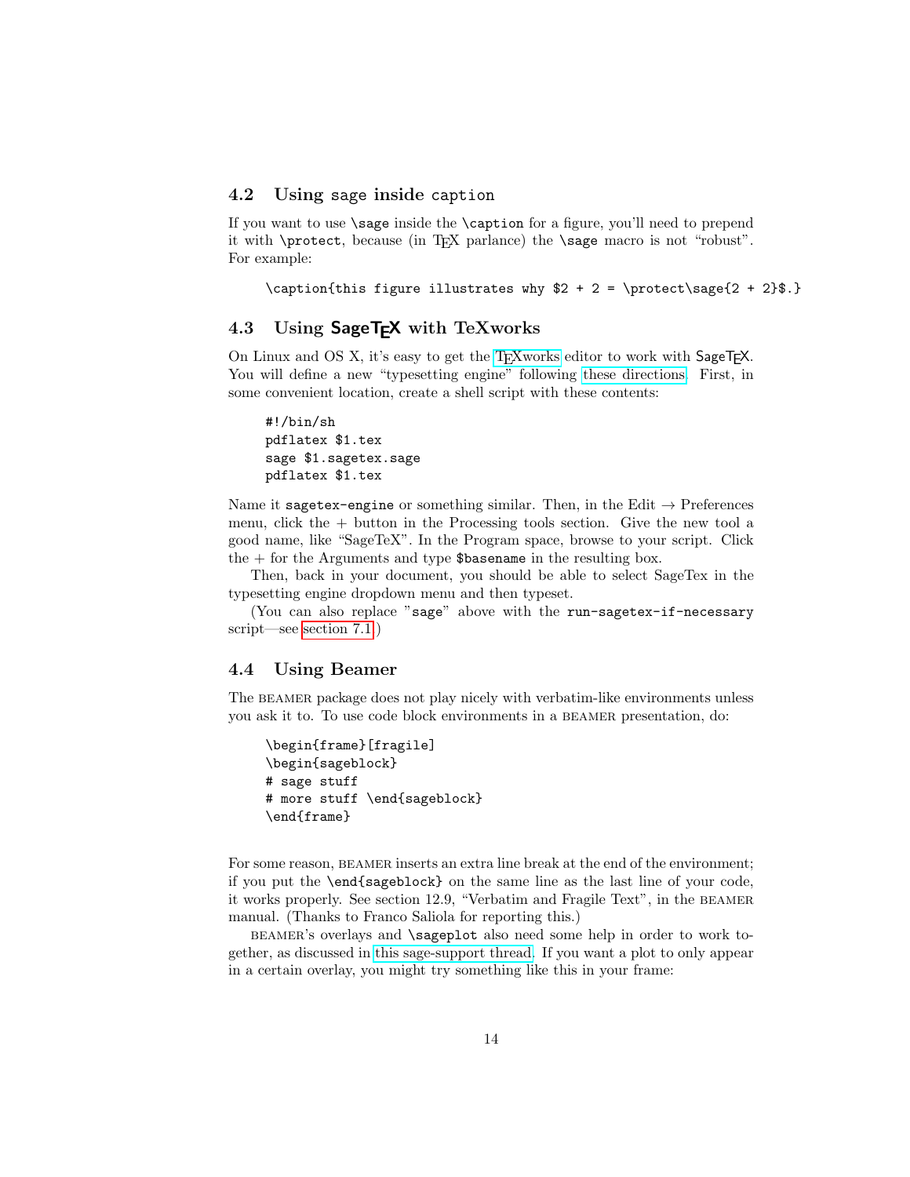### 4.2 Using `sage` inside `caption`

If you want to use `\sage` inside the `\caption` for a figure, you'll need to prepend it with `\protect`, because (in TEX parlance) the `\sage` macro is not "robust". For example:

```
\caption{this figure illustrates why $2 + 2 = \protect\sage{2 + 2}$.}
```

### 4.3 Using SageTEX with TeXworks

On Linux and OS X, it's easy to get the TEXworks editor to work with SageTEX. You will define a new "typesetting engine" following these directions. First, in some convenient location, create a shell script with these contents:

```
#!/bin/sh
pdflatex $1.tex
sage $1.sagetex.sage
pdflatex $1.tex
```

Name it `sagetex-engine` or something similar. Then, in the Edit → Preferences menu, click the + button in the Processing tools section. Give the new tool a good name, like "SageTeX". In the Program space, browse to your script. Click the + for the Arguments and type `$basename` in the resulting box.

Then, back in your document, you should be able to select SageTex in the typesetting engine dropdown menu and then typeset.

(You can also replace "`sage`" above with the `run-sagetex-if-necessary` script—see section 7.1.)

### 4.4 Using Beamer

The BEAMER package does not play nicely with verbatim-like environments unless you ask it to. To use code block environments in a BEAMER presentation, do:

```
\begin{frame}[fragile]
\begin{sageblock}
# sage stuff
# more stuff \end{sageblock}
\end{frame}
```

For some reason, BEAMER inserts an extra line break at the end of the environment; if you put the `\end{sageblock}` on the same line as the last line of your code, it works properly. See section 12.9, "Verbatim and Fragile Text", in the BEAMER manual. (Thanks to Franco Saliola for reporting this.)

BEAMER's overlays and `\sageplot` also need some help in order to work together, as discussed in this sage-support thread. If you want a plot to only appear in a certain overlay, you might try something like this in your frame: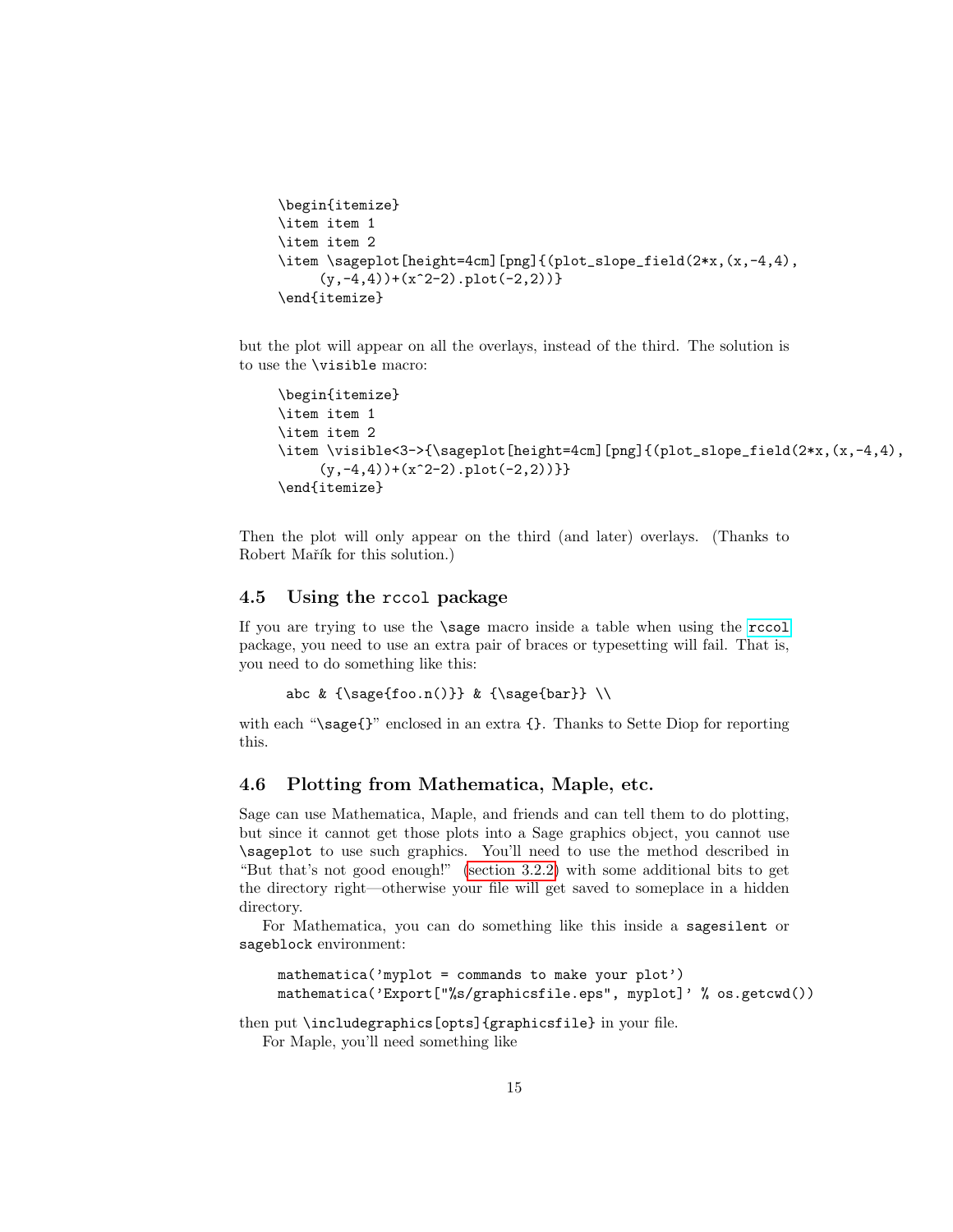```
\begin{itemize}
\item item 1
\item item 2
\item \sageplot[height=4cm][png]{(plot_slope_field(2*x,(x,-4,4),
     (y,-4,4))+(x^2-2).plot(-2,2))}
\end{itemize}
```

but the plot will appear on all the overlays, instead of the third. The solution is to use the `\visible` macro:

```
\begin{itemize}
\item item 1
\item item 2
\item \visible<3->{\sageplot[height=4cm][png]{(plot_slope_field(2*x,(x,-4,4),
     (y,-4,4))+(x^2-2).plot(-2,2))}}
\end{itemize}
```

Then the plot will only appear on the third (and later) overlays. (Thanks to Robert Mařík for this solution.)

### 4.5 Using the `rccol` package

If you are trying to use the `\sage` macro inside a table when using the `rccol` package, you need to use an extra pair of braces or typesetting will fail. That is, you need to do something like this:

```
abc & {\sage{foo.n()}} & {\sage{bar}} \\
```

with each "`\sage{}`" enclosed in an extra `{}`. Thanks to Sette Diop for reporting this.

### 4.6 Plotting from Mathematica, Maple, etc.

Sage can use Mathematica, Maple, and friends and can tell them to do plotting, but since it cannot get those plots into a Sage graphics object, you cannot use `\sageplot` to use such graphics. You'll need to use the method described in "But that's not good enough!" (section 3.2.2) with some additional bits to get the directory right—otherwise your file will get saved to someplace in a hidden directory.

For Mathematica, you can do something like this inside a `sagesilent` or `sageblock` environment:

```
mathematica('myplot = commands to make your plot')
mathematica('Export["%s/graphicsfile.eps", myplot]' % os.getcwd())
```

then put `\includegraphics[opts]{graphicsfile}` in your file.

For Maple, you'll need something like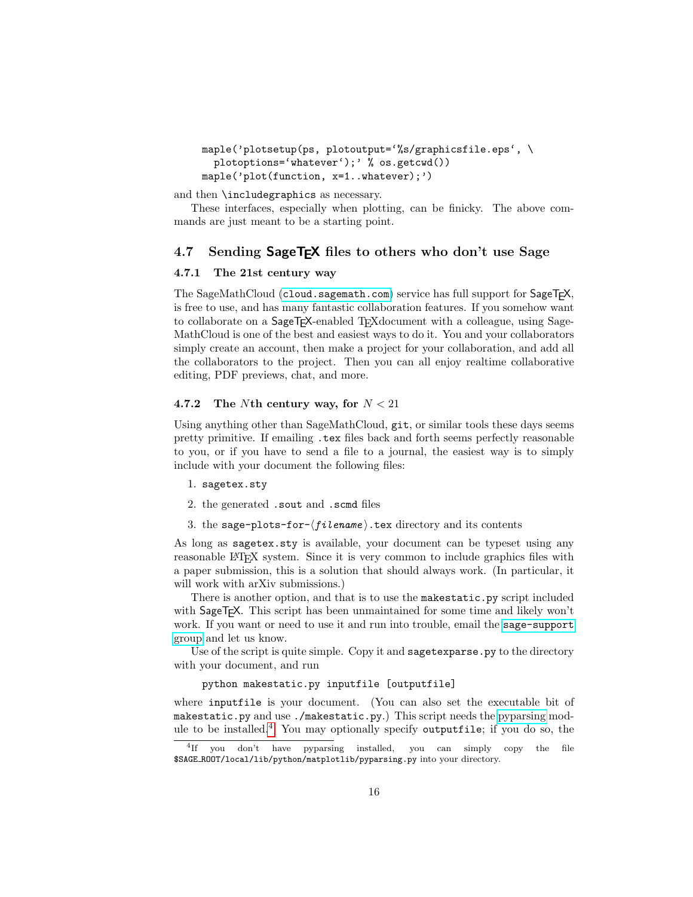```
maple('plotsetup(ps, plotoutput=`%s/graphicsfile.eps`, \
  plotoptions=`whatever`);' % os.getcwd())
maple('plot(function, x=1..whatever);')
```

and then `\includegraphics` as necessary.

These interfaces, especially when plotting, can be finicky. The above commands are just meant to be a starting point.

## 4.7 Sending SageTeX files to others who don't use Sage

### 4.7.1 The 21st century way

The SageMathCloud (`cloud.sagemath.com`) service has full support for SageTeX, is free to use, and has many fantastic collaboration features. If you somehow want to collaborate on a SageTeX-enabled TeXdocument with a colleague, using SageMathCloud is one of the best and easiest ways to do it. You and your collaborators simply create an account, then make a project for your collaboration, and add all the collaborators to the project. Then you can all enjoy realtime collaborative editing, PDF previews, chat, and more.

### 4.7.2 The $N$th century way, for $N < 21$

Using anything other than SageMathCloud, `git`, or similar tools these days seems pretty primitive. If emailing `.tex` files back and forth seems perfectly reasonable to you, or if you have to send a file to a journal, the easiest way is to simply include with your document the following files:

1. `sagetex.sty`
2. the generated `.sout` and `.scmd` files
3. the `sage-plots-for-`⟨*filename*⟩`.tex` directory and its contents

As long as `sagetex.sty` is available, your document can be typeset using any reasonable LaTeX system. Since it is very common to include graphics files with a paper submission, this is a solution that should always work. (In particular, it will work with arXiv submissions.)

There is another option, and that is to use the `makestatic.py` script included with SageTeX. This script has been unmaintained for some time and likely won't work. If you want or need to use it and run into trouble, email the `sage-support` group and let us know.

Use of the script is quite simple. Copy it and `sagetexparse.py` to the directory with your document, and run

```
python makestatic.py inputfile [outputfile]
```

where `inputfile` is your document. (You can also set the executable bit of `makestatic.py` and use `./makestatic.py`.) This script needs the pyparsing module to be installed.[4] You may optionally specify `outputfile`; if you do so, the

[4] If you don't have pyparsing installed, you can simply copy the file `$SAGE_ROOT/local/lib/python/matplotlib/pyparsing.py` into your directory.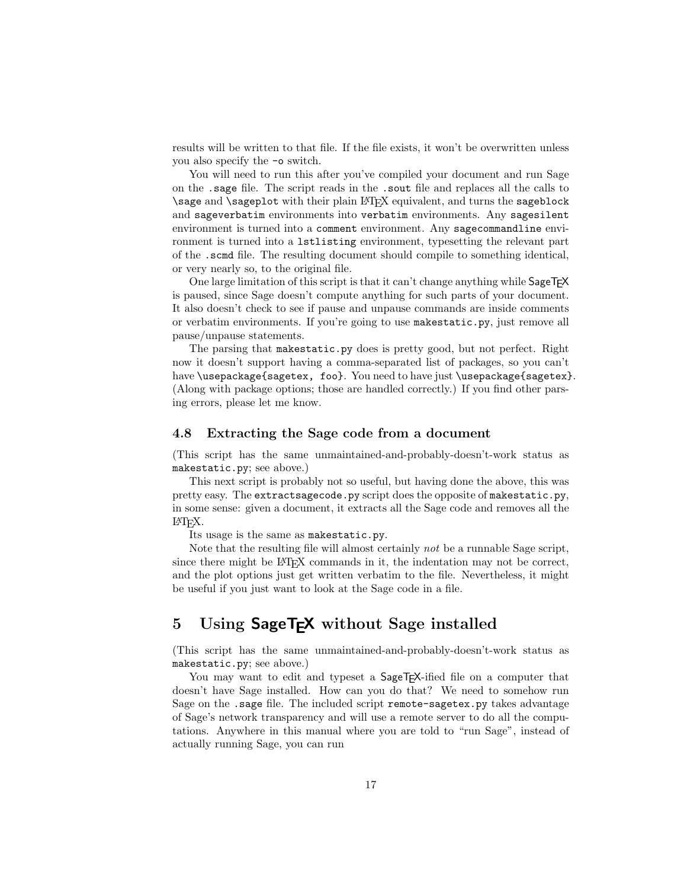results will be written to that file. If the file exists, it won't be overwritten unless you also specify the `-o` switch.

You will need to run this after you've compiled your document and run Sage on the `.sage` file. The script reads in the `.sout` file and replaces all the calls to `\sage` and `\sageplot` with their plain LaTeX equivalent, and turns the `sageblock` and `sageverbatim` environments into `verbatim` environments. Any `sagesilent` environment is turned into a `comment` environment. Any `sagecommandline` environment is turned into a `lstlisting` environment, typesetting the relevant part of the `.scmd` file. The resulting document should compile to something identical, or very nearly so, to the original file.

One large limitation of this script is that it can't change anything while SageTeX is paused, since Sage doesn't compute anything for such parts of your document. It also doesn't check to see if pause and unpause commands are inside comments or verbatim environments. If you're going to use `makestatic.py`, just remove all pause/unpause statements.

The parsing that `makestatic.py` does is pretty good, but not perfect. Right now it doesn't support having a comma-separated list of packages, so you can't have `\usepackage{sagetex, foo}`. You need to have just `\usepackage{sagetex}`. (Along with package options; those are handled correctly.) If you find other parsing errors, please let me know.

### 4.8 Extracting the Sage code from a document

(This script has the same unmaintained-and-probably-doesn't-work status as `makestatic.py`; see above.)

This next script is probably not so useful, but having done the above, this was pretty easy. The `extractsagecode.py` script does the opposite of `makestatic.py`, in some sense: given a document, it extracts all the Sage code and removes all the LaTeX.

Its usage is the same as `makestatic.py`.

Note that the resulting file will almost certainly *not* be a runnable Sage script, since there might be LaTeX commands in it, the indentation may not be correct, and the plot options just get written verbatim to the file. Nevertheless, it might be useful if you just want to look at the Sage code in a file.

## 5 Using SageTeX without Sage installed

(This script has the same unmaintained-and-probably-doesn't-work status as `makestatic.py`; see above.)

You may want to edit and typeset a SageTeX-ified file on a computer that doesn't have Sage installed. How can you do that? We need to somehow run Sage on the `.sage` file. The included script `remote-sagetex.py` takes advantage of Sage's network transparency and will use a remote server to do all the computations. Anywhere in this manual where you are told to "run Sage", instead of actually running Sage, you can run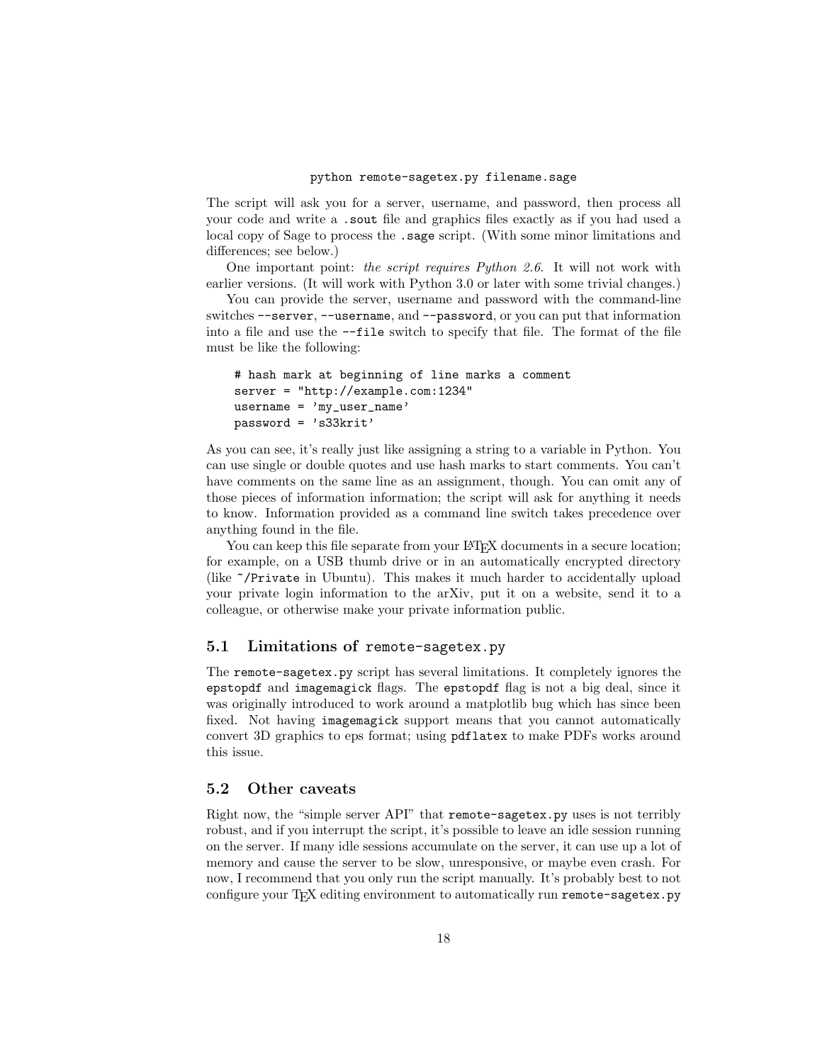```
python remote-sagetex.py filename.sage
```

The script will ask you for a server, username, and password, then process all your code and write a `.sout` file and graphics files exactly as if you had used a local copy of Sage to process the `.sage` script. (With some minor limitations and differences; see below.)

One important point: *the script requires Python 2.6*. It will not work with earlier versions. (It will work with Python 3.0 or later with some trivial changes.)

You can provide the server, username and password with the command-line switches `--server`, `--username`, and `--password`, or you can put that information into a file and use the `--file` switch to specify that file. The format of the file must be like the following:

```
# hash mark at beginning of line marks a comment
server = "http://example.com:1234"
username = 'my_user_name'
password = 's33krit'
```

As you can see, it's really just like assigning a string to a variable in Python. You can use single or double quotes and use hash marks to start comments. You can't have comments on the same line as an assignment, though. You can omit any of those pieces of information information; the script will ask for anything it needs to know. Information provided as a command line switch takes precedence over anything found in the file.

You can keep this file separate from your LaTeX documents in a secure location; for example, on a USB thumb drive or in an automatically encrypted directory (like `~/Private` in Ubuntu). This makes it much harder to accidentally upload your private login information to the arXiv, put it on a website, send it to a colleague, or otherwise make your private information public.

## 5.1 Limitations of `remote-sagetex.py`

The `remote-sagetex.py` script has several limitations. It completely ignores the `epstopdf` and `imagemagick` flags. The `epstopdf` flag is not a big deal, since it was originally introduced to work around a matplotlib bug which has since been fixed. Not having `imagemagick` support means that you cannot automatically convert 3D graphics to eps format; using `pdflatex` to make PDFs works around this issue.

## 5.2 Other caveats

Right now, the "simple server API" that `remote-sagetex.py` uses is not terribly robust, and if you interrupt the script, it's possible to leave an idle session running on the server. If many idle sessions accumulate on the server, it can use up a lot of memory and cause the server to be slow, unresponsive, or maybe even crash. For now, I recommend that you only run the script manually. It's probably best to not configure your TeX editing environment to automatically run `remote-sagetex.py`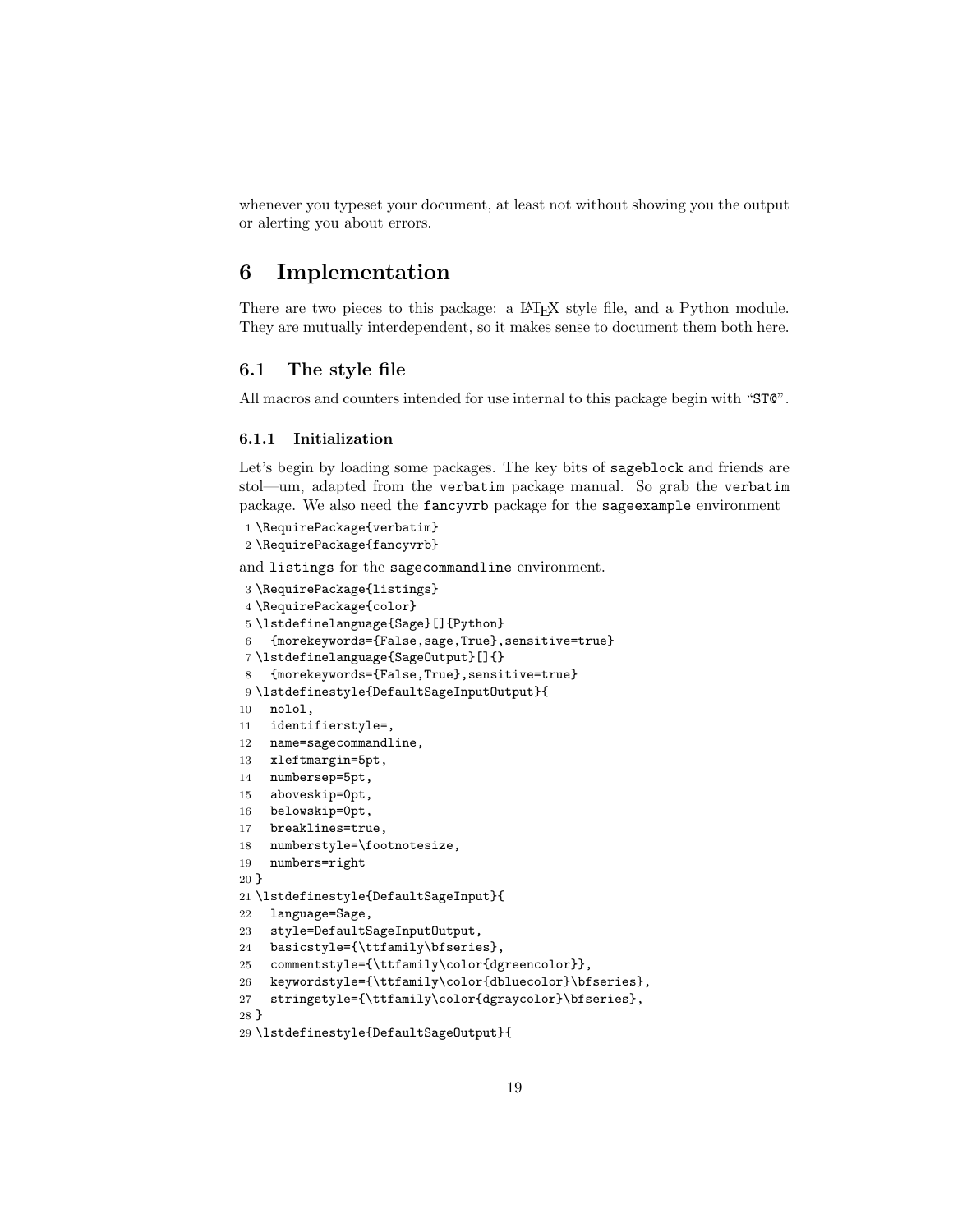whenever you typeset your document, at least not without showing you the output or alerting you about errors.

# 6 Implementation

There are two pieces to this package: a LaTeX style file, and a Python module. They are mutually interdependent, so it makes sense to document them both here.

## 6.1 The style file

All macros and counters intended for use internal to this package begin with "`ST@`".

### 6.1.1 Initialization

Let's begin by loading some packages. The key bits of `sageblock` and friends are stol—um, adapted from the `verbatim` package manual. So grab the `verbatim` package. We also need the `fancyvrb` package for the `sageexample` environment

```
1 \RequirePackage{verbatim}
2 \RequirePackage{fancyvrb}
```

and `listings` for the `sagecommandline` environment.

```
3 \RequirePackage{listings}
4 \RequirePackage{color}
5 \lstdefinelanguage{Sage}[]{Python}
6   {morekeywords={False,sage,True},sensitive=true}
7 \lstdefinelanguage{SageOutput}[]{}
8   {morekeywords={False,True},sensitive=true}
9 \lstdefinestyle{DefaultSageInputOutput}{
10   nolol,
11   identifierstyle=,
12   name=sagecommandline,
13   xleftmargin=5pt,
14   numbersep=5pt,
15   aboveskip=0pt,
16   belowskip=0pt,
17   breaklines=true,
18   numberstyle=\footnotesize,
19   numbers=right
20 }
21 \lstdefinestyle{DefaultSageInput}{
22   language=Sage,
23   style=DefaultSageInputOutput,
24   basicstyle={\ttfamily\bfseries},
25   commentstyle={\ttfamily\color{dgreencolor}},
26   keywordstyle={\ttfamily\color{dbluecolor}\bfseries},
27   stringstyle={\ttfamily\color{dgraycolor}\bfseries},
28 }
29 \lstdefinestyle{DefaultSageOutput}{
```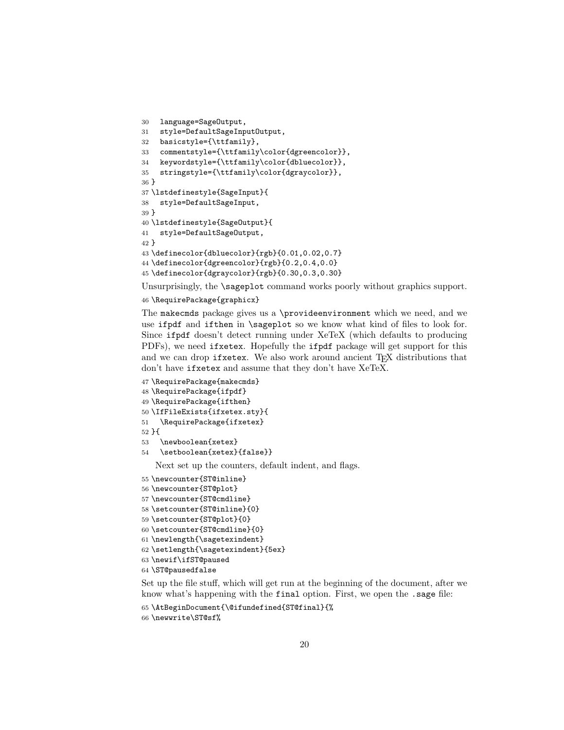```
30   language=SageOutput,
31   style=DefaultSageInputOutput,
32   basicstyle={\ttfamily},
33   commentstyle={\ttfamily\color{dgreencolor}},
34   keywordstyle={\ttfamily\color{dbluecolor}},
35   stringstyle={\ttfamily\color{dgraycolor}},
36 }
37 \lstdefinestyle{SageInput}{
38   style=DefaultSageInput,
39 }
40 \lstdefinestyle{SageOutput}{
41   style=DefaultSageOutput,
42 }
43 \definecolor{dbluecolor}{rgb}{0.01,0.02,0.7}
44 \definecolor{dgreencolor}{rgb}{0.2,0.4,0.0}
45 \definecolor{dgraycolor}{rgb}{0.30,0.3,0.30}
```

Unsurprisingly, the `\sageplot` command works poorly without graphics support.

```
46 \RequirePackage{graphicx}
```

The `makecmds` package gives us a `\provideenvironment` which we need, and we use `ifpdf` and `ifthen` in `\sageplot` so we know what kind of files to look for. Since `ifpdf` doesn't detect running under XeTeX (which defaults to producing PDFs), we need `ifxetex`. Hopefully the `ifpdf` package will get support for this and we can drop `ifxetex`. We also work around ancient TEX distributions that don't have `ifxetex` and assume that they don't have XeTeX.

```
47 \RequirePackage{makecmds}
48 \RequirePackage{ifpdf}
49 \RequirePackage{ifthen}
50 \IfFileExists{ifxetex.sty}{
51   \RequirePackage{ifxetex}
52 }{
53   \newboolean{xetex}
54   \setboolean{xetex}{false}}
```

Next set up the counters, default indent, and flags.

```
55 \newcounter{ST@inline}
56 \newcounter{ST@plot}
57 \newcounter{ST@cmdline}
58 \setcounter{ST@inline}{0}
59 \setcounter{ST@plot}{0}
60 \setcounter{ST@cmdline}{0}
61 \newlength{\sagetexindent}
62 \setlength{\sagetexindent}{5ex}
63 \newif\ifST@paused
64 \ST@pausedfalse
```

Set up the file stuff, which will get run at the beginning of the document, after we know what's happening with the `final` option. First, we open the `.sage` file:

```
65 \AtBeginDocument{\@ifundefined{ST@final}{%
66 \newwrite\ST@sf%
```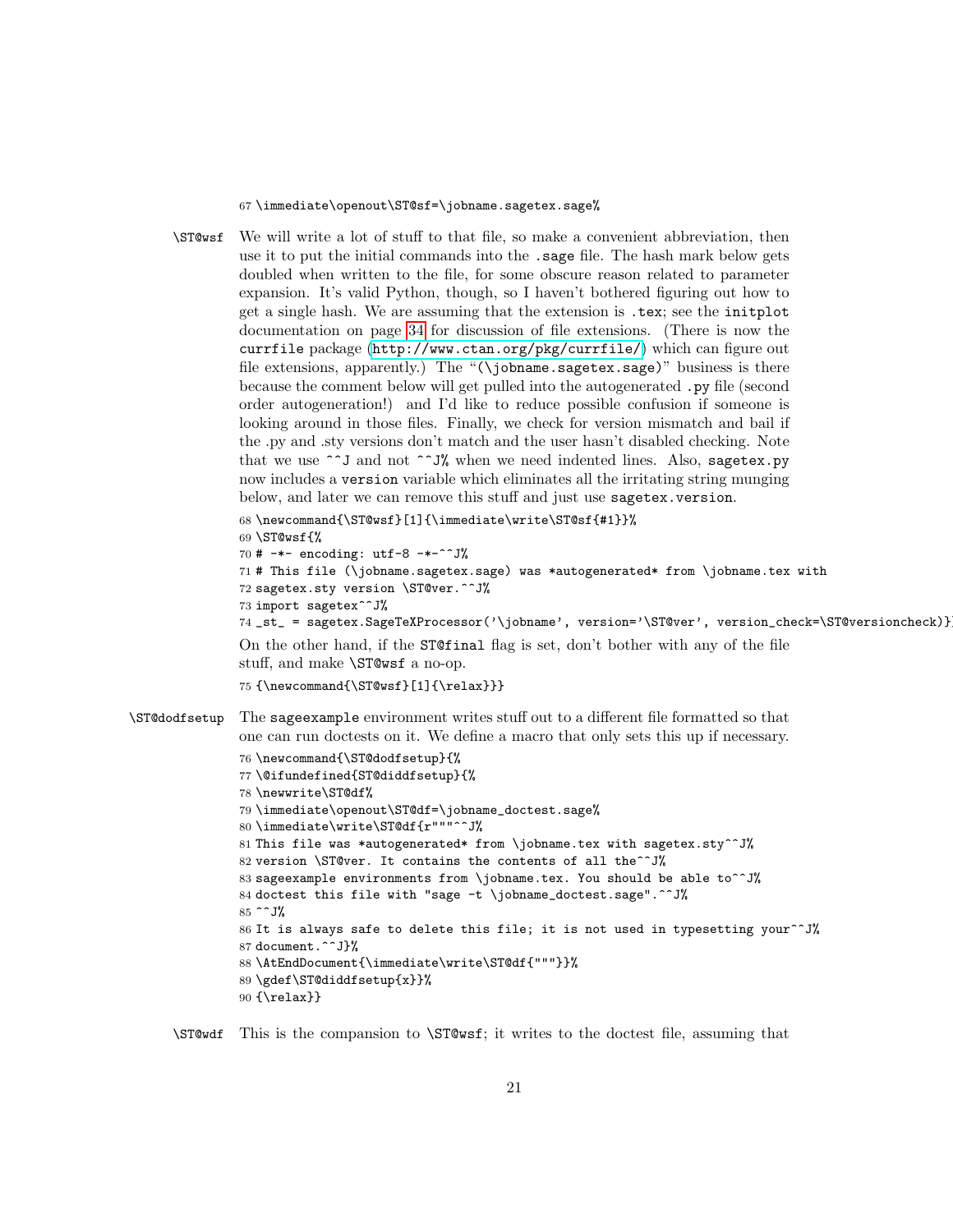```
67 \immediate\openout\ST@sf=\jobname.sagetex.sage%
```

`\ST@wsf` We will write a lot of stuff to that file, so make a convenient abbreviation, then use it to put the initial commands into the `.sage` file. The hash mark below gets doubled when written to the file, for some obscure reason related to parameter expansion. It's valid Python, though, so I haven't bothered figuring out how to get a single hash. We are assuming that the extension is `.tex`; see the `initplot` documentation on page 34 for discussion of file extensions. (There is now the `currfile` package (http://www.ctan.org/pkg/currfile/) which can figure out file extensions, apparently.) The "(`\jobname.sagetex.sage`)" business is there because the comment below will get pulled into the autogenerated `.py` file (second order autogeneration!) and I'd like to reduce possible confusion if someone is looking around in those files. Finally, we check for version mismatch and bail if the .py and .sty versions don't match and the user hasn't disabled checking. Note that we use `^^J` and not `^^J%` when we need indented lines. Also, `sagetex.py` now includes a `version` variable which eliminates all the irritating string munging below, and later we can remove this stuff and just use `sagetex.version`.

```
68 \newcommand{\ST@wsf}[1]{\immediate\write\ST@sf{#1}}%
69 \ST@wsf{%
70 # -*- encoding: utf-8 -*-^^J%
71 # This file (\jobname.sagetex.sage) was *autogenerated* from \jobname.tex with
72 sagetex.sty version \ST@ver.^^J%
73 import sagetex^^J%
74 _st_ = sagetex.SageTeXProcessor('\jobname', version='\ST@ver', version_check=\ST@versioncheck)}
```

On the other hand, if the `ST@final` flag is set, don't bother with any of the file stuff, and make `\ST@wsf` a no-op.

```
75 {\newcommand{\ST@wsf}[1]{\relax}}
```

`\ST@dodfsetup` The `sageexample` environment writes stuff out to a different file formatted so that one can run doctests on it. We define a macro that only sets this up if necessary.

```
76 \newcommand{\ST@dodfsetup}{%
77 \@ifundefined{ST@diddfsetup}{%
78 \newwrite\ST@df%
79 \immediate\openout\ST@df=\jobname_doctest.sage%
80 \immediate\write\ST@df{r"""^^J%
81 This file was *autogenerated* from \jobname.tex with sagetex.sty^^J%
82 version \ST@ver. It contains the contents of all the^^J%
83 sageexample environments from \jobname.tex. You should be able to^^J%
84 doctest this file with "sage -t \jobname_doctest.sage".^^J%
85 ^^J%
86 It is always safe to delete this file; it is not used in typesetting your^^J%
87 document.^^J}%
88 \AtEndDocument{\immediate\write\ST@df{"""}}%
89 \gdef\ST@diddfsetup{x}}%
90 {\relax}}
```

`\ST@wdf` This is the compansion to `\ST@wsf`; it writes to the doctest file, assuming that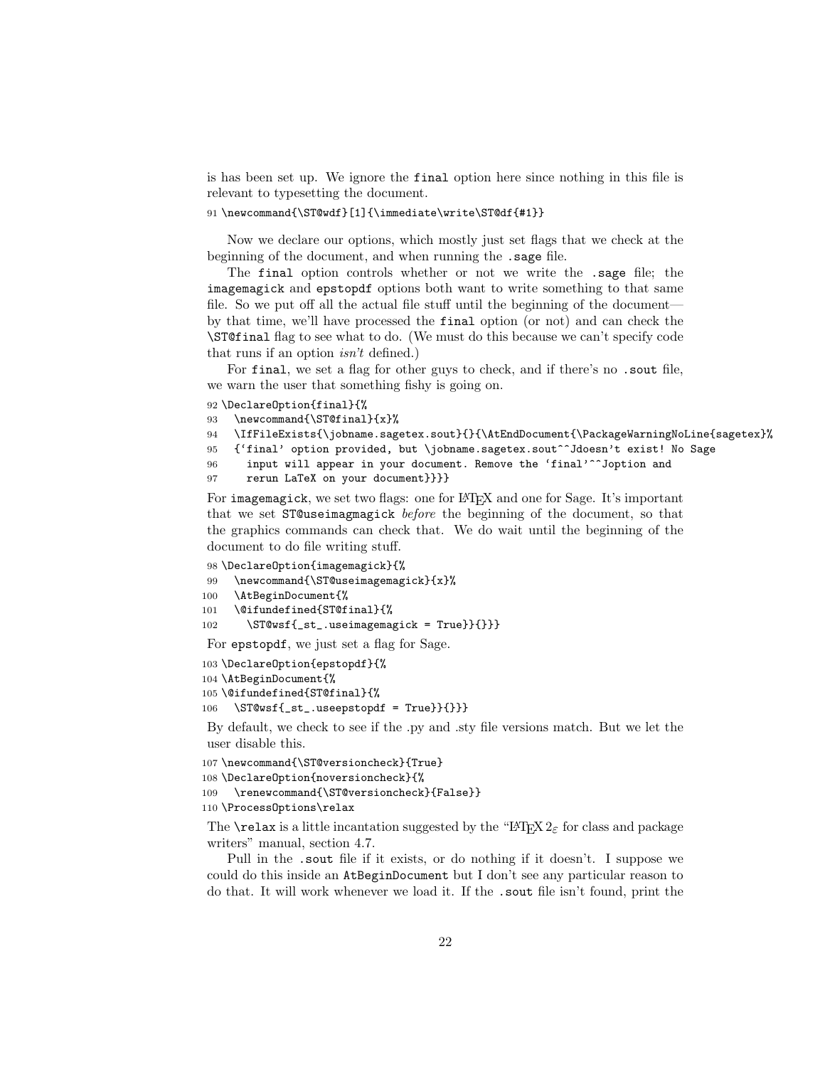is has been set up. We ignore the `final` option here since nothing in this file is relevant to typesetting the document.

```
91 \newcommand{\ST@wdf}[1]{\immediate\write\ST@df{#1}}
```

Now we declare our options, which mostly just set flags that we check at the beginning of the document, and when running the `.sage` file.

The `final` option controls whether or not we write the `.sage` file; the `imagemagick` and `epstopdf` options both want to write something to that same file. So we put off all the actual file stuff until the beginning of the document—by that time, we'll have processed the `final` option (or not) and can check the `\ST@final` flag to see what to do. (We must do this because we can't specify code that runs if an option *isn't* defined.)

For `final`, we set a flag for other guys to check, and if there's no `.sout` file, we warn the user that something fishy is going on.

```
92 \DeclareOption{final}{%
93   \newcommand{\ST@final}{x}%
94   \IfFileExists{\jobname.sagetex.sout}{}{\AtEndDocument{\PackageWarningNoLine{sagetex}%
95   {`final' option provided, but \jobname.sagetex.sout^^Jdoesn't exist! No Sage
96     input will appear in your document. Remove the `final'^^Joption and
97     rerun LaTeX on your document}}}}
```

For `imagemagick`, we set two flags: one for LaTeX and one for Sage. It's important that we set `ST@useimagmagick` *before* the beginning of the document, so that the graphics commands can check that. We do wait until the beginning of the document to do file writing stuff.

```
98 \DeclareOption{imagemagick}{%
99   \newcommand{\ST@useimagemagick}{x}%
100   \AtBeginDocument{%
101   \@ifundefined{ST@final}{%
102     \ST@wsf{_st_.useimagemagick = True}}{}}}
```

For `epstopdf`, we just set a flag for Sage.

```
103 \DeclareOption{epstopdf}{%
104 \AtBeginDocument{%
105 \@ifundefined{ST@final}{%
106   \ST@wsf{_st_.useepstopdf = True}}{}}}
```

By default, we check to see if the .py and .sty file versions match. But we let the user disable this.

```
107 \newcommand{\ST@versioncheck}{True}
108 \DeclareOption{noversioncheck}{%
109   \renewcommand{\ST@versioncheck}{False}}
110 \ProcessOptions\relax
```

The `\relax` is a little incantation suggested by the "LaTeX $2_\varepsilon$ for class and package writers" manual, section 4.7.

Pull in the `.sout` file if it exists, or do nothing if it doesn't. I suppose we could do this inside an `AtBeginDocument` but I don't see any particular reason to do that. It will work whenever we load it. If the `.sout` file isn't found, print the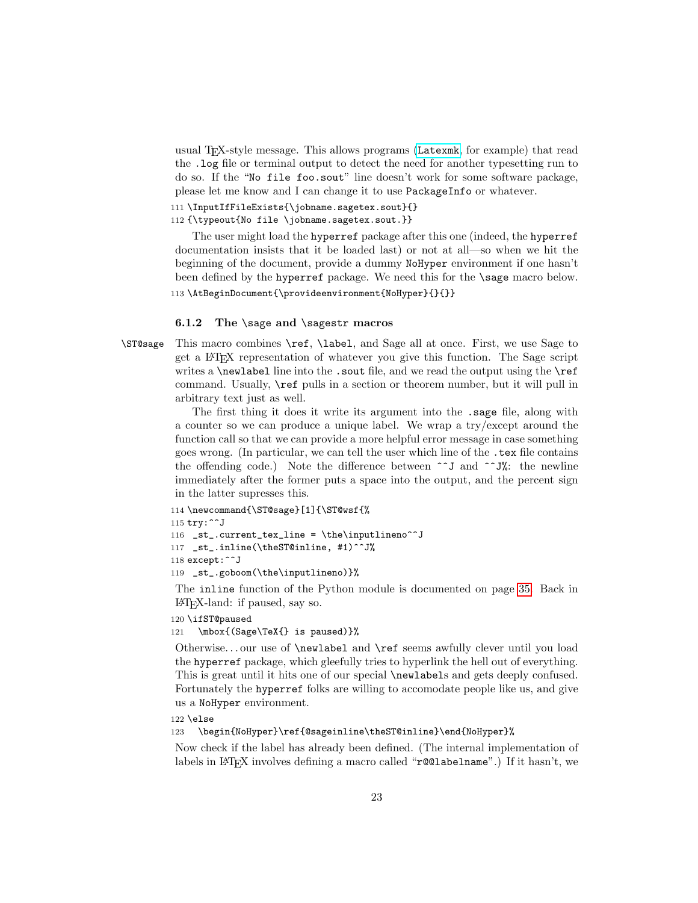usual TeX-style message. This allows programs (Latexmk, for example) that read the .log file or terminal output to detect the need for another typesetting run to do so. If the "No file foo.sout" line doesn't work for some software package, please let me know and I can change it to use PackageInfo or whatever.

```
111 \InputIfFileExists{\jobname.sagetex.sout}{}
112 {\typeout{No file \jobname.sagetex.sout.}}
```

The user might load the hyperref package after this one (indeed, the hyperref documentation insists that it be loaded last) or not at all—so when we hit the beginning of the document, provide a dummy NoHyper environment if one hasn't been defined by the hyperref package. We need this for the \sage macro below.

```
113 \AtBeginDocument{\provideenvironment{NoHyper}{}{}}
```

### 6.1.2 The \sage and \sagestr macros

\ST@sage This macro combines \ref, \label, and Sage all at once. First, we use Sage to get a LaTeX representation of whatever you give this function. The Sage script writes a \newlabel line into the .sout file, and we read the output using the \ref command. Usually, \ref pulls in a section or theorem number, but it will pull in arbitrary text just as well.

The first thing it does it write its argument into the .sage file, along with a counter so we can produce a unique label. We wrap a try/except around the function call so that we can provide a more helpful error message in case something goes wrong. (In particular, we can tell the user which line of the .tex file contains the offending code.) Note the difference between ^^J and ^^J%: the newline immediately after the former puts a space into the output, and the percent sign in the latter supresses this.

```
114 \newcommand{\ST@sage}[1]{\ST@wsf{%
115 try:^^J
116  _st_.current_tex_line = \the\inputlineno^^J
117  _st_.inline(\theST@inline, #1)^^J%
118 except:^^J
119  _st_.goboom(\the\inputlineno)}%
```

The inline function of the Python module is documented on page 35. Back in LaTeX-land: if paused, say so.

```
120 \ifST@paused
121   \mbox{(Sage\TeX{} is paused)}%
```

Otherwise. . . our use of \newlabel and \ref seems awfully clever until you load the hyperref package, which gleefully tries to hyperlink the hell out of everything. This is great until it hits one of our special \newlabels and gets deeply confused. Fortunately the hyperref folks are willing to accomodate people like us, and give us a NoHyper environment.

```
122 \else
123   \begin{NoHyper}\ref{@sageinline\theST@inline}\end{NoHyper}%
```

Now check if the label has already been defined. (The internal implementation of labels in LaTeX involves defining a macro called "r@@labelname".) If it hasn't, we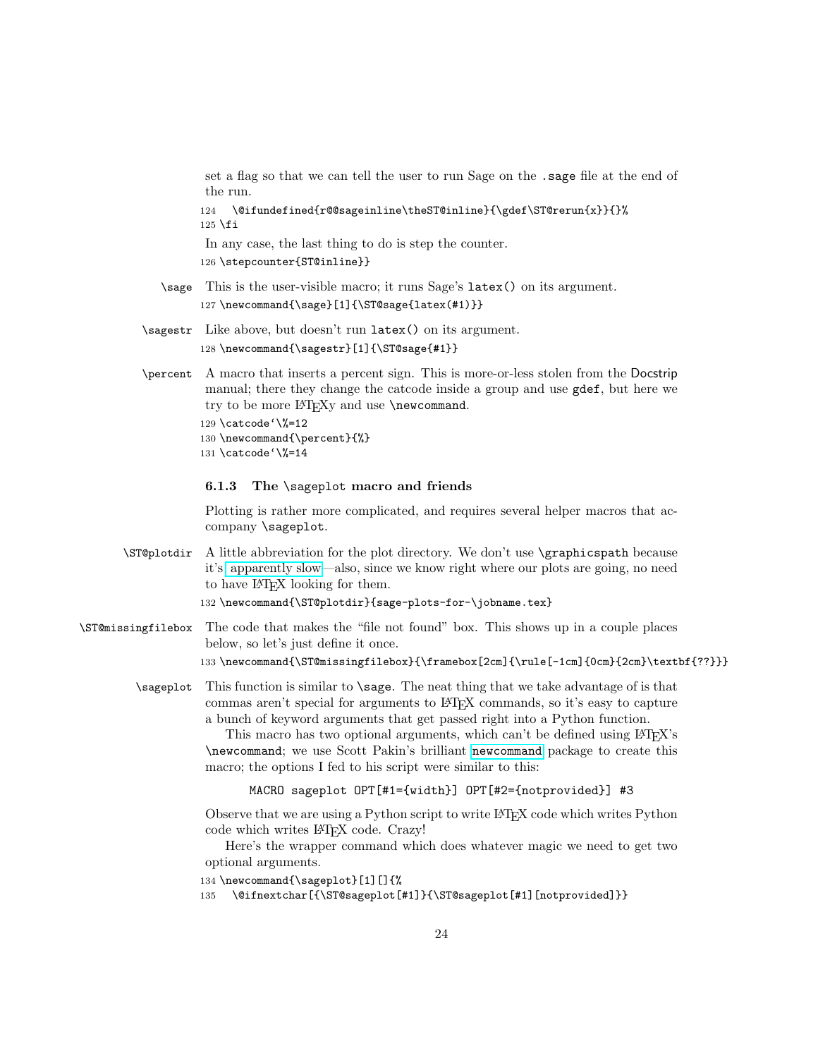set a flag so that we can tell the user to run Sage on the .sage file at the end of the run.

```
124   \@ifundefined{r@@sageinline\theST@inline}{\gdef\ST@rerun{x}}{}%
125 \fi
```

In any case, the last thing to do is step the counter.

```
126 \stepcounter{ST@inline}}
```

`\sage` This is the user-visible macro; it runs Sage's `latex()` on its argument.

```
127 \newcommand{\sage}[1]{\ST@sage{latex(#1)}}
```

`\sagestr` Like above, but doesn't run `latex()` on its argument.

```
128 \newcommand{\sagestr}[1]{\ST@sage{#1}}
```

`\percent` A macro that inserts a percent sign. This is more-or-less stolen from the Docstrip manual; there they change the catcode inside a group and use `gdef`, but here we try to be more LaTeXy and use `\newcommand`.

```
129 \catcode`\%=12
130 \newcommand{\percent}{%}
131 \catcode`\%=14
```

### 6.1.3 The \sageplot macro and friends

Plotting is rather more complicated, and requires several helper macros that accompany `\sageplot`.

`\ST@plotdir` A little abbreviation for the plot directory. We don't use `\graphicspath` because it's apparently slow—also, since we know right where our plots are going, no need to have LaTeX looking for them.

```
132 \newcommand{\ST@plotdir}{sage-plots-for-\jobname.tex}
```

`\ST@missingfilebox` The code that makes the "file not found" box. This shows up in a couple places below, so let's just define it once.

```
133 \newcommand{\ST@missingfilebox}{\framebox[2cm]{\rule[-1cm]{0cm}{2cm}\textbf{??}}}
```

`\sageplot` This function is similar to `\sage`. The neat thing that we take advantage of is that commas aren't special for arguments to LaTeX commands, so it's easy to capture a bunch of keyword arguments that get passed right into a Python function.

This macro has two optional arguments, which can't be defined using LaTeX's `\newcommand`; we use Scott Pakin's brilliant newcommand package to create this macro; the options I fed to his script were similar to this:

```
MACRO sageplot OPT[#1={width}] OPT[#2={notprovided}] #3
```

Observe that we are using a Python script to write LaTeX code which writes Python code which writes LaTeX code. Crazy!

Here's the wrapper command which does whatever magic we need to get two optional arguments.

```
134 \newcommand{\sageplot}[1][]{%
135   \@ifnextchar[{\ST@sageplot[#1]}{\ST@sageplot[#1][notprovided]}}
```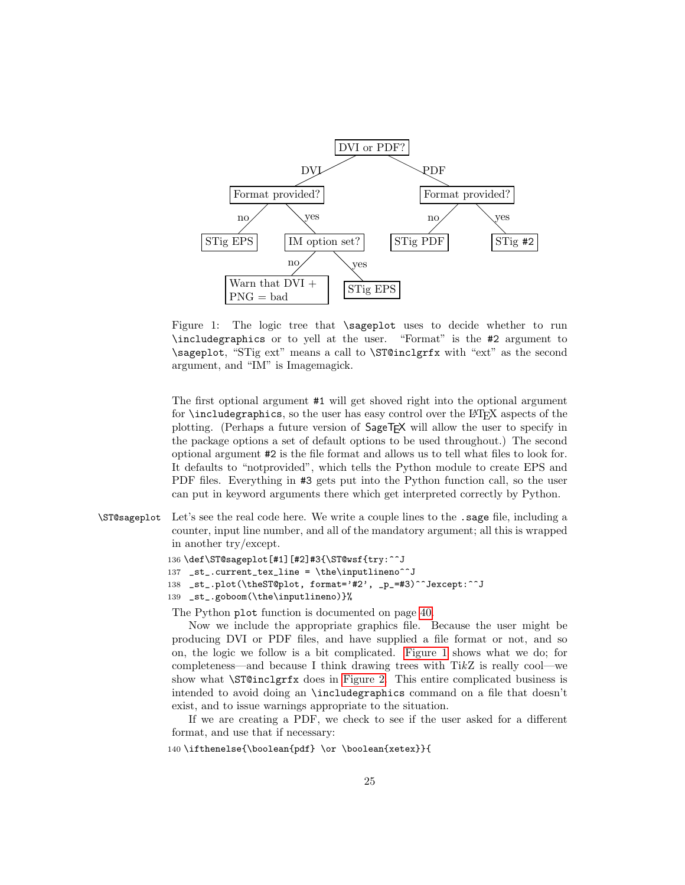DVI or PDF?

- DVI → Format provided?
  - no → STig EPS
  - yes → IM option set?
    - no → Warn that DVI + PNG = bad
    - yes → STig EPS
- PDF → Format provided?
  - no → STig PDF
  - yes → STig #2

Figure 1: The logic tree that `\sageplot` uses to decide whether to run `\includegraphics` or to yell at the user. "Format" is the `#2` argument to `\sageplot`, "STig ext" means a call to `\ST@inclgrfx` with "ext" as the second argument, and "IM" is Imagemagick.

The first optional argument `#1` will get shoved right into the optional argument for `\includegraphics`, so the user has easy control over the LaTeX aspects of the plotting. (Perhaps a future version of SageTeX will allow the user to specify in the package options a set of default options to be used throughout.) The second optional argument `#2` is the file format and allows us to tell what files to look for. It defaults to "notprovided", which tells the Python module to create EPS and PDF files. Everything in `#3` gets put into the Python function call, so the user can put in keyword arguments there which get interpreted correctly by Python.

`\ST@sageplot` Let's see the real code here. We write a couple lines to the `.sage` file, including a counter, input line number, and all of the mandatory argument; all this is wrapped in another try/except.

```
136 \def\ST@sageplot[#1][#2]#3{\ST@wsf{try:^^J
137  _st_.current_tex_line = \the\inputlineno^^J
138  _st_.plot(\theST@plot, format='#2', _p_=#3)^^Jexcept:^^J
139  _st_.goboom(\the\inputlineno)}%
```

The Python `plot` function is documented on page 40.

Now we include the appropriate graphics file. Because the user might be producing DVI or PDF files, and have supplied a file format or not, and so on, the logic we follow is a bit complicated. Figure 1 shows what we do; for completeness—and because I think drawing trees with Ti*k*Z is really cool—we show what `\ST@inclgrfx` does in Figure 2. This entire complicated business is intended to avoid doing an `\includegraphics` command on a file that doesn't exist, and to issue warnings appropriate to the situation.

If we are creating a PDF, we check to see if the user asked for a different format, and use that if necessary:

```
140 \ifthenelse{\boolean{pdf} \or \boolean{xetex}}{
```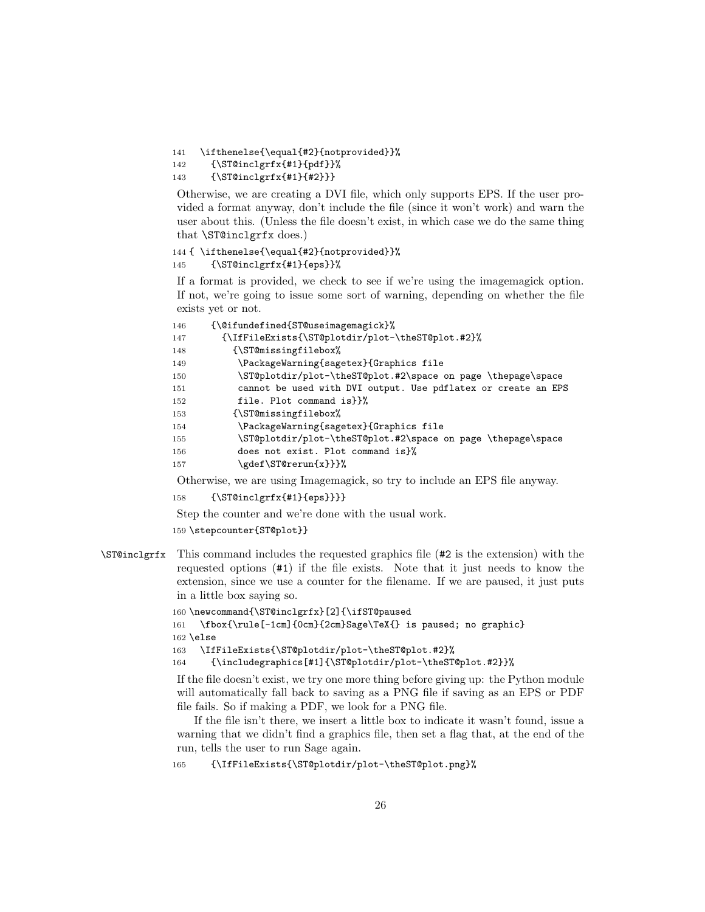```
141   \ifthenelse{\equal{#2}{notprovided}}%
142     {\ST@inclgrfx{#1}{pdf}}%
143     {\ST@inclgrfx{#1}{#2}}}
```

Otherwise, we are creating a DVI file, which only supports EPS. If the user provided a format anyway, don't include the file (since it won't work) and warn the user about this. (Unless the file doesn't exist, in which case we do the same thing that `\ST@inclgrfx` does.)

```
144 { \ifthenelse{\equal{#2}{notprovided}}%
145     {\ST@inclgrfx{#1}{eps}}%
```

If a format is provided, we check to see if we're using the imagemagick option. If not, we're going to issue some sort of warning, depending on whether the file exists yet or not.

```
146     {\@ifundefined{ST@useimagemagick}%
147       {\IfFileExists{\ST@plotdir/plot-\theST@plot.#2}%
148         {\ST@missingfilebox%
149          \PackageWarning{sagetex}{Graphics file
150          \ST@plotdir/plot-\theST@plot.#2\space on page \thepage\space
151          cannot be used with DVI output. Use pdflatex or create an EPS
152          file. Plot command is}}%
153         {\ST@missingfilebox%
154          \PackageWarning{sagetex}{Graphics file
155          \ST@plotdir/plot-\theST@plot.#2\space on page \thepage\space
156          does not exist. Plot command is}%
157          \gdef\ST@rerun{x}}}%
```

Otherwise, we are using Imagemagick, so try to include an EPS file anyway.

```
158     {\ST@inclgrfx{#1}{eps}}}}
```

Step the counter and we're done with the usual work.

```
159 \stepcounter{ST@plot}}
```

`\ST@inclgrfx` This command includes the requested graphics file (`#2` is the extension) with the requested options (`#1`) if the file exists. Note that it just needs to know the extension, since we use a counter for the filename. If we are paused, it just puts in a little box saying so.

```
160 \newcommand{\ST@inclgrfx}[2]{\ifST@paused
161   \fbox{\rule[-1cm]{0cm}{2cm}Sage\TeX{} is paused; no graphic}
162 \else
163   \IfFileExists{\ST@plotdir/plot-\theST@plot.#2}%
164     {\includegraphics[#1]{\ST@plotdir/plot-\theST@plot.#2}}%
```

If the file doesn't exist, we try one more thing before giving up: the Python module will automatically fall back to saving as a PNG file if saving as an EPS or PDF file fails. So if making a PDF, we look for a PNG file.

If the file isn't there, we insert a little box to indicate it wasn't found, issue a warning that we didn't find a graphics file, then set a flag that, at the end of the run, tells the user to run Sage again.

```
165     {\IfFileExists{\ST@plotdir/plot-\theST@plot.png}%
```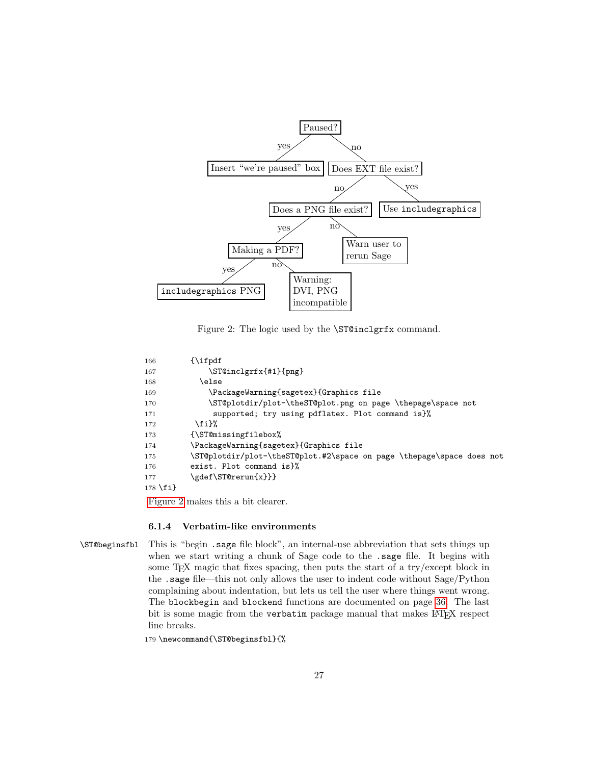Paused?
yes → Insert "we're paused" box
no → Does EXT file exist?
  yes → Use `includegraphics`
  no → Does a PNG file exist?
    no → Warn user to rerun Sage
    yes → Making a PDF?
      yes → `includegraphics` PNG
      no → Warning: DVI, PNG incompatible

Figure 2: The logic used by the `\ST@inclgrfx` command.

```
166        {\ifpdf
167            \ST@inclgrfx{#1}{png}
168          \else
169            \PackageWarning{sagetex}{Graphics file
170            \ST@plotdir/plot-\theST@plot.png on page \thepage\space not
171             supported; try using pdflatex. Plot command is}%
172         \fi}%
173        {\ST@missingfilebox%
174        \PackageWarning{sagetex}{Graphics file
175        \ST@plotdir/plot-\theST@plot.#2\space on page \thepage\space does not
176        exist. Plot command is}%
177        \gdef\ST@rerun{x}}}
178 \fi}
```

Figure 2 makes this a bit clearer.

### 6.1.4 Verbatim-like environments

`\ST@beginsfbl` This is "begin `.sage` file block", an internal-use abbreviation that sets things up when we start writing a chunk of Sage code to the `.sage` file. It begins with some TeX magic that fixes spacing, then puts the start of a try/except block in the `.sage` file—this not only allows the user to indent code without Sage/Python complaining about indentation, but lets us tell the user where things went wrong. The `blockbegin` and `blockend` functions are documented on page 36. The last bit is some magic from the `verbatim` package manual that makes LaTeX respect line breaks.

```
179 \newcommand{\ST@beginsfbl}{%
```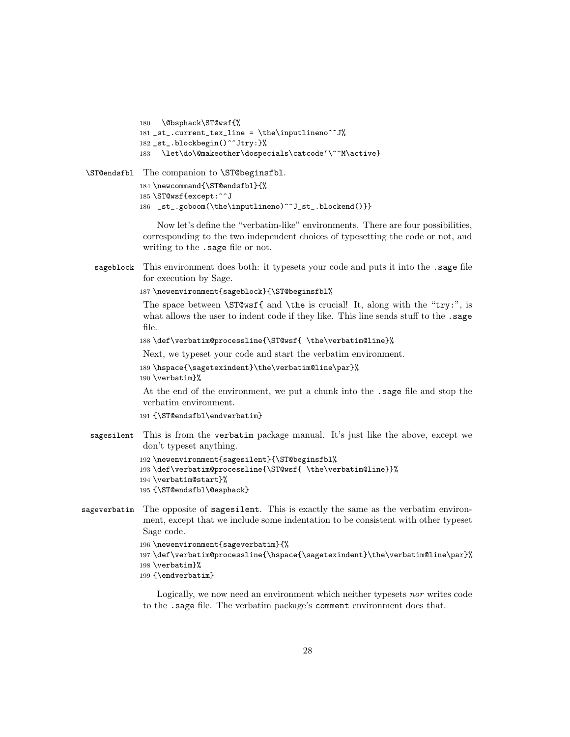```
180   \@bsphack\ST@wsf{%
181 _st_.current_tex_line = \the\inputlineno^^J%
182 _st_.blockbegin()^^Jtry:}%
183   \let\do\@makeother\dospecials\catcode`\^^M\active}
```

**\ST@endsfbl** The companion to \ST@beginsfbl.

```
184 \newcommand{\ST@endsfbl}{%
185 \ST@wsf{except:^^J
186  _st_.goboom(\the\inputlineno)^^J_st_.blockend()}}
```

Now let's define the "verbatim-like" environments. There are four possibilities, corresponding to the two independent choices of typesetting the code or not, and writing to the .sage file or not.

**sageblock** This environment does both: it typesets your code and puts it into the .sage file for execution by Sage.

```
187 \newenvironment{sageblock}{\ST@beginsfbl%
```

The space between \ST@wsf{ and \the is crucial! It, along with the "try:", is what allows the user to indent code if they like. This line sends stuff to the .sage file.

```
188 \def\verbatim@processline{\ST@wsf{ \the\verbatim@line}%
```

Next, we typeset your code and start the verbatim environment.

```
189 \hspace{\sagetexindent}\the\verbatim@line\par}%
190 \verbatim}%
```

At the end of the environment, we put a chunk into the .sage file and stop the verbatim environment.

```
191 {\ST@endsfbl\endverbatim}
```

**sagesilent** This is from the verbatim package manual. It's just like the above, except we don't typeset anything.

```
192 \newenvironment{sagesilent}{\ST@beginsfbl%
193 \def\verbatim@processline{\ST@wsf{ \the\verbatim@line}}%
194 \verbatim@start}%
195 {\ST@endsfbl\@esphack}
```

**sageverbatim** The opposite of sagesilent. This is exactly the same as the verbatim environment, except that we include some indentation to be consistent with other typeset Sage code.

```
196 \newenvironment{sageverbatim}{%
197 \def\verbatim@processline{\hspace{\sagetexindent}\the\verbatim@line\par}%
198 \verbatim}%
199 {\endverbatim}
```

Logically, we now need an environment which neither typesets *nor* writes code to the .sage file. The verbatim package's comment environment does that.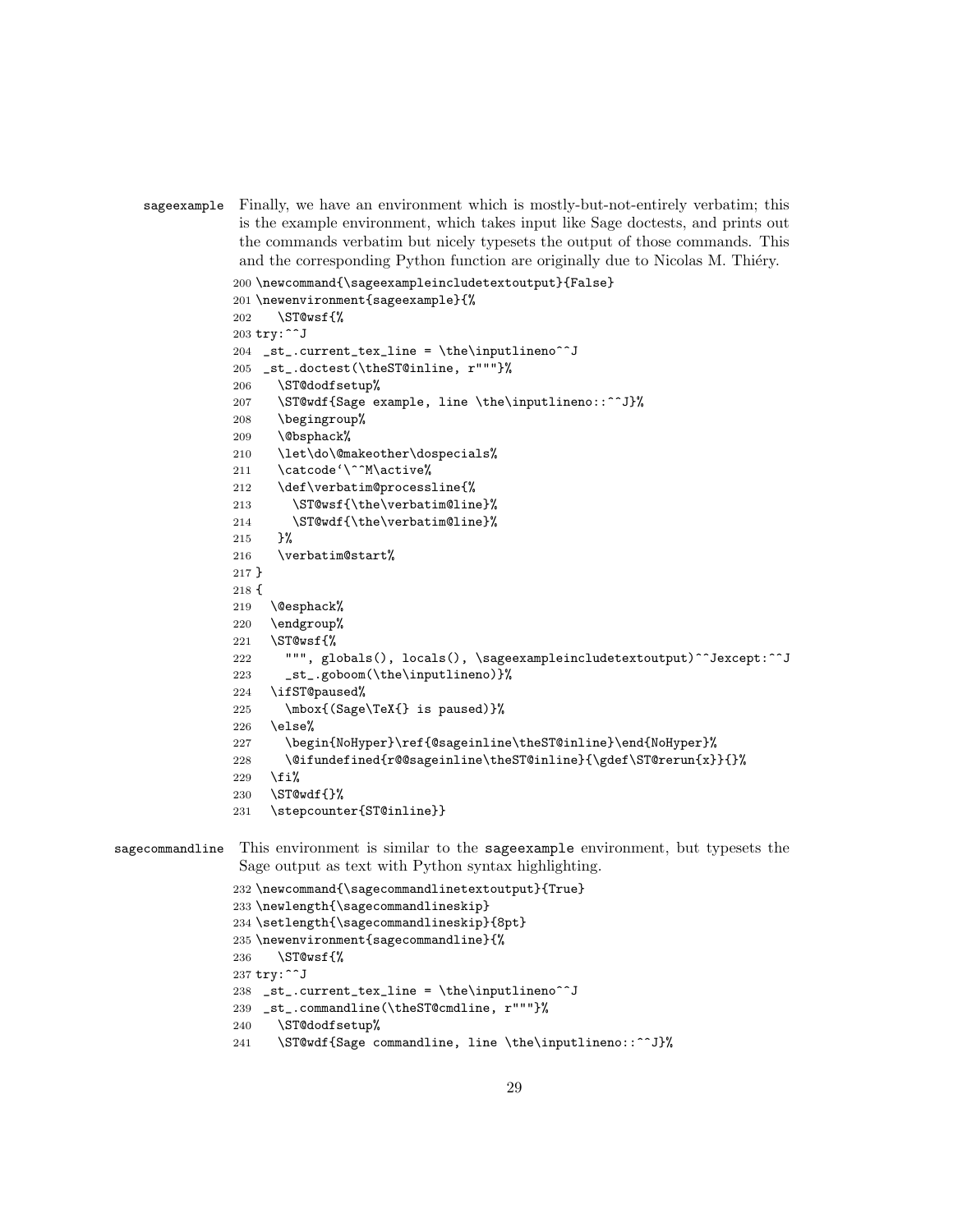**sageexample** Finally, we have an environment which is mostly-but-not-entirely verbatim; this is the example environment, which takes input like Sage doctests, and prints out the commands verbatim but nicely typesets the output of those commands. This and the corresponding Python function are originally due to Nicolas M. Thiéry.

```
200 \newcommand{\sageexampleincludetextoutput}{False}
201 \newenvironment{sageexample}{%
202   \ST@wsf{%
203 try:^^J
204  _st_.current_tex_line = \the\inputlineno^^J
205  _st_.doctest(\theST@inline, r"""}%
206   \ST@dodfsetup%
207   \ST@wdf{Sage example, line \the\inputlineno::^^J}%
208   \begingroup%
209   \@bsphack%
210   \let\do\@makeother\dospecials%
211   \catcode`\^^M\active%
212   \def\verbatim@processline{%
213     \ST@wsf{\the\verbatim@line}%
214     \ST@wdf{\the\verbatim@line}%
215   }%
216   \verbatim@start%
217 }
218 {
219   \@esphack%
220   \endgroup%
221   \ST@wsf{%
222     """, globals(), locals(), \sageexampleincludetextoutput)^^Jexcept:^^J
223     _st_.goboom(\the\inputlineno)}%
224   \ifST@paused%
225     \mbox{(Sage\TeX{} is paused)}%
226   \else%
227     \begin{NoHyper}\ref{@sageinline\theST@inline}\end{NoHyper}%
228     \@ifundefined{r@@sageinline\theST@inline}{\gdef\ST@rerun{x}}{}%
229   \fi%
230   \ST@wdf{}%
231   \stepcounter{ST@inline}}
```

**sagecommandline** This environment is similar to the sageexample environment, but typesets the Sage output as text with Python syntax highlighting.

```
232 \newcommand{\sagecommandlinetextoutput}{True}
233 \newlength{\sagecommandlineskip}
234 \setlength{\sagecommandlineskip}{8pt}
235 \newenvironment{sagecommandline}{%
236   \ST@wsf{%
237 try:^^J
238  _st_.current_tex_line = \the\inputlineno^^J
239  _st_.commandline(\theST@cmdline, r"""}%
240   \ST@dodfsetup%
241   \ST@wdf{Sage commandline, line \the\inputlineno::^^J}%
```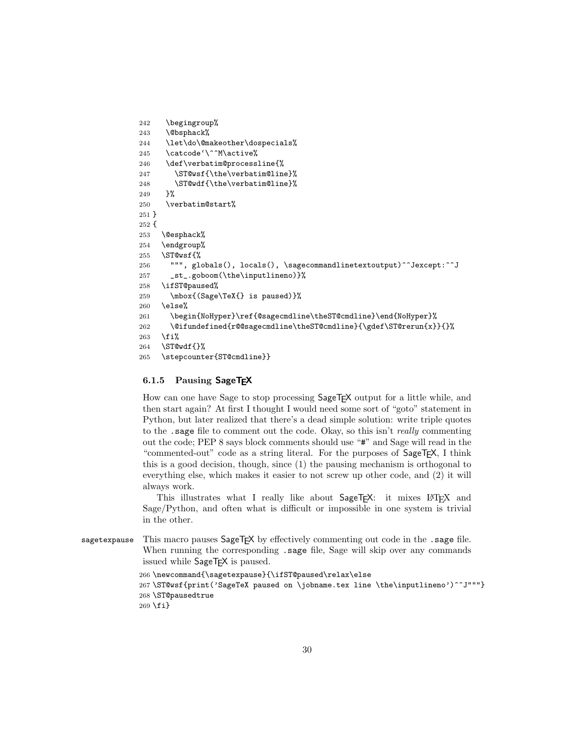```
242   \begingroup%
243   \@bsphack%
244   \let\do\@makeother\dospecials%
245   \catcode`\^^M\active%
246   \def\verbatim@processline{%
247     \ST@wsf{\the\verbatim@line}%
248     \ST@wdf{\the\verbatim@line}%
249   }%
250   \verbatim@start%
251 }
252 {
253   \@esphack%
254   \endgroup%
255   \ST@wsf{%
256     """, globals(), locals(), \sagecommandlinetextoutput)^^Jexcept:^^J
257     _st_.goboom(\the\inputlineno)}%
258   \ifST@paused%
259     \mbox{(Sage\TeX{} is paused)}%
260   \else%
261     \begin{NoHyper}\ref{@sagecmdline\theST@cmdline}\end{NoHyper}%
262     \@ifundefined{r@@sagecmdline\theST@cmdline}{\gdef\ST@rerun{x}}{}%
263   \fi%
264   \ST@wdf{}%
265   \stepcounter{ST@cmdline}}
```

### 6.1.5 Pausing SageTEX

How can one have Sage to stop processing SageTEX output for a little while, and then start again? At first I thought I would need some sort of "goto" statement in Python, but later realized that there's a dead simple solution: write triple quotes to the `.sage` file to comment out the code. Okay, so this isn't *really* commenting out the code; PEP 8 says block comments should use "#" and Sage will read in the "commented-out" code as a string literal. For the purposes of SageTEX, I think this is a good decision, though, since (1) the pausing mechanism is orthogonal to everything else, which makes it easier to not screw up other code, and (2) it will always work.

This illustrates what I really like about SageTEX: it mixes LATEX and Sage/Python, and often what is difficult or impossible in one system is trivial in the other.

`sagetexpause` This macro pauses SageTEX by effectively commenting out code in the `.sage` file. When running the corresponding `.sage` file, Sage will skip over any commands issued while SageTEX is paused.

```
266 \newcommand{\sagetexpause}{\ifST@paused\relax\else
267 \ST@wsf{print('SageTeX paused on \jobname.tex line \the\inputlineno')^^J"""}
268 \ST@pausedtrue
269 \fi}
```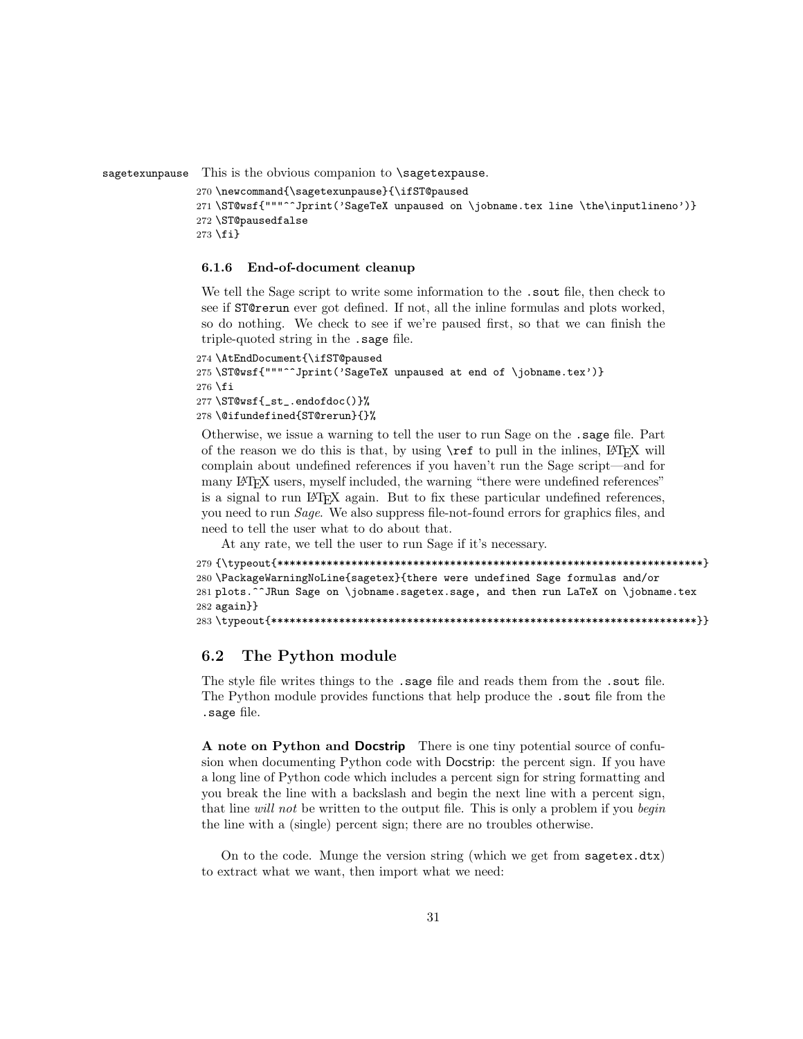sagetexunpause This is the obvious companion to \sagetexpause.

```
270 \newcommand{\sagetexunpause}{\ifST@paused
271 \ST@wsf{"""^^Jprint('SageTeX unpaused on \jobname.tex line \the\inputlineno')}
272 \ST@pausedfalse
273 \fi}
```

### 6.1.6 End-of-document cleanup

We tell the Sage script to write some information to the .sout file, then check to see if ST@rerun ever got defined. If not, all the inline formulas and plots worked, so do nothing. We check to see if we're paused first, so that we can finish the triple-quoted string in the .sage file.

```
274 \AtEndDocument{\ifST@paused
275 \ST@wsf{"""^^Jprint('SageTeX unpaused at end of \jobname.tex')}
276 \fi
277 \ST@wsf{_st_.endofdoc()}%
278 \@ifundefined{ST@rerun}{}%
```

Otherwise, we issue a warning to tell the user to run Sage on the .sage file. Part of the reason we do this is that, by using \ref to pull in the inlines, LaTeX will complain about undefined references if you haven't run the Sage script—and for many LaTeX users, myself included, the warning "there were undefined references" is a signal to run LaTeX again. But to fix these particular undefined references, you need to run *Sage*. We also suppress file-not-found errors for graphics files, and need to tell the user what to do about that.

At any rate, we tell the user to run Sage if it's necessary.

```
279 {\typeout{**********************************************************************}
280 \PackageWarningNoLine{sagetex}{there were undefined Sage formulas and/or
281 plots.^^JRun Sage on \jobname.sagetex.sage, and then run LaTeX on \jobname.tex
282 again}}
283 \typeout{**********************************************************************}}
```

## 6.2 The Python module

The style file writes things to the .sage file and reads them from the .sout file. The Python module provides functions that help produce the .sout file from the .sage file.

**A note on Python and Docstrip** There is one tiny potential source of confusion when documenting Python code with Docstrip: the percent sign. If you have a long line of Python code which includes a percent sign for string formatting and you break the line with a backslash and begin the next line with a percent sign, that line *will not* be written to the output file. This is only a problem if you *begin* the line with a (single) percent sign; there are no troubles otherwise.

On to the code. Munge the version string (which we get from sagetex.dtx) to extract what we want, then import what we need: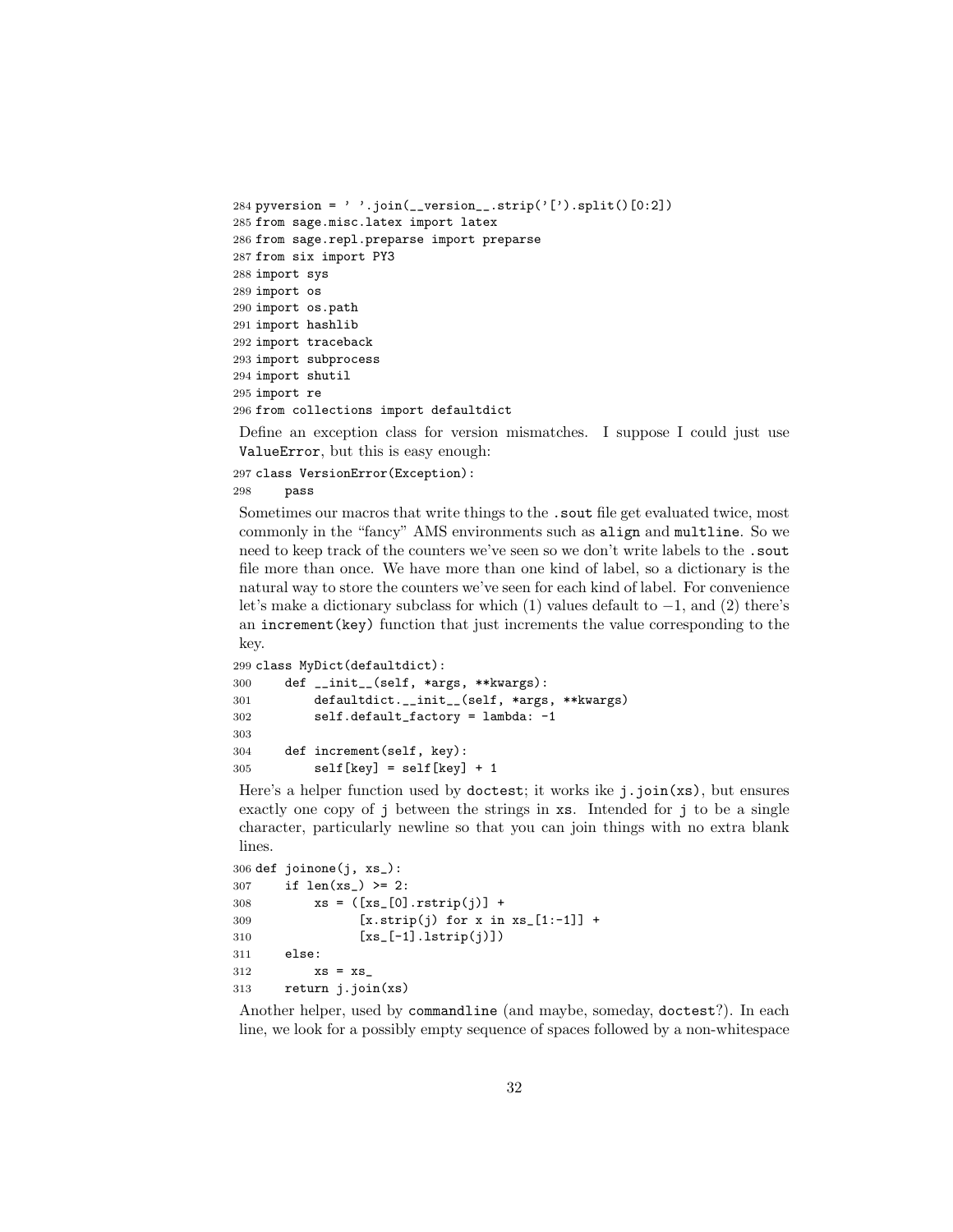```
284 pyversion = ' '.join(__version__.strip('[').split()[0:2])
285 from sage.misc.latex import latex
286 from sage.repl.preparse import preparse
287 from six import PY3
288 import sys
289 import os
290 import os.path
291 import hashlib
292 import traceback
293 import subprocess
294 import shutil
295 import re
296 from collections import defaultdict
```

Define an exception class for version mismatches. I suppose I could just use `ValueError`, but this is easy enough:

```
297 class VersionError(Exception):
298     pass
```

Sometimes our macros that write things to the `.sout` file get evaluated twice, most commonly in the "fancy" AMS environments such as `align` and `multline`. So we need to keep track of the counters we've seen so we don't write labels to the `.sout` file more than once. We have more than one kind of label, so a dictionary is the natural way to store the counters we've seen for each kind of label. For convenience let's make a dictionary subclass for which (1) values default to $-1$, and (2) there's an `increment(key)` function that just increments the value corresponding to the key.

```
299 class MyDict(defaultdict):
300     def __init__(self, *args, **kwargs):
301         defaultdict.__init__(self, *args, **kwargs)
302         self.default_factory = lambda: -1
303
304     def increment(self, key):
305         self[key] = self[key] + 1
```

Here's a helper function used by `doctest`; it works ike `j.join(xs)`, but ensures exactly one copy of `j` between the strings in `xs`. Intended for `j` to be a single character, particularly newline so that you can join things with no extra blank lines.

```
306 def joinone(j, xs_):
307     if len(xs_) >= 2:
308         xs = ([xs_[0].rstrip(j)] +
309               [x.strip(j) for x in xs_[1:-1]] +
310               [xs_[-1].lstrip(j)])
311     else:
312         xs = xs_
313     return j.join(xs)
```

Another helper, used by `commandline` (and maybe, someday, `doctest`?). In each line, we look for a possibly empty sequence of spaces followed by a non-whitespace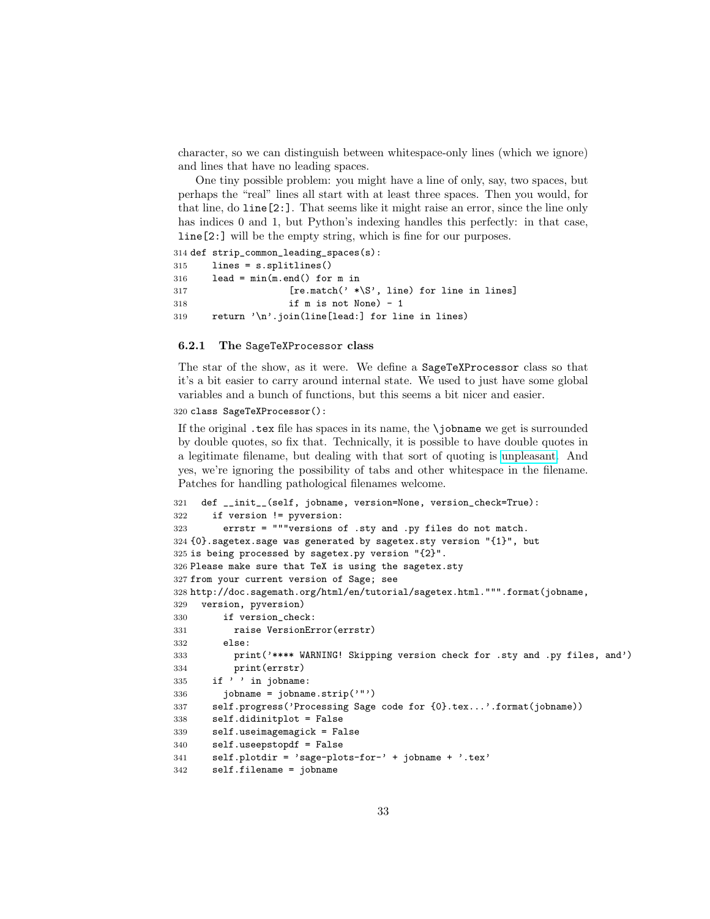character, so we can distinguish between whitespace-only lines (which we ignore) and lines that have no leading spaces.

One tiny possible problem: you might have a line of only, say, two spaces, but perhaps the "real" lines all start with at least three spaces. Then you would, for that line, do `line[2:]`. That seems like it might raise an error, since the line only has indices 0 and 1, but Python's indexing handles this perfectly: in that case, `line[2:]` will be the empty string, which is fine for our purposes.

```
314 def strip_common_leading_spaces(s):
315     lines = s.splitlines()
316     lead = min(m.end() for m in
317                  [re.match(' *\S', line) for line in lines]
318                  if m is not None) - 1
319     return '\n'.join(line[lead:] for line in lines)
```

### 6.2.1 The SageTeXProcessor class

The star of the show, as it were. We define a `SageTeXProcessor` class so that it's a bit easier to carry around internal state. We used to just have some global variables and a bunch of functions, but this seems a bit nicer and easier.

```
320 class SageTeXProcessor():
```

If the original `.tex` file has spaces in its name, the `\jobname` we get is surrounded by double quotes, so fix that. Technically, it is possible to have double quotes in a legitimate filename, but dealing with that sort of quoting is unpleasant. And yes, we're ignoring the possibility of tabs and other whitespace in the filename. Patches for handling pathological filenames welcome.

```
321   def __init__(self, jobname, version=None, version_check=True):
322     if version != pyversion:
323       errstr = """versions of .sty and .py files do not match.
324 {0}.sagetex.sage was generated by sagetex.sty version "{1}", but
325 is being processed by sagetex.py version "{2}".
326 Please make sure that TeX is using the sagetex.sty
327 from your current version of Sage; see
328 http://doc.sagemath.org/html/en/tutorial/sagetex.html.""".format(jobname,
329   version, pyversion)
330       if version_check:
331         raise VersionError(errstr)
332       else:
333         print('**** WARNING! Skipping version check for .sty and .py files, and')
334         print(errstr)
335     if ' ' in jobname:
336       jobname = jobname.strip('"')
337     self.progress('Processing Sage code for {0}.tex...'.format(jobname))
338     self.didinitplot = False
339     self.useimagemagick = False
340     self.useepstopdf = False
341     self.plotdir = 'sage-plots-for-' + jobname + '.tex'
342     self.filename = jobname
```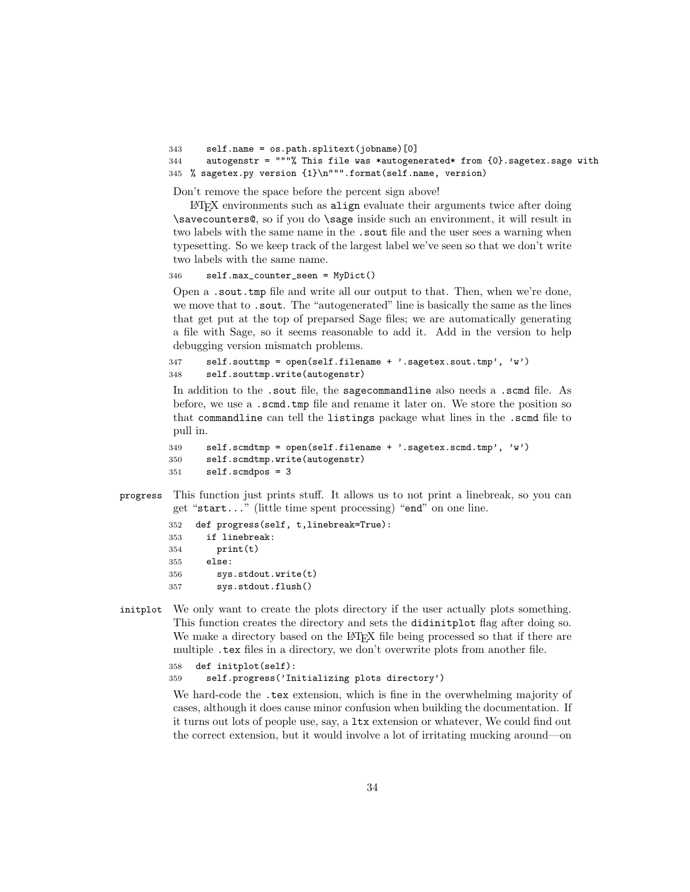```
343     self.name = os.path.splitext(jobname)[0]
344     autogenstr = """% This file was *autogenerated* from {0}.sagetex.sage with
345 % sagetex.py version {1}\n""".format(self.name, version)
```

Don't remove the space before the percent sign above!

LaTeX environments such as `align` evaluate their arguments twice after doing `\savecounters@`, so if you do `\sage` inside such an environment, it will result in two labels with the same name in the `.sout` file and the user sees a warning when typesetting. So we keep track of the largest label we've seen so that we don't write two labels with the same name.

```
346     self.max_counter_seen = MyDict()
```

Open a `.sout.tmp` file and write all our output to that. Then, when we're done, we move that to `.sout`. The "autogenerated" line is basically the same as the lines that get put at the top of preparsed Sage files; we are automatically generating a file with Sage, so it seems reasonable to add it. Add in the version to help debugging version mismatch problems.

```
347     self.souttmp = open(self.filename + '.sagetex.sout.tmp', 'w')
348     self.souttmp.write(autogenstr)
```

In addition to the `.sout` file, the `sagecommandline` also needs a `.scmd` file. As before, we use a `.scmd.tmp` file and rename it later on. We store the position so that `commandline` can tell the `listings` package what lines in the `.scmd` file to pull in.

```
349     self.scmdtmp = open(self.filename + '.sagetex.scmd.tmp', 'w')
350     self.scmdtmp.write(autogenstr)
351     self.scmdpos = 3
```

**progress** This function just prints stuff. It allows us to not print a linebreak, so you can get "`start...`" (little time spent processing) "`end`" on one line.

```
352   def progress(self, t,linebreak=True):
353     if linebreak:
354       print(t)
355     else:
356       sys.stdout.write(t)
357       sys.stdout.flush()
```

**initplot** We only want to create the plots directory if the user actually plots something. This function creates the directory and sets the `didinitplot` flag after doing so. We make a directory based on the LaTeX file being processed so that if there are multiple `.tex` files in a directory, we don't overwrite plots from another file.

```
358   def initplot(self):
359     self.progress('Initializing plots directory')
```

We hard-code the `.tex` extension, which is fine in the overwhelming majority of cases, although it does cause minor confusion when building the documentation. If it turns out lots of people use, say, a `ltx` extension or whatever, We could find out the correct extension, but it would involve a lot of irritating mucking around—on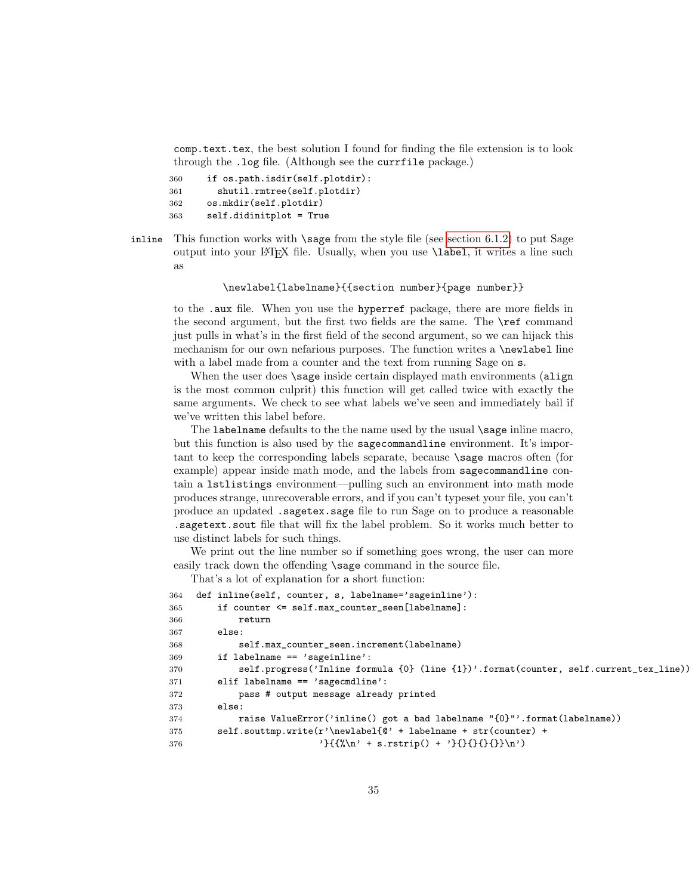comp.text.tex, the best solution I found for finding the file extension is to look through the .log file. (Although see the currfile package.)

```
360     if os.path.isdir(self.plotdir):
361       shutil.rmtree(self.plotdir)
362     os.mkdir(self.plotdir)
363     self.didinitplot = True
```

**inline** This function works with \sage from the style file (see section 6.1.2) to put Sage output into your LaTeX file. Usually, when you use \label, it writes a line such as

```
\newlabel{labelname}{{section number}{page number}}
```

to the .aux file. When you use the hyperref package, there are more fields in the second argument, but the first two fields are the same. The \ref command just pulls in what's in the first field of the second argument, so we can hijack this mechanism for our own nefarious purposes. The function writes a \newlabel line with a label made from a counter and the text from running Sage on s.

When the user does \sage inside certain displayed math environments (align is the most common culprit) this function will get called twice with exactly the same arguments. We check to see what labels we've seen and immediately bail if we've written this label before.

The labelname defaults to the the name used by the usual \sage inline macro, but this function is also used by the sagecommandline environment. It's important to keep the corresponding labels separate, because \sage macros often (for example) appear inside math mode, and the labels from sagecommandline contain a lstlistings environment—pulling such an environment into math mode produces strange, unrecoverable errors, and if you can't typeset your file, you can't produce an updated .sagetex.sage file to run Sage on to produce a reasonable .sagetext.sout file that will fix the label problem. So it works much better to use distinct labels for such things.

We print out the line number so if something goes wrong, the user can more easily track down the offending \sage command in the source file.

That's a lot of explanation for a short function:

```
364  def inline(self, counter, s, labelname='sageinline'):
365      if counter <= self.max_counter_seen[labelname]:
366          return
367      else:
368          self.max_counter_seen.increment(labelname)
369      if labelname == 'sageinline':
370          self.progress('Inline formula {0} (line {1})'.format(counter, self.current_tex_line))
371      elif labelname == 'sagecmdline':
372          pass # output message already printed
373      else:
374          raise ValueError('inline() got a bad labelname "{0}"'.format(labelname))
375      self.souttmp.write(r'\newlabel{@' + labelname + str(counter) +
376                         '}{{%\n' + s.rstrip() + '}{}{}{}{}}\n')
```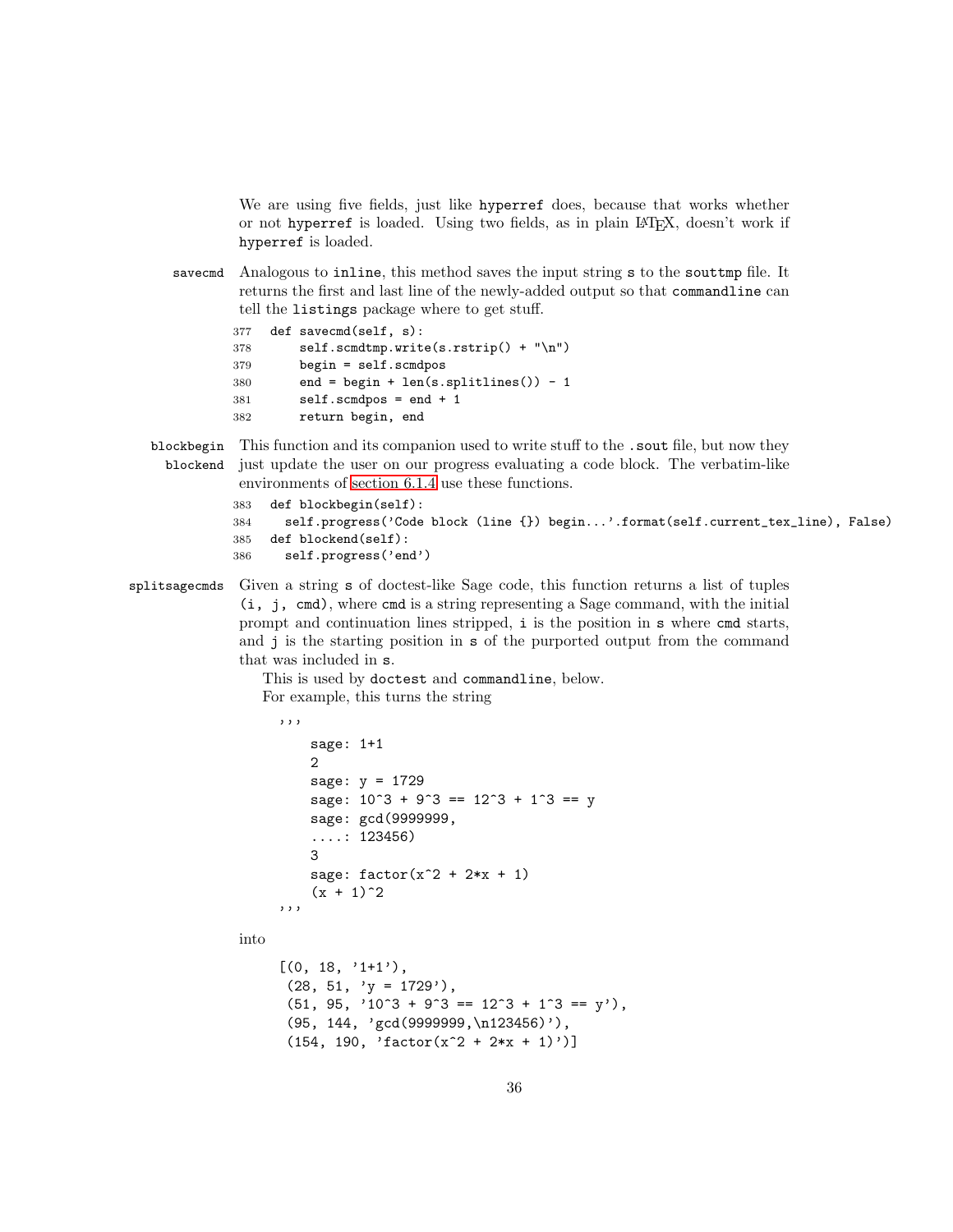We are using five fields, just like `hyperref` does, because that works whether or not `hyperref` is loaded. Using two fields, as in plain LaTeX, doesn't work if `hyperref` is loaded.

**savecmd** Analogous to `inline`, this method saves the input string `s` to the `souttmp` file. It returns the first and last line of the newly-added output so that `commandline` can tell the `listings` package where to get stuff.

```
377  def savecmd(self, s):
378      self.scmdtmp.write(s.rstrip() + "\n")
379      begin = self.scmdpos
380      end = begin + len(s.splitlines()) - 1
381      self.scmdpos = end + 1
382      return begin, end
```

**blockbegin**
**blockend** This function and its companion used to write stuff to the `.sout` file, but now they just update the user on our progress evaluating a code block. The verbatim-like environments of section 6.1.4 use these functions.

```
383  def blockbegin(self):
384    self.progress('Code block (line {}) begin...'.format(self.current_tex_line), False)
385  def blockend(self):
386    self.progress('end')
```

**splitsagecmds** Given a string `s` of doctest-like Sage code, this function returns a list of tuples `(i, j, cmd)`, where `cmd` is a string representing a Sage command, with the initial prompt and continuation lines stripped, `i` is the position in `s` where `cmd` starts, and `j` is the starting position in `s` of the purported output from the command that was included in `s`.

This is used by `doctest` and `commandline`, below.

For example, this turns the string

```
'''
    sage: 1+1
    2
    sage: y = 1729
    sage: 10^3 + 9^3 == 12^3 + 1^3 == y
    sage: gcd(9999999,
    ....: 123456)
    3
    sage: factor(x^2 + 2*x + 1)
    (x + 1)^2
'''
```

into

```
[(0, 18, '1+1'),
 (28, 51, 'y = 1729'),
 (51, 95, '10^3 + 9^3 == 12^3 + 1^3 == y'),
 (95, 144, 'gcd(9999999,\n123456)'),
 (154, 190, 'factor(x^2 + 2*x + 1)')]
```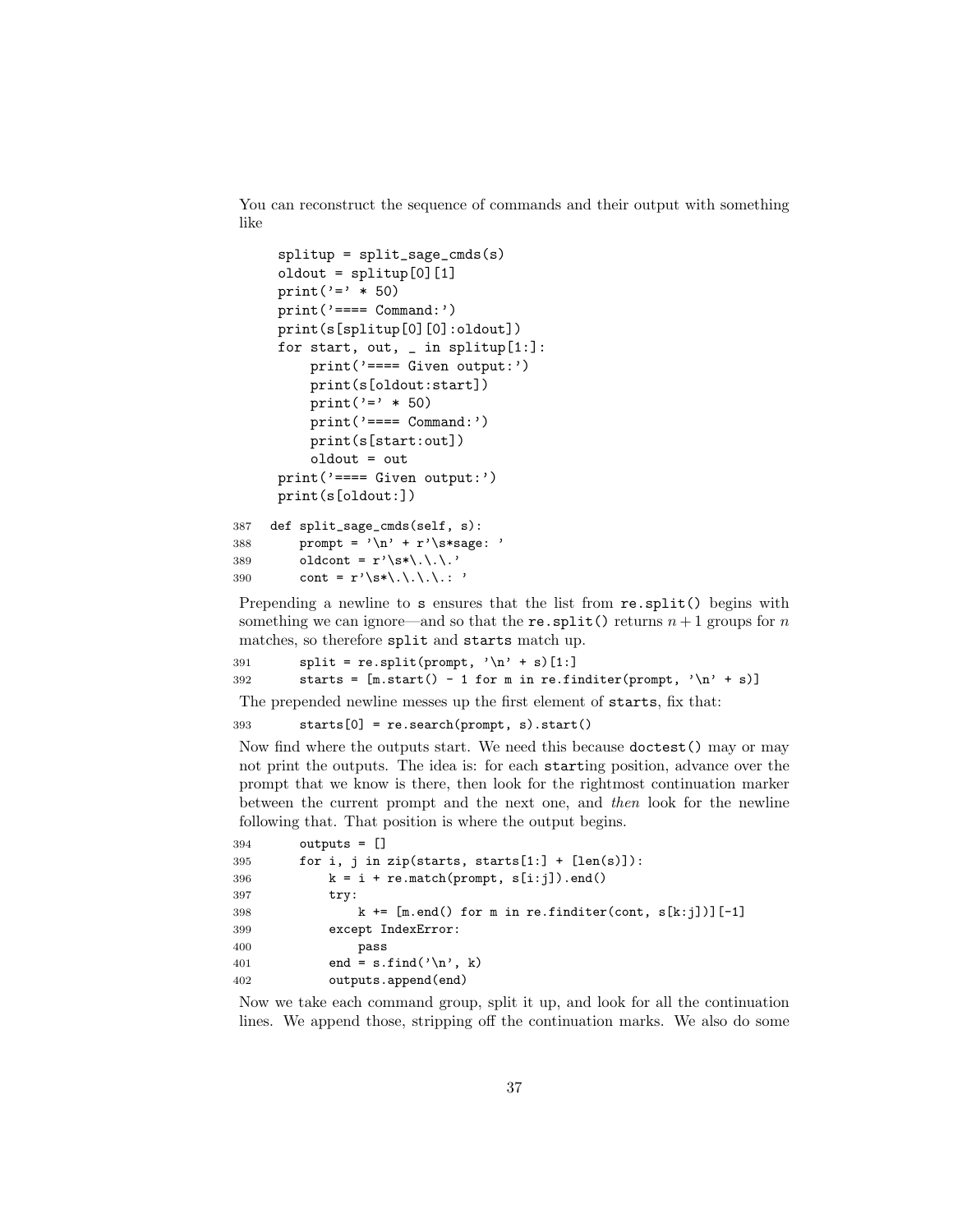You can reconstruct the sequence of commands and their output with something like

```
splitup = split_sage_cmds(s)
oldout = splitup[0][1]
print('=' * 50)
print('==== Command:')
print(s[splitup[0][0]:oldout])
for start, out, _ in splitup[1:]:
    print('==== Given output:')
    print(s[oldout:start])
    print('=' * 50)
    print('==== Command:')
    print(s[start:out])
    oldout = out
print('==== Given output:')
print(s[oldout:])
```

```
387  def split_sage_cmds(self, s):
388      prompt = '\n' + r'\s*sage: '
389      oldcont = r'\s*\.\.\.'
390      cont = r'\s*\.\.\.\.: '
```

Prepending a newline to `s` ensures that the list from `re.split()` begins with something we can ignore—and so that the `re.split()` returns $n+1$ groups for $n$ matches, so therefore `split` and `starts` match up.

```
391      split = re.split(prompt, '\n' + s)[1:]
392      starts = [m.start() - 1 for m in re.finditer(prompt, '\n' + s)]
```

The prepended newline messes up the first element of `starts`, fix that:

```
393      starts[0] = re.search(prompt, s).start()
```

Now find where the outputs start. We need this because `doctest()` may or may not print the outputs. The idea is: for each `start`ing position, advance over the prompt that we know is there, then look for the rightmost continuation marker between the current prompt and the next one, and *then* look for the newline following that. That position is where the output begins.

```
394      outputs = []
395      for i, j in zip(starts, starts[1:] + [len(s)]):
396          k = i + re.match(prompt, s[i:j]).end()
397          try:
398              k += [m.end() for m in re.finditer(cont, s[k:j])][-1]
399          except IndexError:
400              pass
401          end = s.find('\n', k)
402          outputs.append(end)
```

Now we take each command group, split it up, and look for all the continuation lines. We append those, stripping off the continuation marks. We also do some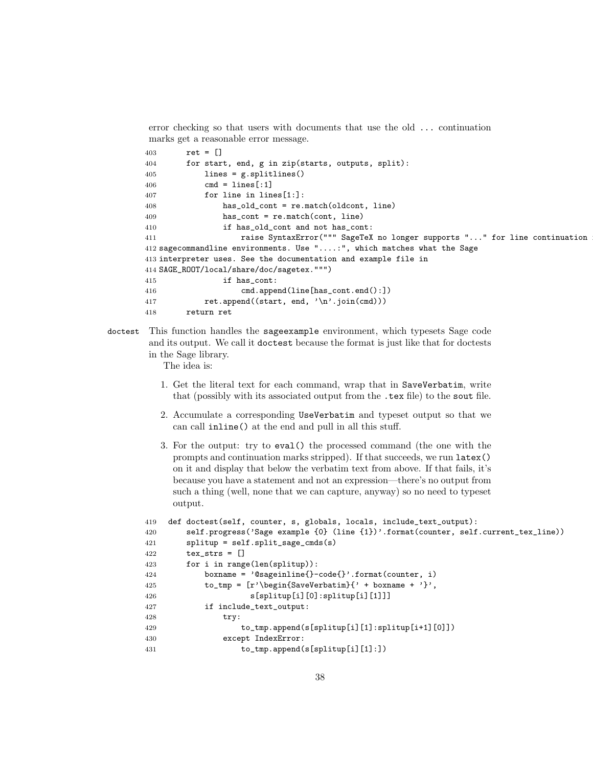error checking so that users with documents that use the old ... continuation marks get a reasonable error message.

```
403        ret = []
404        for start, end, g in zip(starts, outputs, split):
405            lines = g.splitlines()
406            cmd = lines[:1]
407            for line in lines[1:]:
408                has_old_cont = re.match(oldcont, line)
409                has_cont = re.match(cont, line)
410                if has_old_cont and not has_cont:
411                    raise SyntaxError(""" SageTeX no longer supports "..." for line continuation i
412 sagecommandline environments. Use "....:", which matches what the Sage
413 interpreter uses. See the documentation and example file in
414 SAGE_ROOT/local/share/doc/sagetex.""")
415                if has_cont:
416                    cmd.append(line[has_cont.end():])
417            ret.append((start, end, '\n'.join(cmd)))
418        return ret
```

**doctest** This function handles the sageexample environment, which typesets Sage code and its output. We call it doctest because the format is just like that for doctests in the Sage library.

The idea is:

1. Get the literal text for each command, wrap that in SaveVerbatim, write that (possibly with its associated output from the .tex file) to the sout file.
2. Accumulate a corresponding UseVerbatim and typeset output so that we can call inline() at the end and pull in all this stuff.
3. For the output: try to eval() the processed command (the one with the prompts and continuation marks stripped). If that succeeds, we run latex() on it and display that below the verbatim text from above. If that fails, it's because you have a statement and not an expression—there's no output from such a thing (well, none that we can capture, anyway) so no need to typeset output.

```
419  def doctest(self, counter, s, globals, locals, include_text_output):
420      self.progress('Sage example {0} (line {1})'.format(counter, self.current_tex_line))
421      splitup = self.split_sage_cmds(s)
422      tex_strs = []
423      for i in range(len(splitup)):
424          boxname = '@sageinline{}-code{}'.format(counter, i)
425          to_tmp = [r'\begin{SaveVerbatim}{' + boxname + '}',
426                    s[splitup[i][0]:splitup[i][1]]]
427          if include_text_output:
428              try:
429                  to_tmp.append(s[splitup[i][1]:splitup[i+1][0]])
430              except IndexError:
431                  to_tmp.append(s[splitup[i][1]:])
```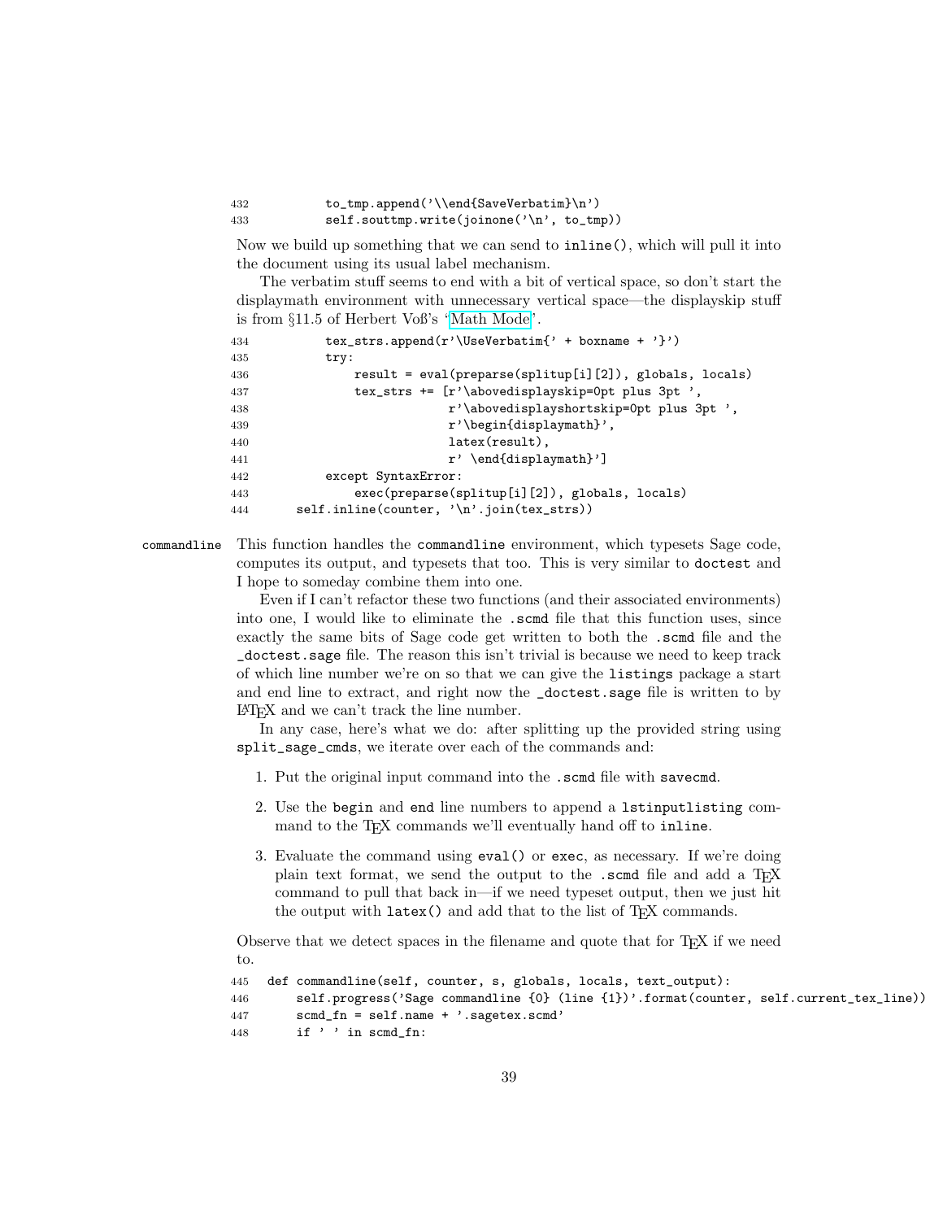```
432         to_tmp.append('\\end{SaveVerbatim}\n')
433         self.souttmp.write(joinone('\n', to_tmp))
```

Now we build up something that we can send to `inline()`, which will pull it into the document using its usual label mechanism.

The verbatim stuff seems to end with a bit of vertical space, so don't start the displaymath environment with unnecessary vertical space—the displayskip stuff is from §11.5 of Herbert Voß's 'Math Mode'.

```
434         tex_strs.append(r'\UseVerbatim{' + boxname + '}')
435         try:
436             result = eval(preparse(splitup[i][2]), globals, locals)
437             tex_strs += [r'\abovedisplayskip=0pt plus 3pt ',
438                          r'\abovedisplayshortskip=0pt plus 3pt ',
439                          r'\begin{displaymath}',
440                          latex(result),
441                          r' \end{displaymath}']
442         except SyntaxError:
443             exec(preparse(splitup[i][2]), globals, locals)
444     self.inline(counter, '\n'.join(tex_strs))
```

`commandline` This function handles the `commandline` environment, which typesets Sage code, computes its output, and typesets that too. This is very similar to `doctest` and I hope to someday combine them into one.

Even if I can't refactor these two functions (and their associated environments) into one, I would like to eliminate the `.scmd` file that this function uses, since exactly the same bits of Sage code get written to both the `.scmd` file and the `_doctest.sage` file. The reason this isn't trivial is because we need to keep track of which line number we're on so that we can give the `listings` package a start and end line to extract, and right now the `_doctest.sage` file is written to by LaTeX and we can't track the line number.

In any case, here's what we do: after splitting up the provided string using `split_sage_cmds`, we iterate over each of the commands and:

1. Put the original input command into the `.scmd` file with `savecmd`.
2. Use the `begin` and `end` line numbers to append a `lstinputlisting` command to the TeX commands we'll eventually hand off to `inline`.
3. Evaluate the command using `eval()` or `exec`, as necessary. If we're doing plain text format, we send the output to the `.scmd` file and add a TeX command to pull that back in—if we need typeset output, then we just hit the output with `latex()` and add that to the list of TeX commands.

Observe that we detect spaces in the filename and quote that for TeX if we need to.

```
445 def commandline(self, counter, s, globals, locals, text_output):
446     self.progress('Sage commandline {0} (line {1})'.format(counter, self.current_tex_line))
447     scmd_fn = self.name + '.sagetex.scmd'
448     if ' ' in scmd_fn:
```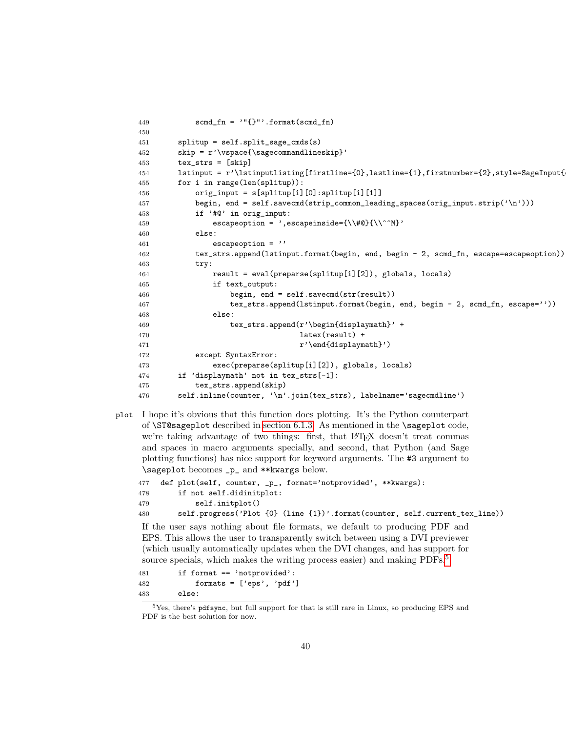```
449            scmd_fn = '"{}"'.format(scmd_fn)
450
451        splitup = self.split_sage_cmds(s)
452        skip = r'\vspace{\sagecommandlineskip}'
453        tex_strs = [skip]
454        lstinput = r'\lstinputlisting[firstline={0},lastline={1},firstnumber={2},style=SageInput{
455        for i in range(len(splitup)):
456            orig_input = s[splitup[i][0]:splitup[i][1]]
457            begin, end = self.savecmd(strip_common_leading_spaces(orig_input.strip('\n')))
458            if '#@' in orig_input:
459                escapeoption = ',escapeinside={\\#@}{\\^^M}'
460            else:
461                escapeoption = ''
462            tex_strs.append(lstinput.format(begin, end, begin - 2, scmd_fn, escape=escapeoption))
463            try:
464                result = eval(preparse(splitup[i][2]), globals, locals)
465                if text_output:
466                    begin, end = self.savecmd(str(result))
467                    tex_strs.append(lstinput.format(begin, end, begin - 2, scmd_fn, escape=''))
468                else:
469                    tex_strs.append(r'\begin{displaymath}' +
470                                    latex(result) +
471                                    r'\end{displaymath}')
472            except SyntaxError:
473                exec(preparse(splitup[i][2]), globals, locals)
474        if 'displaymath' not in tex_strs[-1]:
475            tex_strs.append(skip)
476        self.inline(counter, '\n'.join(tex_strs), labelname='sagecmdline')
```

`plot` I hope it's obvious that this function does plotting. It's the Python counterpart of `\ST@sageplot` described in section 6.1.3. As mentioned in the `\sageplot` code, we're taking advantage of two things: first, that LaTeX doesn't treat commas and spaces in macro arguments specially, and second, that Python (and Sage plotting functions) has nice support for keyword arguments. The #3 argument to `\sageplot` becomes `_p_` and `**kwargs` below.

```
477    def plot(self, counter, _p_, format='notprovided', **kwargs):
478        if not self.didinitplot:
479            self.initplot()
480        self.progress('Plot {0} (line {1})'.format(counter, self.current_tex_line))
```

If the user says nothing about file formats, we default to producing PDF and EPS. This allows the user to transparently switch between using a DVI previewer (which usually automatically updates when the DVI changes, and has support for source specials, which makes the writing process easier) and making PDFs.[5]

```
481        if format == 'notprovided':
482            formats = ['eps', 'pdf']
483        else:
```

[5] Yes, there's `pdfsync`, but full support for that is still rare in Linux, so producing EPS and PDF is the best solution for now.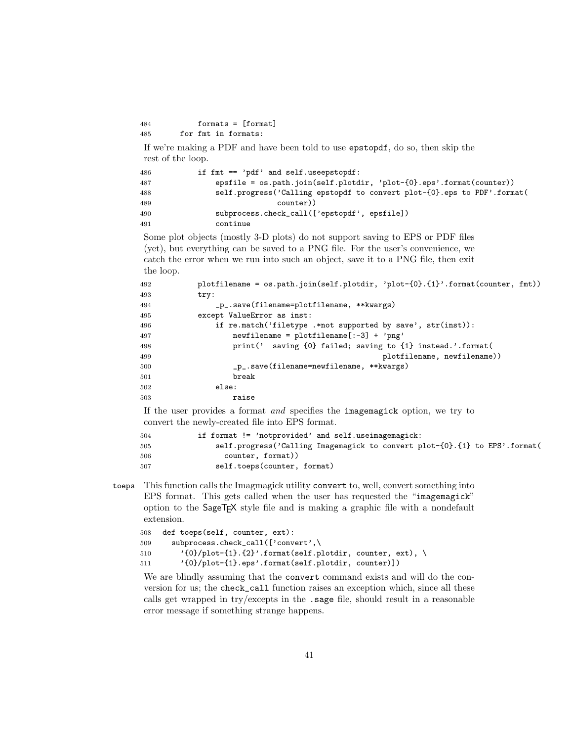```
484         formats = [format]
485     for fmt in formats:
```

If we're making a PDF and have been told to use epstopdf, do so, then skip the rest of the loop.

```
486         if fmt == 'pdf' and self.useepstopdf:
487             epsfile = os.path.join(self.plotdir, 'plot-{0}.eps'.format(counter))
488             self.progress('Calling epstopdf to convert plot-{0}.eps to PDF'.format(
489                           counter))
490             subprocess.check_call(['epstopdf', epsfile])
491             continue
```

Some plot objects (mostly 3-D plots) do not support saving to EPS or PDF files (yet), but everything can be saved to a PNG file. For the user's convenience, we catch the error when we run into such an object, save it to a PNG file, then exit the loop.

```
492         plotfilename = os.path.join(self.plotdir, 'plot-{0}.{1}'.format(counter, fmt))
493         try:
494             _p_.save(filename=plotfilename, **kwargs)
495         except ValueError as inst:
496             if re.match('filetype .*not supported by save', str(inst)):
497                 newfilename = plotfilename[:-3] + 'png'
498                 print('  saving {0} failed; saving to {1} instead.'.format(
499                                                   plotfilename, newfilename))
500                 _p_.save(filename=newfilename, **kwargs)
501                 break
502             else:
503                 raise
```

If the user provides a format *and* specifies the imagemagick option, we try to convert the newly-created file into EPS format.

```
504         if format != 'notprovided' and self.useimagemagick:
505             self.progress('Calling Imagemagick to convert plot-{0}.{1} to EPS'.format(
506               counter, format))
507             self.toeps(counter, format)
```

toeps This function calls the Imagmagick utility convert to, well, convert something into EPS format. This gets called when the user has requested the "imagemagick" option to the SageTEX style file and is making a graphic file with a nondefault extension.

```
508 def toeps(self, counter, ext):
509   subprocess.check_call(['convert',\
510     '{0}/plot-{1}.{2}'.format(self.plotdir, counter, ext), \
511     '{0}/plot-{1}.eps'.format(self.plotdir, counter)])
```

We are blindly assuming that the convert command exists and will do the conversion for us; the check_call function raises an exception which, since all these calls get wrapped in try/excepts in the .sage file, should result in a reasonable error message if something strange happens.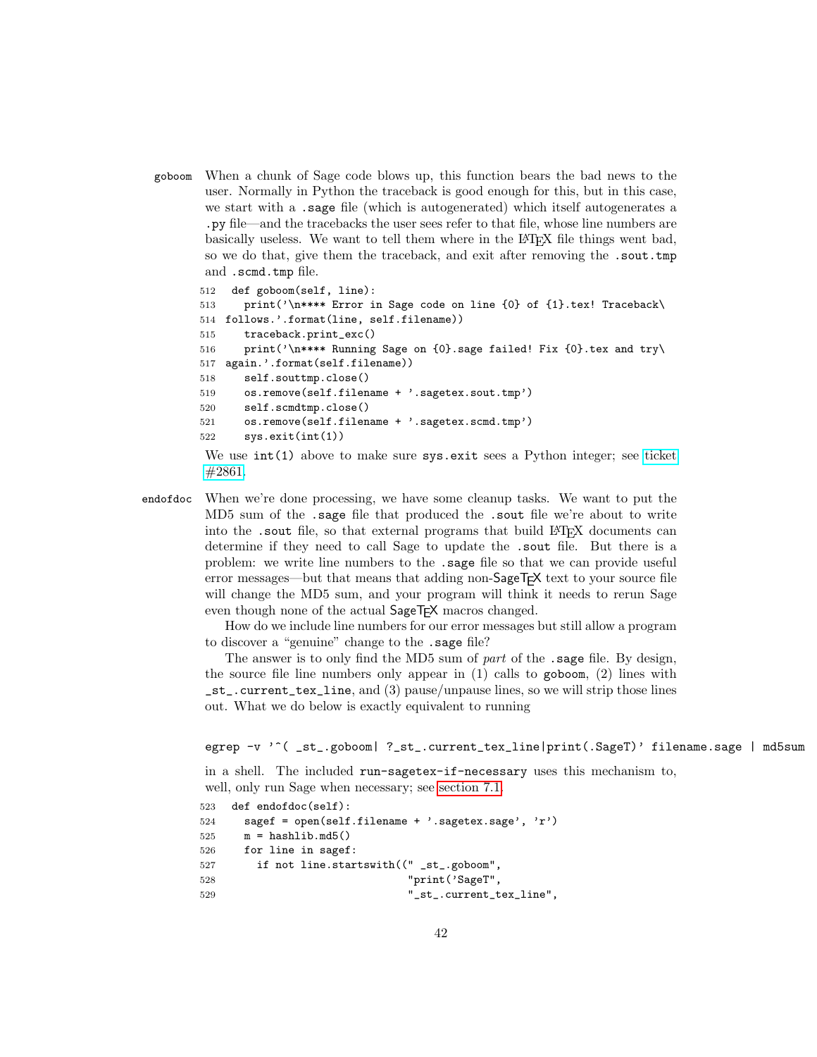**goboom** When a chunk of Sage code blows up, this function bears the bad news to the user. Normally in Python the traceback is good enough for this, but in this case, we start with a .sage file (which is autogenerated) which itself autogenerates a .py file—and the tracebacks the user sees refer to that file, whose line numbers are basically useless. We want to tell them where in the LaTeX file things went bad, so we do that, give them the traceback, and exit after removing the .sout.tmp and .scmd.tmp file.

```
512  def goboom(self, line):
513    print('\n**** Error in Sage code on line {0} of {1}.tex! Traceback\
514 follows.'.format(line, self.filename))
515    traceback.print_exc()
516    print('\n**** Running Sage on {0}.sage failed! Fix {0}.tex and try\
517 again.'.format(self.filename))
518    self.souttmp.close()
519    os.remove(self.filename + '.sagetex.sout.tmp')
520    self.scmdtmp.close()
521    os.remove(self.filename + '.sagetex.scmd.tmp')
522    sys.exit(int(1))
```

We use int(1) above to make sure sys.exit sees a Python integer; see ticket #2861.

**endofdoc** When we're done processing, we have some cleanup tasks. We want to put the MD5 sum of the .sage file that produced the .sout file we're about to write into the .sout file, so that external programs that build LaTeX documents can determine if they need to call Sage to update the .sout file. But there is a problem: we write line numbers to the .sage file so that we can provide useful error messages—but that means that adding non-SageTeX text to your source file will change the MD5 sum, and your program will think it needs to rerun Sage even though none of the actual SageTeX macros changed.

How do we include line numbers for our error messages but still allow a program to discover a "genuine" change to the .sage file?

The answer is to only find the MD5 sum of *part* of the .sage file. By design, the source file line numbers only appear in (1) calls to goboom, (2) lines with _st_.current_tex_line, and (3) pause/unpause lines, so we will strip those lines out. What we do below is exactly equivalent to running

```
egrep -v '^( _st_.goboom| ?_st_.current_tex_line|print(.SageT)' filename.sage | md5sum
```

in a shell. The included run-sagetex-if-necessary uses this mechanism to, well, only run Sage when necessary; see section 7.1.

```
523  def endofdoc(self):
524    sagef = open(self.filename + '.sagetex.sage', 'r')
525    m = hashlib.md5()
526    for line in sagef:
527      if not line.startswith((" _st_.goboom",
528                              "print('SageT",
529                              "_st_.current_tex_line",
```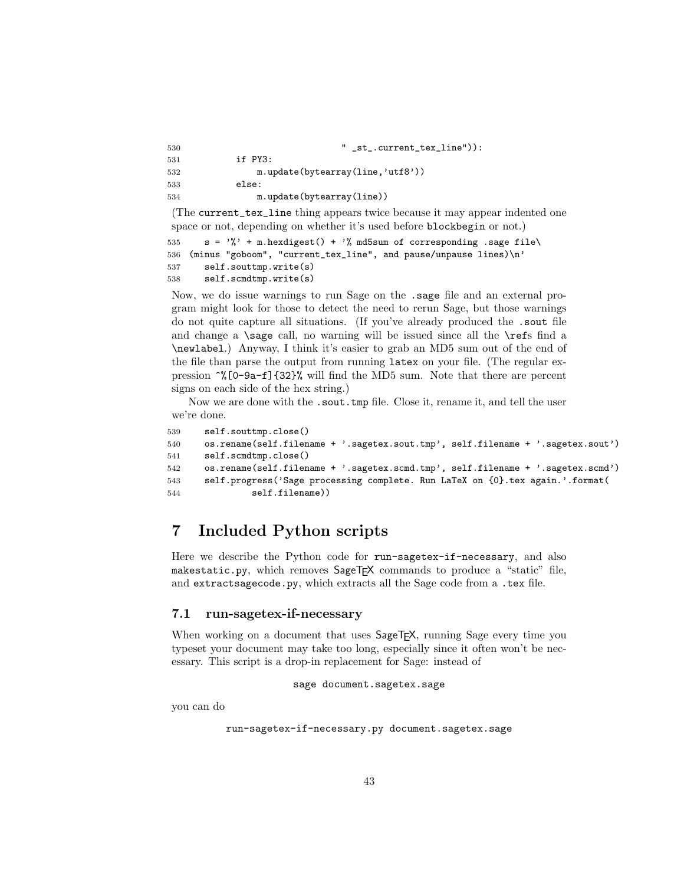```
530                             " _st_.current_tex_line")):
531         if PY3:
532             m.update(bytearray(line,'utf8'))
533         else:
534             m.update(bytearray(line))
```

(The current_tex_line thing appears twice because it may appear indented one space or not, depending on whether it's used before blockbegin or not.)

```
535     s = '%' + m.hexdigest() + '% md5sum of corresponding .sage file\
536 (minus "goboom", "current_tex_line", and pause/unpause lines)\n'
537     self.souttmp.write(s)
538     self.scmdtmp.write(s)
```

Now, we do issue warnings to run Sage on the .sage file and an external program might look for those to detect the need to rerun Sage, but those warnings do not quite capture all situations. (If you've already produced the .sout file and change a \sage call, no warning will be issued since all the \refs find a \newlabel.) Anyway, I think it's easier to grab an MD5 sum out of the end of the file than parse the output from running latex on your file. (The regular expression ^%[0-9a-f]{32}% will find the MD5 sum. Note that there are percent signs on each side of the hex string.)

Now we are done with the .sout.tmp file. Close it, rename it, and tell the user we're done.

```
539     self.souttmp.close()
540     os.rename(self.filename + '.sagetex.sout.tmp', self.filename + '.sagetex.sout')
541     self.scmdtmp.close()
542     os.rename(self.filename + '.sagetex.scmd.tmp', self.filename + '.sagetex.scmd')
543     self.progress('Sage processing complete. Run LaTeX on {0}.tex again.'.format(
544             self.filename))
```

# 7 Included Python scripts

Here we describe the Python code for run-sagetex-if-necessary, and also makestatic.py, which removes SageTEX commands to produce a "static" file, and extractsagecode.py, which extracts all the Sage code from a .tex file.

## 7.1 run-sagetex-if-necessary

When working on a document that uses SageTEX, running Sage every time you typeset your document may take too long, especially since it often won't be necessary. This script is a drop-in replacement for Sage: instead of

```
sage document.sagetex.sage
```

you can do

```
run-sagetex-if-necessary.py document.sagetex.sage
```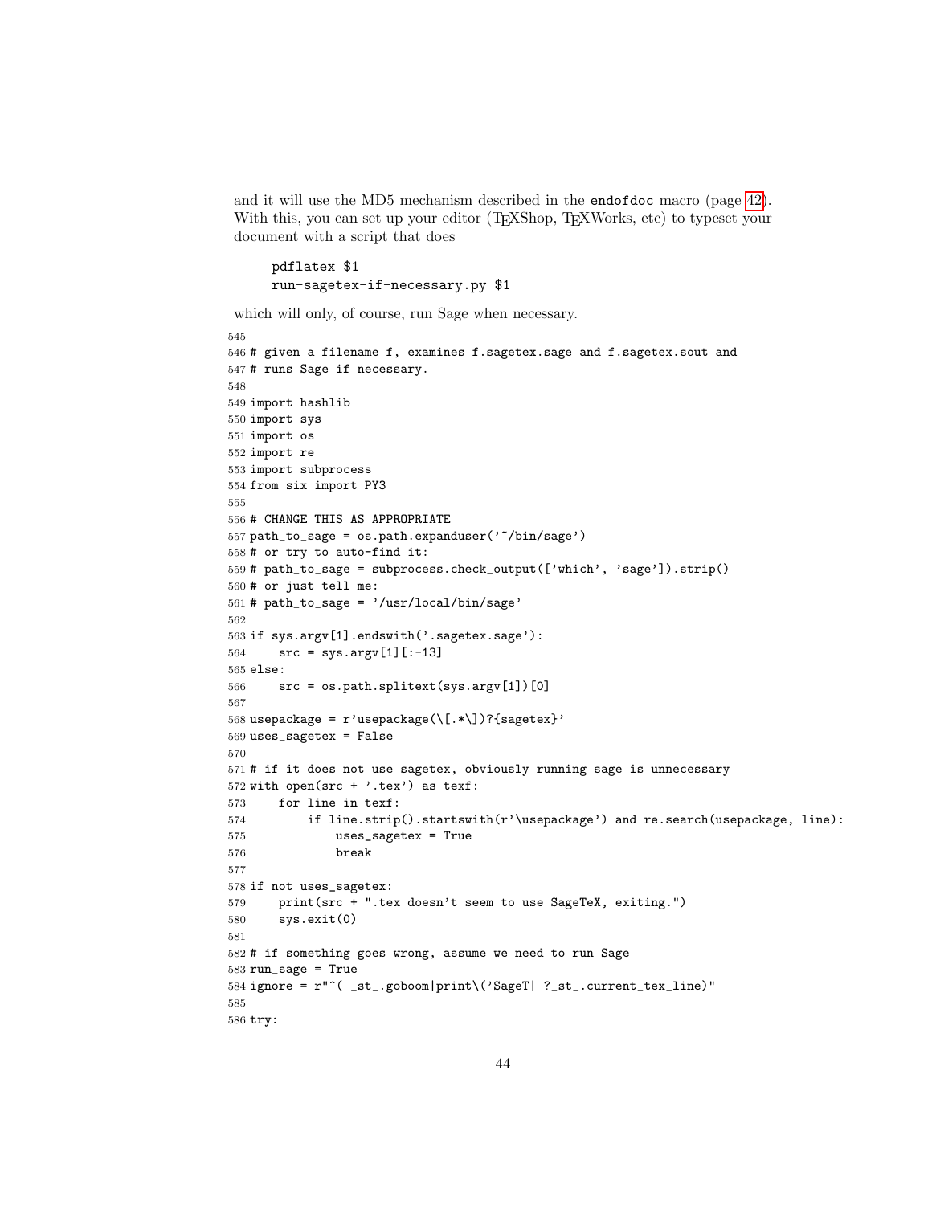and it will use the MD5 mechanism described in the `endofdoc` macro (page 42). With this, you can set up your editor (TeXShop, TeXWorks, etc) to typeset your document with a script that does

```
pdflatex $1
run-sagetex-if-necessary.py $1
```

which will only, of course, run Sage when necessary.

```
545
546 # given a filename f, examines f.sagetex.sage and f.sagetex.sout and
547 # runs Sage if necessary.
548
549 import hashlib
550 import sys
551 import os
552 import re
553 import subprocess
554 from six import PY3
555
556 # CHANGE THIS AS APPROPRIATE
557 path_to_sage = os.path.expanduser('~/bin/sage')
558 # or try to auto-find it:
559 # path_to_sage = subprocess.check_output(['which', 'sage']).strip()
560 # or just tell me:
561 # path_to_sage = '/usr/local/bin/sage'
562
563 if sys.argv[1].endswith('.sagetex.sage'):
564     src = sys.argv[1][:-13]
565 else:
566     src = os.path.splitext(sys.argv[1])[0]
567
568 usepackage = r'usepackage(\[.*\])?{sagetex}'
569 uses_sagetex = False
570
571 # if it does not use sagetex, obviously running sage is unnecessary
572 with open(src + '.tex') as texf:
573     for line in texf:
574         if line.strip().startswith(r'\usepackage') and re.search(usepackage, line):
575             uses_sagetex = True
576             break
577
578 if not uses_sagetex:
579     print(src + ".tex doesn't seem to use SageTeX, exiting.")
580     sys.exit(0)
581
582 # if something goes wrong, assume we need to run Sage
583 run_sage = True
584 ignore = r"^( _st_.goboom|print\('SageT| ?_st_.current_tex_line)"
585
586 try:
```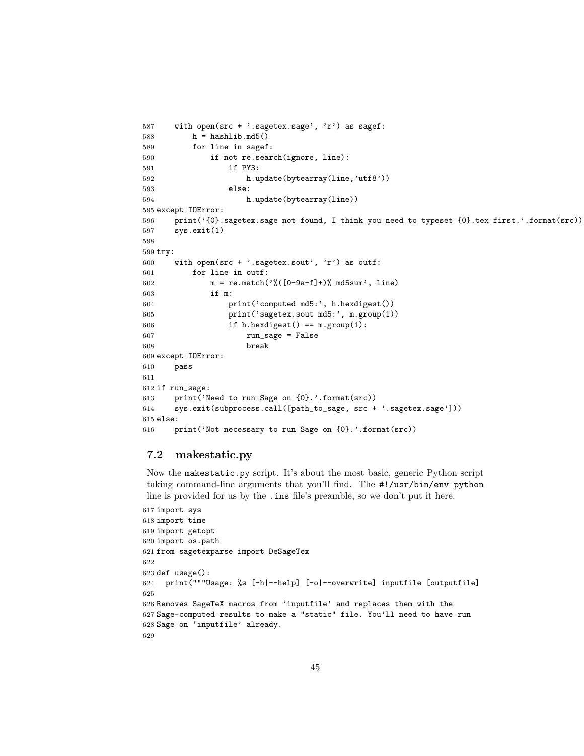```
587     with open(src + '.sagetex.sage', 'r') as sagef:
588         h = hashlib.md5()
589         for line in sagef:
590             if not re.search(ignore, line):
591                 if PY3:
592                     h.update(bytearray(line,'utf8'))
593                 else:
594                     h.update(bytearray(line))
595 except IOError:
596     print('{0}.sagetex.sage not found, I think you need to typeset {0}.tex first.'.format(src))
597     sys.exit(1)
598
599 try:
600     with open(src + '.sagetex.sout', 'r') as outf:
601         for line in outf:
602             m = re.match('%([0-9a-f]+)% md5sum', line)
603             if m:
604                 print('computed md5:', h.hexdigest())
605                 print('sagetex.sout md5:', m.group(1))
606                 if h.hexdigest() == m.group(1):
607                     run_sage = False
608                     break
609 except IOError:
610     pass
611
612 if run_sage:
613     print('Need to run Sage on {0}.'.format(src))
614     sys.exit(subprocess.call([path_to_sage, src + '.sagetex.sage']))
615 else:
616     print('Not necessary to run Sage on {0}.'.format(src))
```

## 7.2 makestatic.py

Now the `makestatic.py` script. It's about the most basic, generic Python script taking command-line arguments that you'll find. The `#!/usr/bin/env python` line is provided for us by the `.ins` file's preamble, so we don't put it here.

```
617 import sys
618 import time
619 import getopt
620 import os.path
621 from sagetexparse import DeSageTex
622
623 def usage():
624   print("""Usage: %s [-h|--help] [-o|--overwrite] inputfile [outputfile]
625
626 Removes SageTeX macros from `inputfile' and replaces them with the
627 Sage-computed results to make a "static" file. You'll need to have run
628 Sage on `inputfile' already.
629
```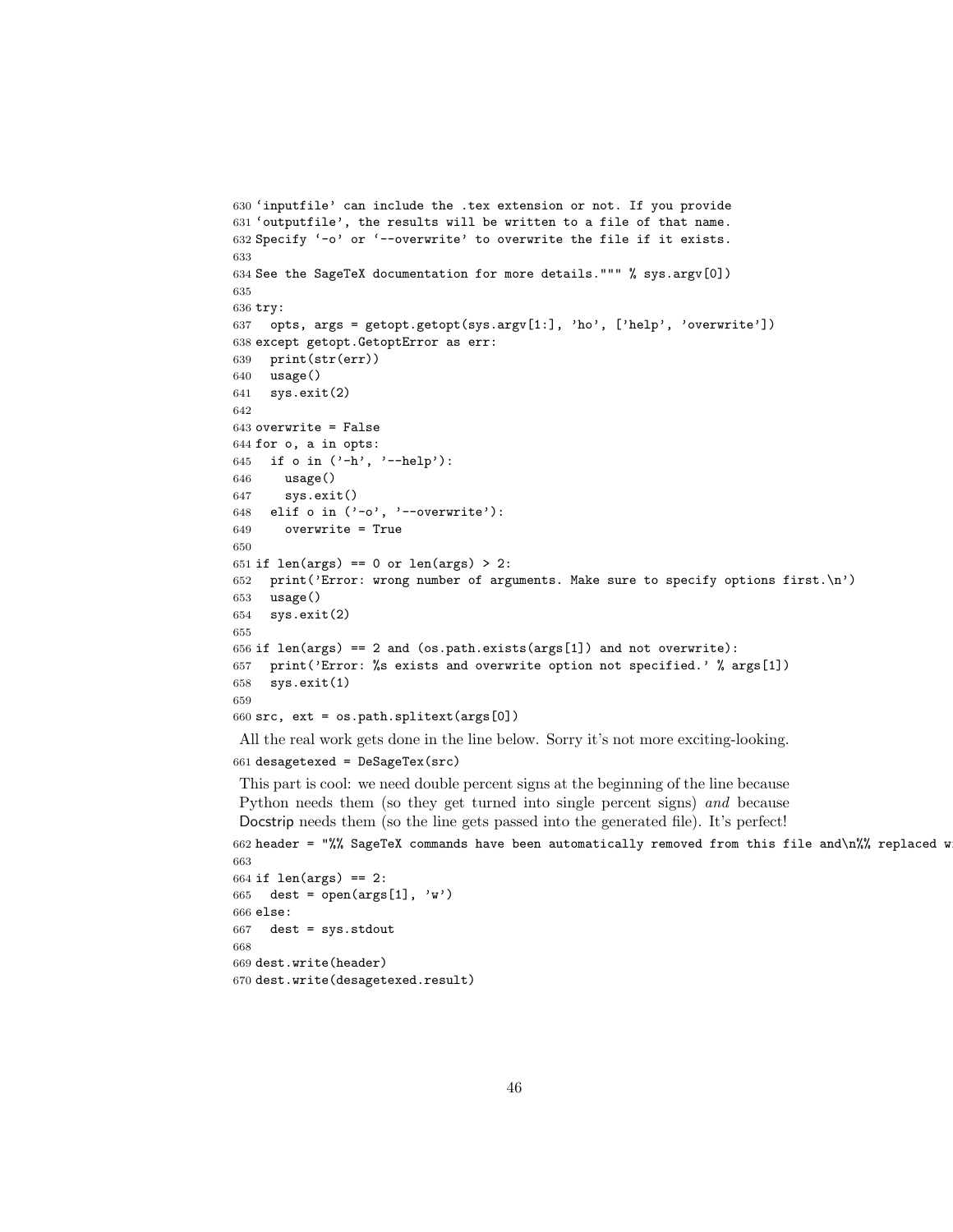```
630 'inputfile' can include the .tex extension or not. If you provide
631 'outputfile', the results will be written to a file of that name.
632 Specify '-o' or '--overwrite' to overwrite the file if it exists.
633
634 See the SageTeX documentation for more details.""" % sys.argv[0])
635
636 try:
637   opts, args = getopt.getopt(sys.argv[1:], 'ho', ['help', 'overwrite'])
638 except getopt.GetoptError as err:
639   print(str(err))
640   usage()
641   sys.exit(2)
642
643 overwrite = False
644 for o, a in opts:
645   if o in ('-h', '--help'):
646     usage()
647     sys.exit()
648   elif o in ('-o', '--overwrite'):
649     overwrite = True
650
651 if len(args) == 0 or len(args) > 2:
652   print('Error: wrong number of arguments. Make sure to specify options first.\n')
653   usage()
654   sys.exit(2)
655
656 if len(args) == 2 and (os.path.exists(args[1]) and not overwrite):
657   print('Error: %s exists and overwrite option not specified.' % args[1])
658   sys.exit(1)
659
660 src, ext = os.path.splitext(args[0])
```

All the real work gets done in the line below. Sorry it's not more exciting-looking.

```
661 desagetexed = DeSageTex(src)
```

This part is cool: we need double percent signs at the beginning of the line because Python needs them (so they get turned into single percent signs) *and* because Docstrip needs them (so the line gets passed into the generated file). It's perfect!

```
662 header = "%% SageTeX commands have been automatically removed from this file and\n%% replaced w
663
664 if len(args) == 2:
665   dest = open(args[1], 'w')
666 else:
667   dest = sys.stdout
668
669 dest.write(header)
670 dest.write(desagetexed.result)
```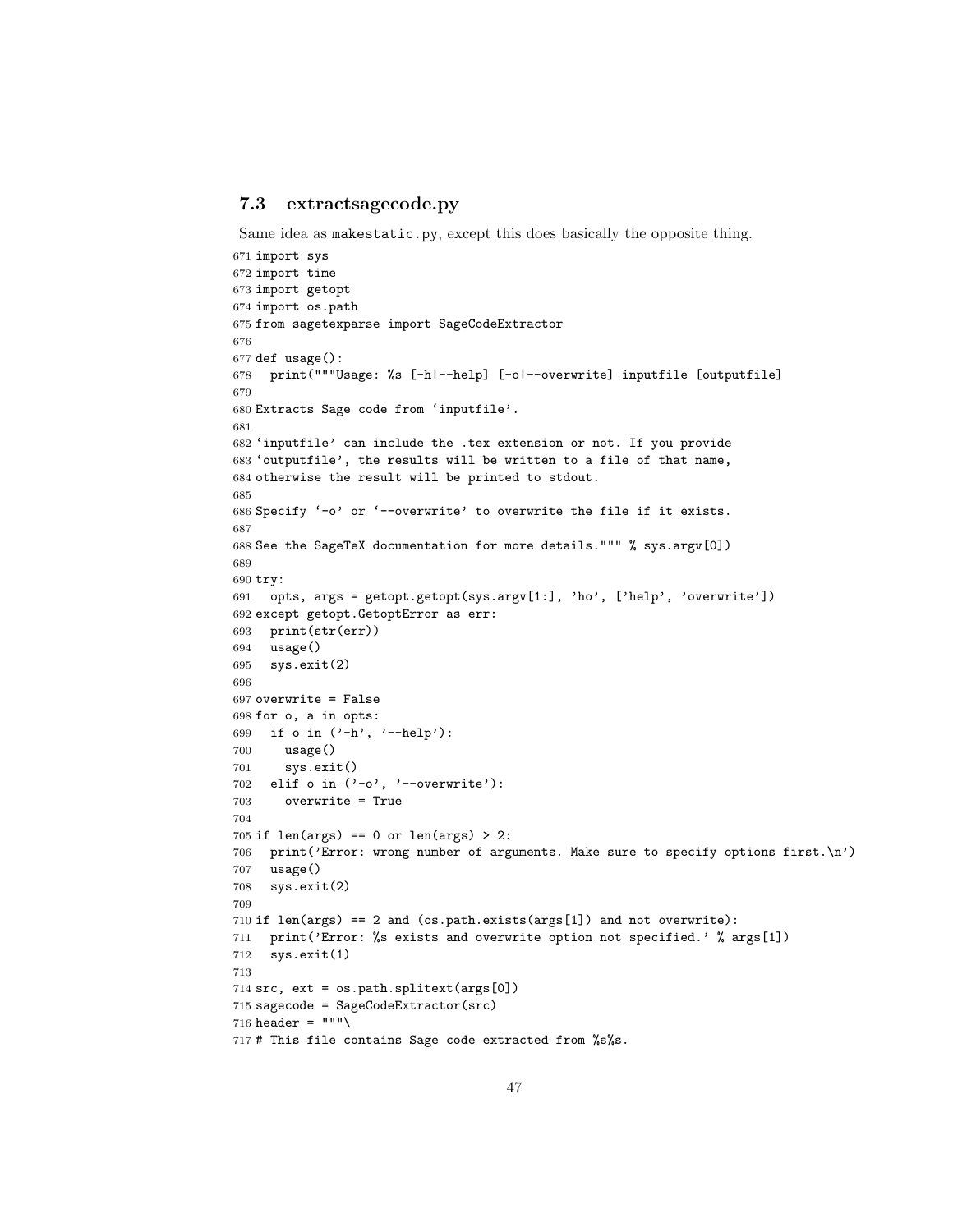### 7.3 extractsagecode.py

Same idea as `makestatic.py`, except this does basically the opposite thing.

```
671 import sys
672 import time
673 import getopt
674 import os.path
675 from sagetexparse import SageCodeExtractor
676
677 def usage():
678   print("""Usage: %s [-h|--help] [-o|--overwrite] inputfile [outputfile]
679
680 Extracts Sage code from `inputfile'.
681
682 `inputfile' can include the .tex extension or not. If you provide
683 `outputfile', the results will be written to a file of that name,
684 otherwise the result will be printed to stdout.
685
686 Specify `-o' or `--overwrite' to overwrite the file if it exists.
687
688 See the SageTeX documentation for more details.""" % sys.argv[0])
689
690 try:
691   opts, args = getopt.getopt(sys.argv[1:], 'ho', ['help', 'overwrite'])
692 except getopt.GetoptError as err:
693   print(str(err))
694   usage()
695   sys.exit(2)
696
697 overwrite = False
698 for o, a in opts:
699   if o in ('-h', '--help'):
700     usage()
701     sys.exit()
702   elif o in ('-o', '--overwrite'):
703     overwrite = True
704
705 if len(args) == 0 or len(args) > 2:
706   print('Error: wrong number of arguments. Make sure to specify options first.\n')
707   usage()
708   sys.exit(2)
709
710 if len(args) == 2 and (os.path.exists(args[1]) and not overwrite):
711   print('Error: %s exists and overwrite option not specified.' % args[1])
712   sys.exit(1)
713
714 src, ext = os.path.splitext(args[0])
715 sagecode = SageCodeExtractor(src)
716 header = """\
717 # This file contains Sage code extracted from %s%s.
```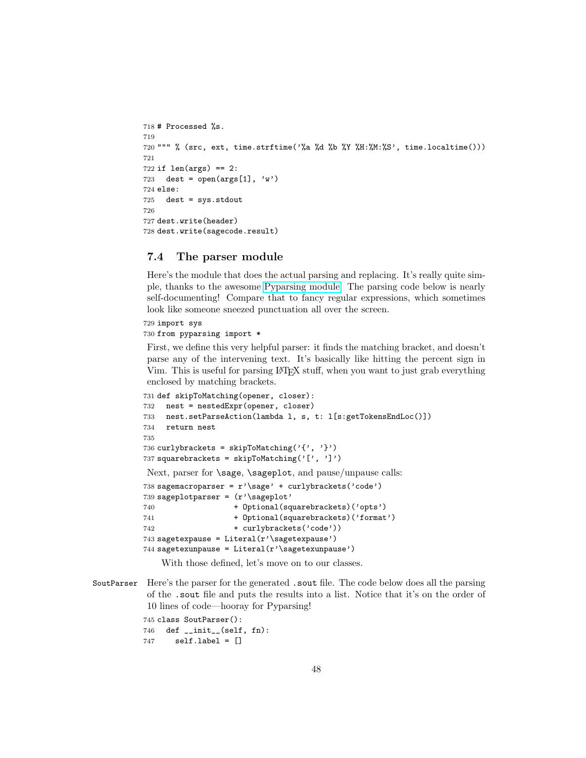```
718 # Processed %s.
719
720 """ % (src, ext, time.strftime('%a %d %b %Y %H:%M:%S', time.localtime()))
721
722 if len(args) == 2:
723   dest = open(args[1], 'w')
724 else:
725   dest = sys.stdout
726
727 dest.write(header)
728 dest.write(sagecode.result)
```

### 7.4 The parser module

Here's the module that does the actual parsing and replacing. It's really quite simple, thanks to the awesome Pyparsing module. The parsing code below is nearly self-documenting! Compare that to fancy regular expressions, which sometimes look like someone sneezed punctuation all over the screen.

```
729 import sys
730 from pyparsing import *
```

First, we define this very helpful parser: it finds the matching bracket, and doesn't parse any of the intervening text. It's basically like hitting the percent sign in Vim. This is useful for parsing LaTeX stuff, when you want to just grab everything enclosed by matching brackets.

```
731 def skipToMatching(opener, closer):
732   nest = nestedExpr(opener, closer)
733   nest.setParseAction(lambda l, s, t: l[s:getTokensEndLoc()])
734   return nest
735
736 curlybrackets = skipToMatching('{', '}')
737 squarebrackets = skipToMatching('[', ']')
```

Next, parser for `\sage`, `\sageplot`, and pause/unpause calls:

```
738 sagemacroparser = r'\sage' + curlybrackets('code')
739 sageplotparser = (r'\sageplot'
740                  + Optional(squarebrackets)('opts')
741                  + Optional(squarebrackets)('format')
742                  + curlybrackets('code'))
743 sagetexpause = Literal(r'\sagetexpause')
744 sagetexunpause = Literal(r'\sagetexunpause')
```

With those defined, let's move on to our classes.

`SoutParser` Here's the parser for the generated `.sout` file. The code below does all the parsing of the `.sout` file and puts the results into a list. Notice that it's on the order of 10 lines of code—hooray for Pyparsing!

```
745 class SoutParser():
746   def __init__(self, fn):
747     self.label = []
```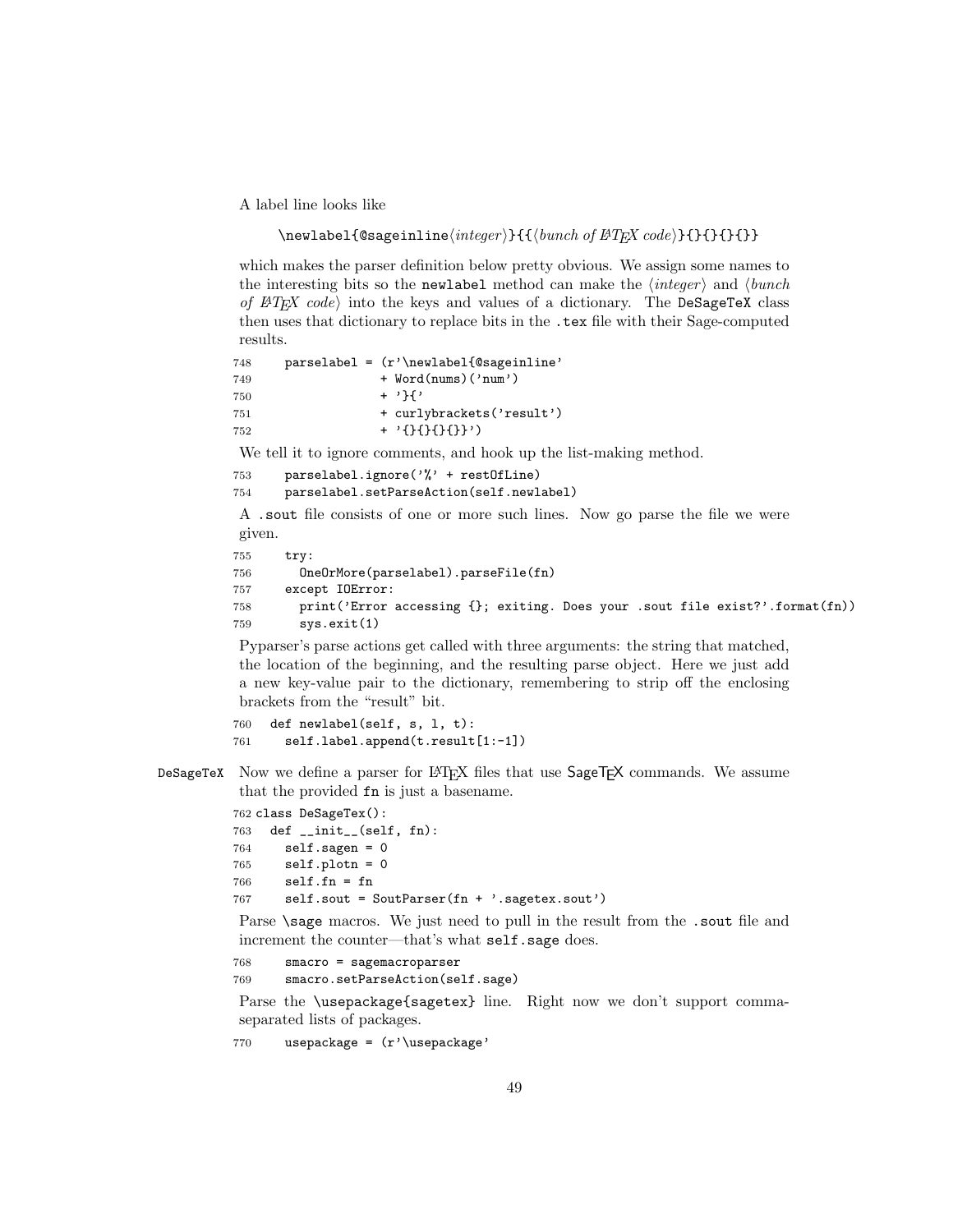A label line looks like

```
\newlabel{@sageinline⟨integer⟩}{{⟨bunch of LaTeX code⟩}{}{}{}{}}
```

which makes the parser definition below pretty obvious. We assign some names to the interesting bits so the `newlabel` method can make the ⟨*integer*⟩ and ⟨*bunch of LaTeX code*⟩ into the keys and values of a dictionary. The `DeSageTeX` class then uses that dictionary to replace bits in the `.tex` file with their Sage-computed results.

```
748     parselabel = (r'\newlabel{@sageinline'
749                   + Word(nums)('num')
750                   + '}{'
751                   + curlybrackets('result')
752                   + '{}{}{}{}}')
```

We tell it to ignore comments, and hook up the list-making method.

```
753     parselabel.ignore('%' + restOfLine)
754     parselabel.setParseAction(self.newlabel)
```

A `.sout` file consists of one or more such lines. Now go parse the file we were given.

```
755     try:
756       OneOrMore(parselabel).parseFile(fn)
757     except IOError:
758       print('Error accessing {}; exiting. Does your .sout file exist?'.format(fn))
759       sys.exit(1)
```

Pyparser's parse actions get called with three arguments: the string that matched, the location of the beginning, and the resulting parse object. Here we just add a new key-value pair to the dictionary, remembering to strip off the enclosing brackets from the "result" bit.

```
760   def newlabel(self, s, l, t):
761     self.label.append(t.result[1:-1])
```

DeSageTeX Now we define a parser for LaTeX files that use SageTeX commands. We assume that the provided `fn` is just a basename.

```
762 class DeSageTex():
763   def __init__(self, fn):
764     self.sagen = 0
765     self.plotn = 0
766     self.fn = fn
767     self.sout = SoutParser(fn + '.sagetex.sout')
```

Parse `\sage` macros. We just need to pull in the result from the `.sout` file and increment the counter—that's what `self.sage` does.

```
768     smacro = sagemacroparser
769     smacro.setParseAction(self.sage)
```

Parse the `\usepackage{sagetex}` line. Right now we don't support comma-separated lists of packages.

```
770     usepackage = (r'\usepackage'
```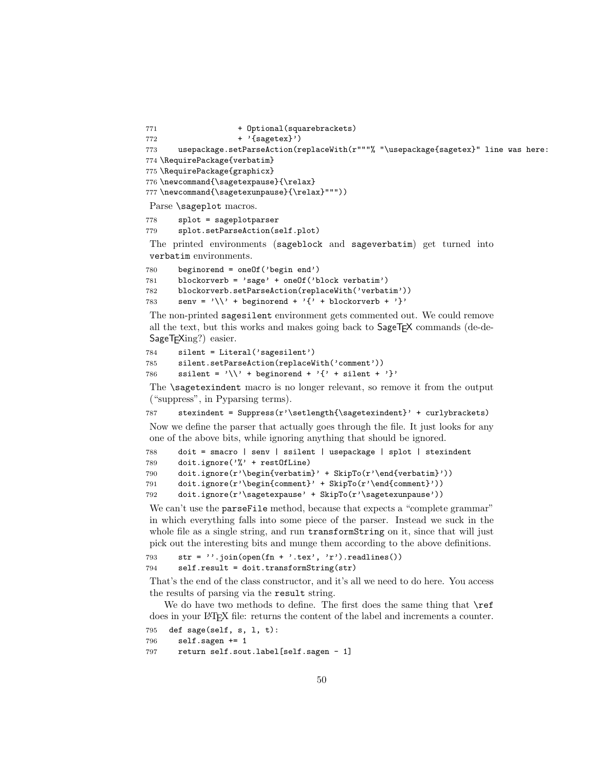```
771                 + Optional(squarebrackets)
772                 + '{sagetex}')
773     usepackage.setParseAction(replaceWith(r"""% "\usepackage{sagetex}" line was here:
774 \RequirePackage{verbatim}
775 \RequirePackage{graphicx}
776 \newcommand{\sagetexpause}{\relax}
777 \newcommand{\sagetexunpause}{\relax}"""))
```

Parse \sageplot macros.

```
778     splot = sageplotparser
779     splot.setParseAction(self.plot)
```

The printed environments (sageblock and sageverbatim) get turned into verbatim environments.

```
780     beginorend = oneOf('begin end')
781     blockorverb = 'sage' + oneOf('block verbatim')
782     blockorverb.setParseAction(replaceWith('verbatim'))
783     senv = '\\' + beginorend + '{' + blockorverb + '}'
```

The non-printed sagesilent environment gets commented out. We could remove all the text, but this works and makes going back to SageTEX commands (de-de-SageTEXing?) easier.

```
784     silent = Literal('sagesilent')
785     silent.setParseAction(replaceWith('comment'))
786     ssilent = '\\' + beginorend + '{' + silent + '}'
```

The \sagetexindent macro is no longer relevant, so remove it from the output ("suppress", in Pyparsing terms).

```
787     stexindent = Suppress(r'\setlength{\sagetexindent}' + curlybrackets)
```

Now we define the parser that actually goes through the file. It just looks for any one of the above bits, while ignoring anything that should be ignored.

```
788     doit = smacro | senv | ssilent | usepackage | splot | stexindent
789     doit.ignore('%' + restOfLine)
790     doit.ignore(r'\begin{verbatim}' + SkipTo(r'\end{verbatim}'))
791     doit.ignore(r'\begin{comment}' + SkipTo(r'\end{comment}'))
792     doit.ignore(r'\sagetexpause' + SkipTo(r'\sagetexunpause'))
```

We can't use the parseFile method, because that expects a "complete grammar" in which everything falls into some piece of the parser. Instead we suck in the whole file as a single string, and run transformString on it, since that will just pick out the interesting bits and munge them according to the above definitions.

```
793     str = ''.join(open(fn + '.tex', 'r').readlines())
794     self.result = doit.transformString(str)
```

That's the end of the class constructor, and it's all we need to do here. You access the results of parsing via the result string.

We do have two methods to define. The first does the same thing that \ref does in your LaTeX file: returns the content of the label and increments a counter.

```
795   def sage(self, s, l, t):
796     self.sagen += 1
797     return self.sout.label[self.sagen - 1]
```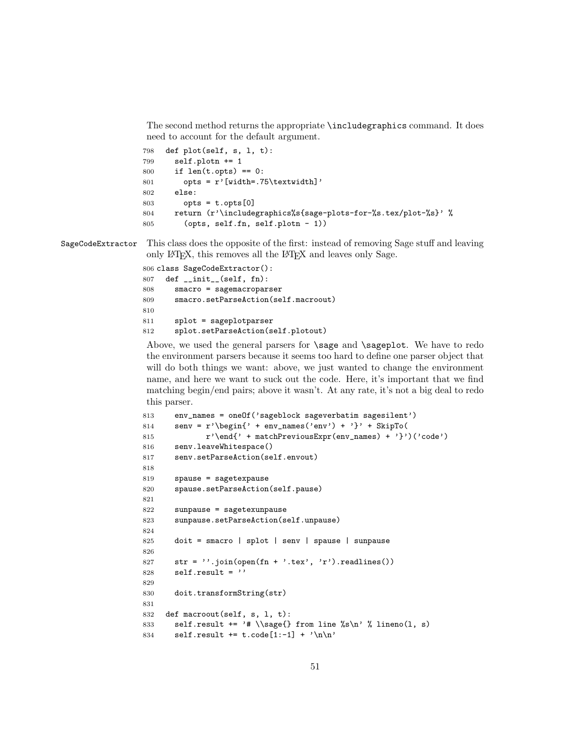The second method returns the appropriate \includegraphics command. It does need to account for the default argument.

```
798   def plot(self, s, l, t):
799     self.plotn += 1
800     if len(t.opts) == 0:
801       opts = r'[width=.75\textwidth]'
802     else:
803       opts = t.opts[0]
804     return (r'\includegraphics%s{sage-plots-for-%s.tex/plot-%s}' %
805       (opts, self.fn, self.plotn - 1))
```

SageCodeExtractor This class does the opposite of the first: instead of removing Sage stuff and leaving only LaTeX, this removes all the LaTeX and leaves only Sage.

```
806 class SageCodeExtractor():
807   def __init__(self, fn):
808     smacro = sagemacroparser
809     smacro.setParseAction(self.macroout)
810
811     splot = sageplotparser
812     splot.setParseAction(self.plotout)
```

Above, we used the general parsers for \sage and \sageplot. We have to redo the environment parsers because it seems too hard to define one parser object that will do both things we want: above, we just wanted to change the environment name, and here we want to suck out the code. Here, it's important that we find matching begin/end pairs; above it wasn't. At any rate, it's not a big deal to redo this parser.

```
813     env_names = oneOf('sageblock sageverbatim sagesilent')
814     senv = r'\begin{' + env_names('env') + '}' + SkipTo(
815            r'\end{' + matchPreviousExpr(env_names) + '}')('code')
816     senv.leaveWhitespace()
817     senv.setParseAction(self.envout)
818
819     spause = sagetexpause
820     spause.setParseAction(self.pause)
821
822     sunpause = sagetexunpause
823     sunpause.setParseAction(self.unpause)
824
825     doit = smacro | splot | senv | spause | sunpause
826
827     str = ''.join(open(fn + '.tex', 'r').readlines())
828     self.result = ''
829
830     doit.transformString(str)
831
832   def macroout(self, s, l, t):
833     self.result += '# \\sage{} from line %s\n' % lineno(l, s)
834     self.result += t.code[1:-1] + '\n\n'
```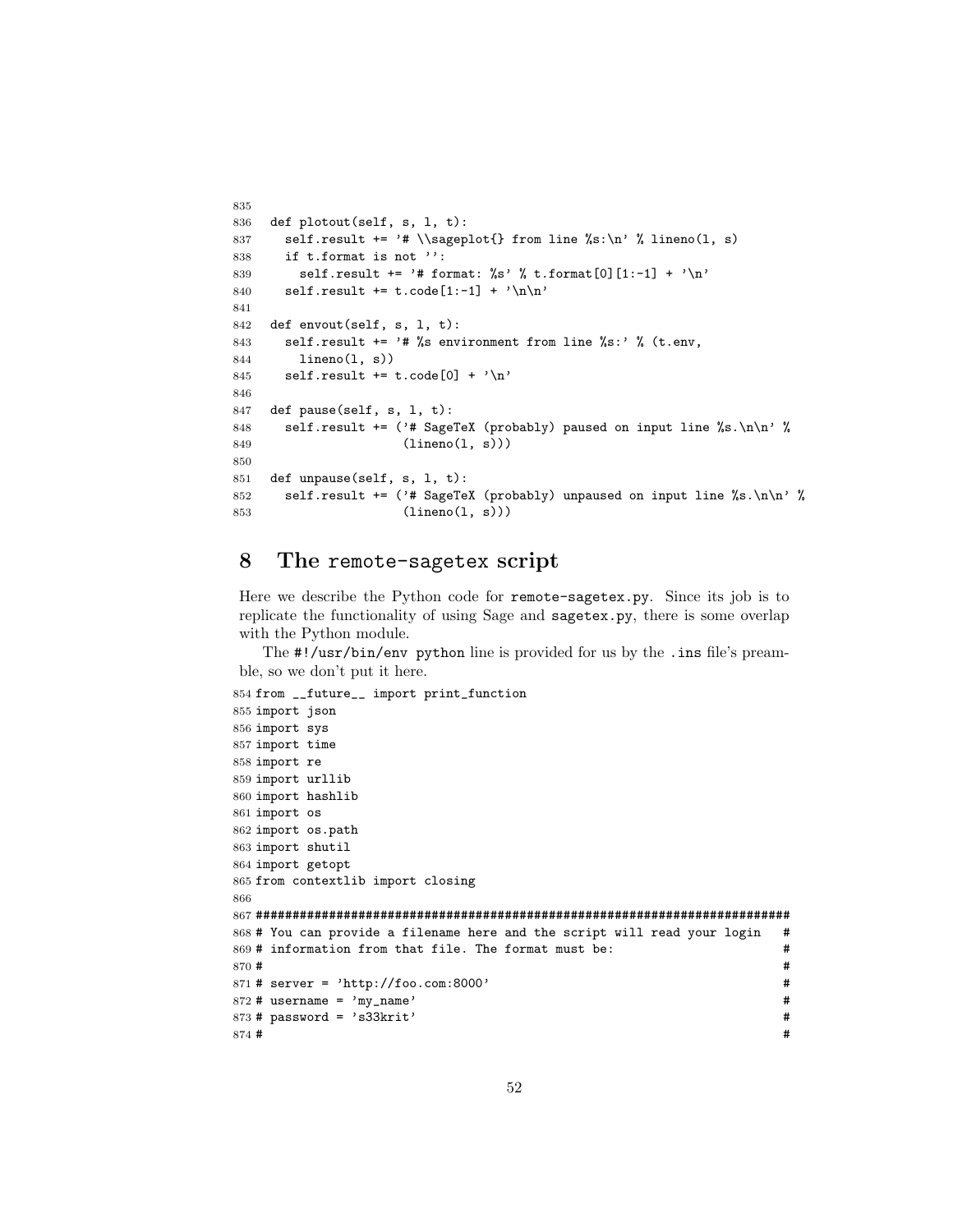```
835
836  def plotout(self, s, l, t):
837    self.result += '# \\sageplot{} from line %s:\n' % lineno(l, s)
838    if t.format is not '':
839      self.result += '# format: %s' % t.format[0][1:-1] + '\n'
840    self.result += t.code[1:-1] + '\n\n'
841
842  def envout(self, s, l, t):
843    self.result += '# %s environment from line %s:' % (t.env,
844      lineno(l, s))
845    self.result += t.code[0] + '\n'
846
847  def pause(self, s, l, t):
848    self.result += ('# SageTeX (probably) paused on input line %s.\n\n' %
849                    (lineno(l, s)))
850
851  def unpause(self, s, l, t):
852    self.result += ('# SageTeX (probably) unpaused on input line %s.\n\n' %
853                    (lineno(l, s)))
```

## 8 The remote-sagetex script

Here we describe the Python code for remote-sagetex.py. Since its job is to replicate the functionality of using Sage and sagetex.py, there is some overlap with the Python module.

The #!/usr/bin/env python line is provided for us by the .ins file's preamble, so we don't put it here.

```
854 from __future__ import print_function
855 import json
856 import sys
857 import time
858 import re
859 import urllib
860 import hashlib
861 import os
862 import os.path
863 import shutil
864 import getopt
865 from contextlib import closing
866
867 #########################################################################
868 # You can provide a filename here and the script will read your login   #
869 # information from that file. The format must be:                       #
870 #                                                                       #
871 # server = 'http://foo.com:8000'                                        #
872 # username = 'my_name'                                                  #
873 # password = 's33krit'                                                  #
874 #                                                                       #
```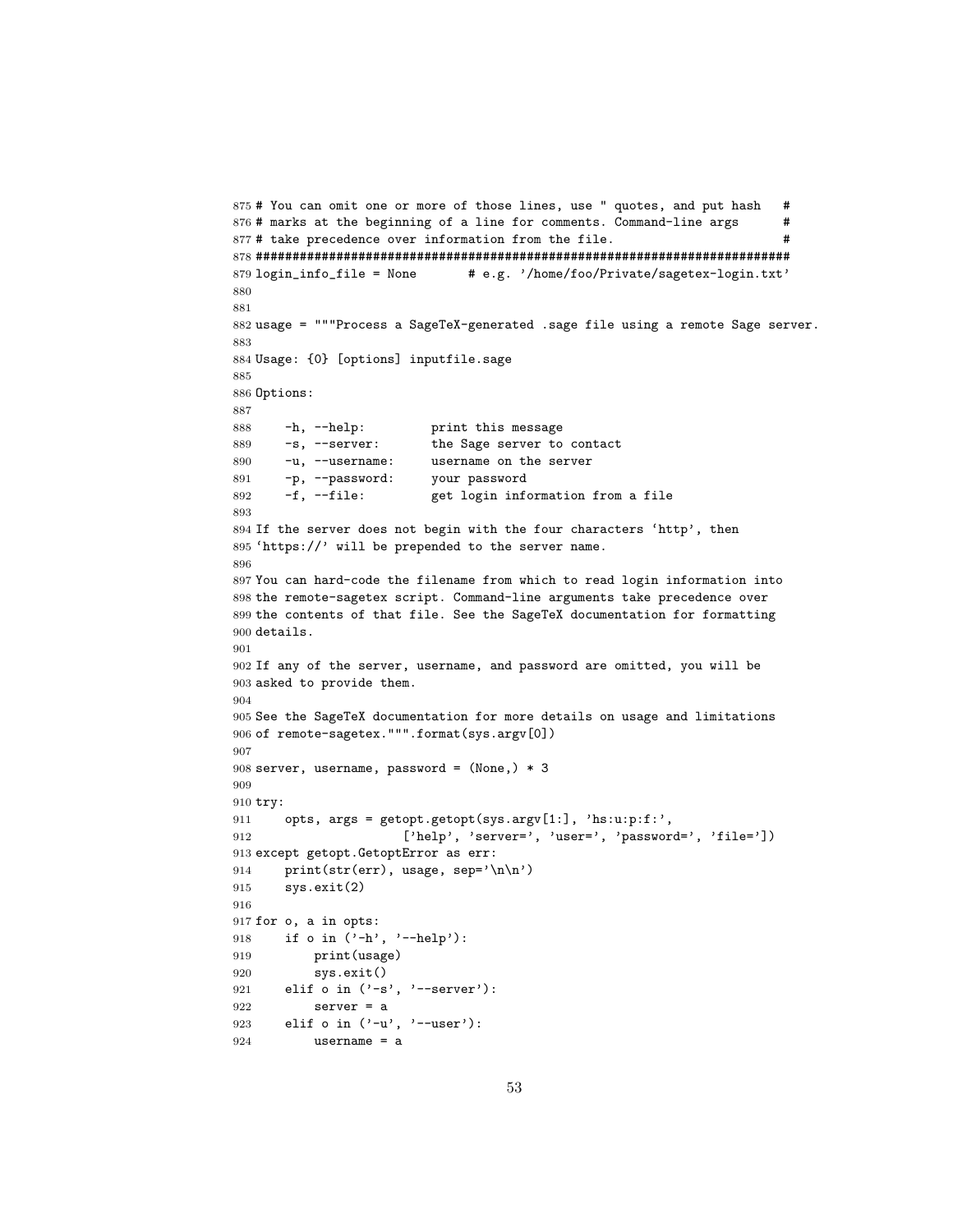```
875 # You can omit one or more of those lines, use " quotes, and put hash   #
876 # marks at the beginning of a line for comments. Command-line args      #
877 # take precedence over information from the file.                       #
878 #########################################################################
879 login_info_file = None       # e.g. '/home/foo/Private/sagetex-login.txt'
880
881
882 usage = """Process a SageTeX-generated .sage file using a remote Sage server.
883
884 Usage: {0} [options] inputfile.sage
885
886 Options:
887
888     -h, --help:         print this message
889     -s, --server:       the Sage server to contact
890     -u, --username:     username on the server
891     -p, --password:     your password
892     -f, --file:         get login information from a file
893
894 If the server does not begin with the four characters `http', then
895 `https://' will be prepended to the server name.
896
897 You can hard-code the filename from which to read login information into
898 the remote-sagetex script. Command-line arguments take precedence over
899 the contents of that file. See the SageTeX documentation for formatting
900 details.
901
902 If any of the server, username, and password are omitted, you will be
903 asked to provide them.
904
905 See the SageTeX documentation for more details on usage and limitations
906 of remote-sagetex.""".format(sys.argv[0])
907
908 server, username, password = (None,) * 3
909
910 try:
911     opts, args = getopt.getopt(sys.argv[1:], 'hs:u:p:f:',
912                    ['help', 'server=', 'user=', 'password=', 'file='])
913 except getopt.GetoptError as err:
914     print(str(err), usage, sep='\n\n')
915     sys.exit(2)
916
917 for o, a in opts:
918     if o in ('-h', '--help'):
919         print(usage)
920         sys.exit()
921     elif o in ('-s', '--server'):
922         server = a
923     elif o in ('-u', '--user'):
924         username = a
```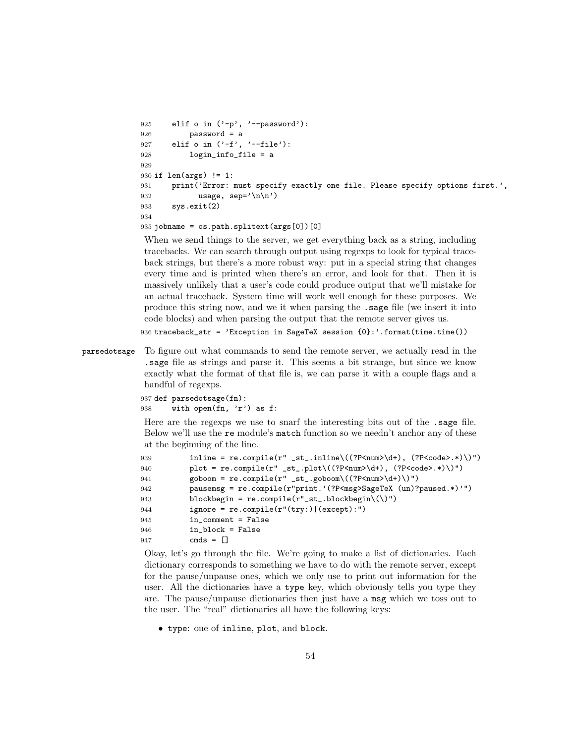```
925     elif o in ('-p', '--password'):
926         password = a
927     elif o in ('-f', '--file'):
928         login_info_file = a
929
930 if len(args) != 1:
931     print('Error: must specify exactly one file. Please specify options first.',
932           usage, sep='\n\n')
933     sys.exit(2)
934
935 jobname = os.path.splitext(args[0])[0]
```

When we send things to the server, we get everything back as a string, including tracebacks. We can search through output using regexps to look for typical traceback strings, but there's a more robust way: put in a special string that changes every time and is printed when there's an error, and look for that. Then it is massively unlikely that a user's code could produce output that we'll mistake for an actual traceback. System time will work well enough for these purposes. We produce this string now, and we it when parsing the `.sage` file (we insert it into code blocks) and when parsing the output that the remote server gives us.

```
936 traceback_str = 'Exception in SageTeX session {0}:'.format(time.time())
```

parsedotsage To figure out what commands to send the remote server, we actually read in the `.sage` file as strings and parse it. This seems a bit strange, but since we know exactly what the format of that file is, we can parse it with a couple flags and a handful of regexps.

```
937 def parsedotsage(fn):
938     with open(fn, 'r') as f:
```

Here are the regexps we use to snarf the interesting bits out of the `.sage` file. Below we'll use the `re` module's `match` function so we needn't anchor any of these at the beginning of the line.

```
939         inline = re.compile(r" _st_.inline\((?P<num>\d+), (?P<code>.*)\)")
940         plot = re.compile(r" _st_.plot\((?P<num>\d+), (?P<code>.*)\)")
941         goboom = re.compile(r" _st_.goboom\((?P<num>\d+)\)")
942         pausemsg = re.compile(r"print.'(?P<msg>SageTeX (un)?paused.*)'")
943         blockbegin = re.compile(r"_st_.blockbegin\(\)")
944         ignore = re.compile(r"(try:)|(except):")
945         in_comment = False
946         in_block = False
947         cmds = []
```

Okay, let's go through the file. We're going to make a list of dictionaries. Each dictionary corresponds to something we have to do with the remote server, except for the pause/unpause ones, which we only use to print out information for the user. All the dictionaries have a `type` key, which obviously tells you type they are. The pause/unpause dictionaries then just have a `msg` which we toss out to the user. The "real" dictionaries all have the following keys:

- `type`: one of `inline`, `plot`, and `block`.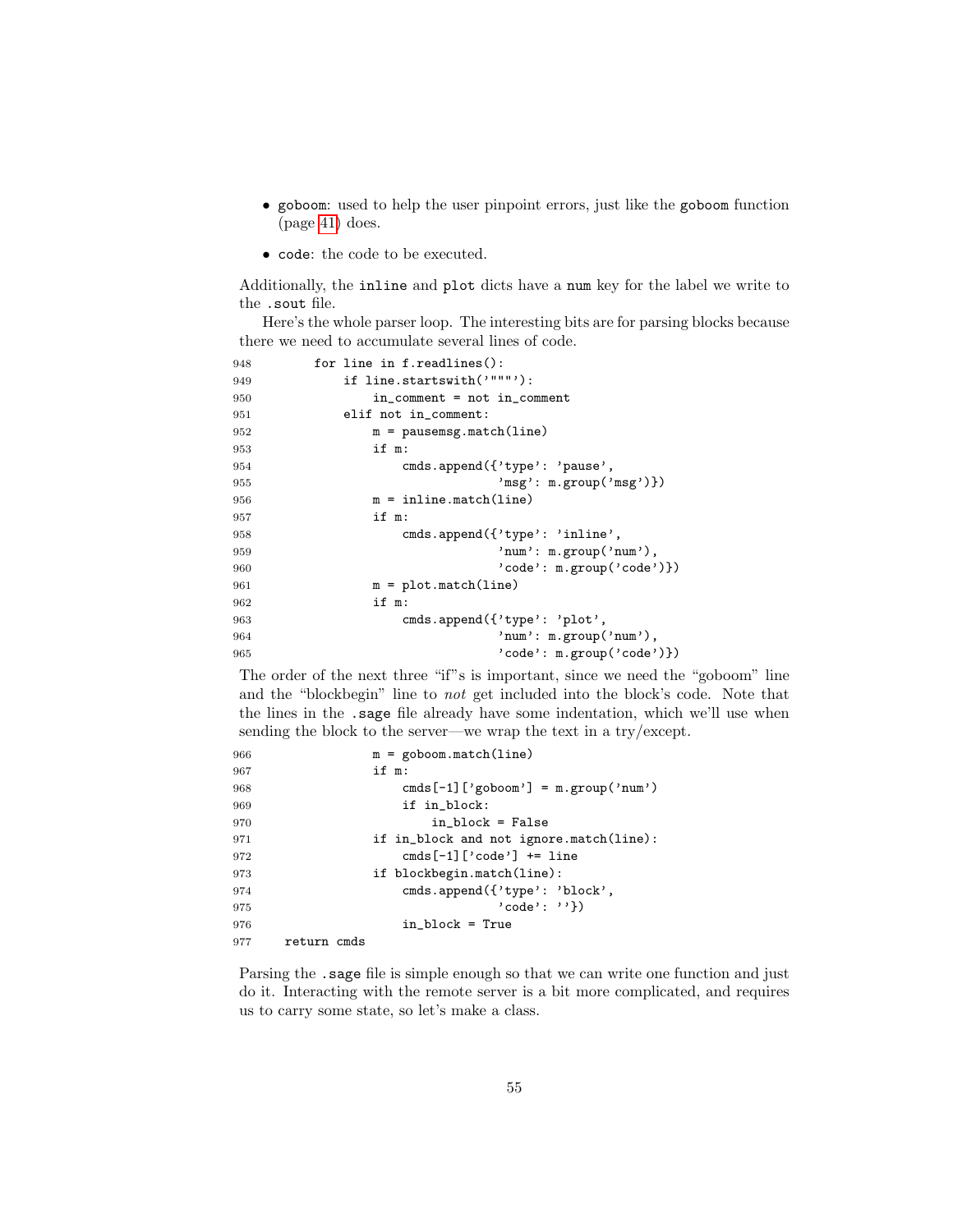- `goboom`: used to help the user pinpoint errors, just like the `goboom` function (page 41) does.

- `code`: the code to be executed.

Additionally, the `inline` and `plot` dicts have a `num` key for the label we write to the `.sout` file.

Here's the whole parser loop. The interesting bits are for parsing blocks because there we need to accumulate several lines of code.

```
948        for line in f.readlines():
949            if line.startswith('"""'):
950                in_comment = not in_comment
951            elif not in_comment:
952                m = pausemsg.match(line)
953                if m:
954                    cmds.append({'type': 'pause',
955                                 'msg': m.group('msg')})
956                m = inline.match(line)
957                if m:
958                    cmds.append({'type': 'inline',
959                                 'num': m.group('num'),
960                                 'code': m.group('code')})
961                m = plot.match(line)
962                if m:
963                    cmds.append({'type': 'plot',
964                                 'num': m.group('num'),
965                                 'code': m.group('code')})
```

The order of the next three "if"s is important, since we need the "goboom" line and the "blockbegin" line to *not* get included into the block's code. Note that the lines in the `.sage` file already have some indentation, which we'll use when sending the block to the server—we wrap the text in a try/except.

```
966                m = goboom.match(line)
967                if m:
968                    cmds[-1]['goboom'] = m.group('num')
969                    if in_block:
970                        in_block = False
971                if in_block and not ignore.match(line):
972                    cmds[-1]['code'] += line
973                if blockbegin.match(line):
974                    cmds.append({'type': 'block',
975                                 'code': ''})
976                    in_block = True
977    return cmds
```

Parsing the `.sage` file is simple enough so that we can write one function and just do it. Interacting with the remote server is a bit more complicated, and requires us to carry some state, so let's make a class.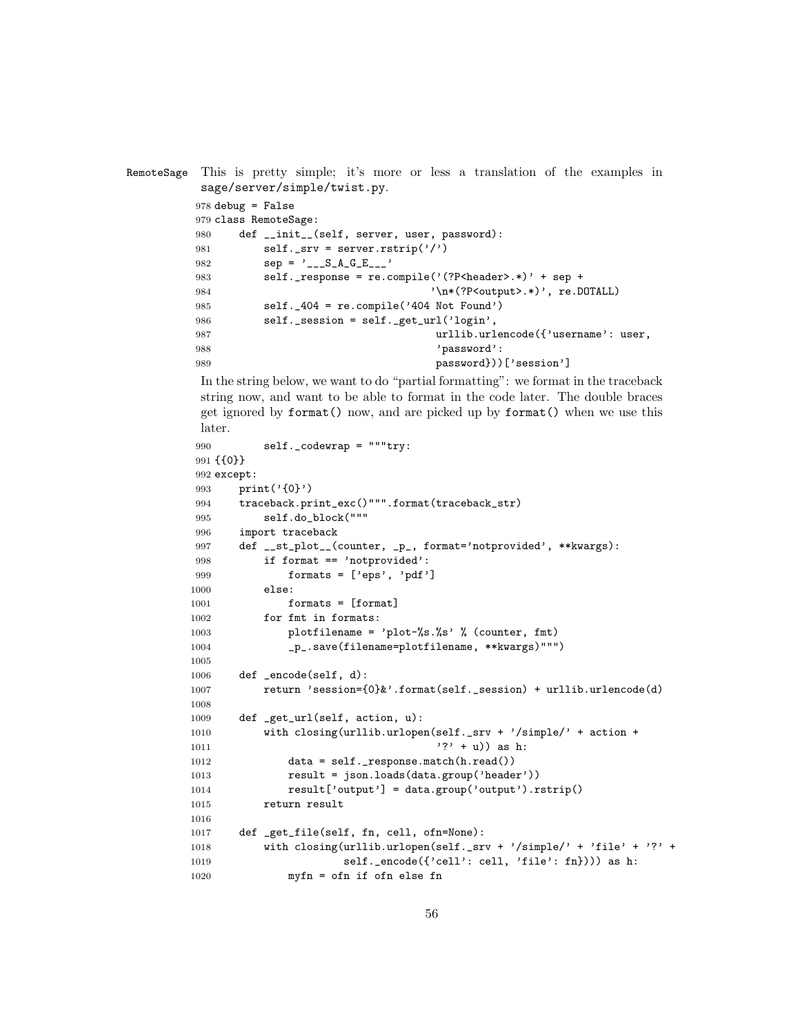RemoteSage This is pretty simple; it's more or less a translation of the examples in sage/server/simple/twist.py.

```
978 debug = False
979 class RemoteSage:
980     def __init__(self, server, user, password):
981         self._srv = server.rstrip('/')
982         sep = '___S_A_G_E___'
983         self._response = re.compile('(?P<header>.*)' + sep +
984                                     '\n*(?P<output>.*)', re.DOTALL)
985         self._404 = re.compile('404 Not Found')
986         self._session = self._get_url('login',
987                                      urllib.urlencode({'username': user,
988                                      'password':
989                                      password}))['session']
```

In the string below, we want to do "partial formatting": we format in the traceback string now, and want to be able to format in the code later. The double braces get ignored by format() now, and are picked up by format() when we use this later.

```
990         self._codewrap = """try:
991 {{0}}
992 except:
993     print('{0}')
994     traceback.print_exc()""".format(traceback_str)
995         self.do_block("""
996     import traceback
997     def __st_plot__(counter, _p_, format='notprovided', **kwargs):
998         if format == 'notprovided':
999             formats = ['eps', 'pdf']
1000        else:
1001            formats = [format]
1002        for fmt in formats:
1003            plotfilename = 'plot-%s.%s' % (counter, fmt)
1004            _p_.save(filename=plotfilename, **kwargs)""")
1005
1006    def _encode(self, d):
1007        return 'session={0}&'.format(self._session) + urllib.urlencode(d)
1008
1009    def _get_url(self, action, u):
1010        with closing(urllib.urlopen(self._srv + '/simple/' + action +
1011                                    '?' + u)) as h:
1012            data = self._response.match(h.read())
1013            result = json.loads(data.group('header'))
1014            result['output'] = data.group('output').rstrip()
1015        return result
1016
1017    def _get_file(self, fn, cell, ofn=None):
1018        with closing(urllib.urlopen(self._srv + '/simple/' + 'file' + '?' +
1019                     self._encode({'cell': cell, 'file': fn}))) as h:
1020            myfn = ofn if ofn else fn
```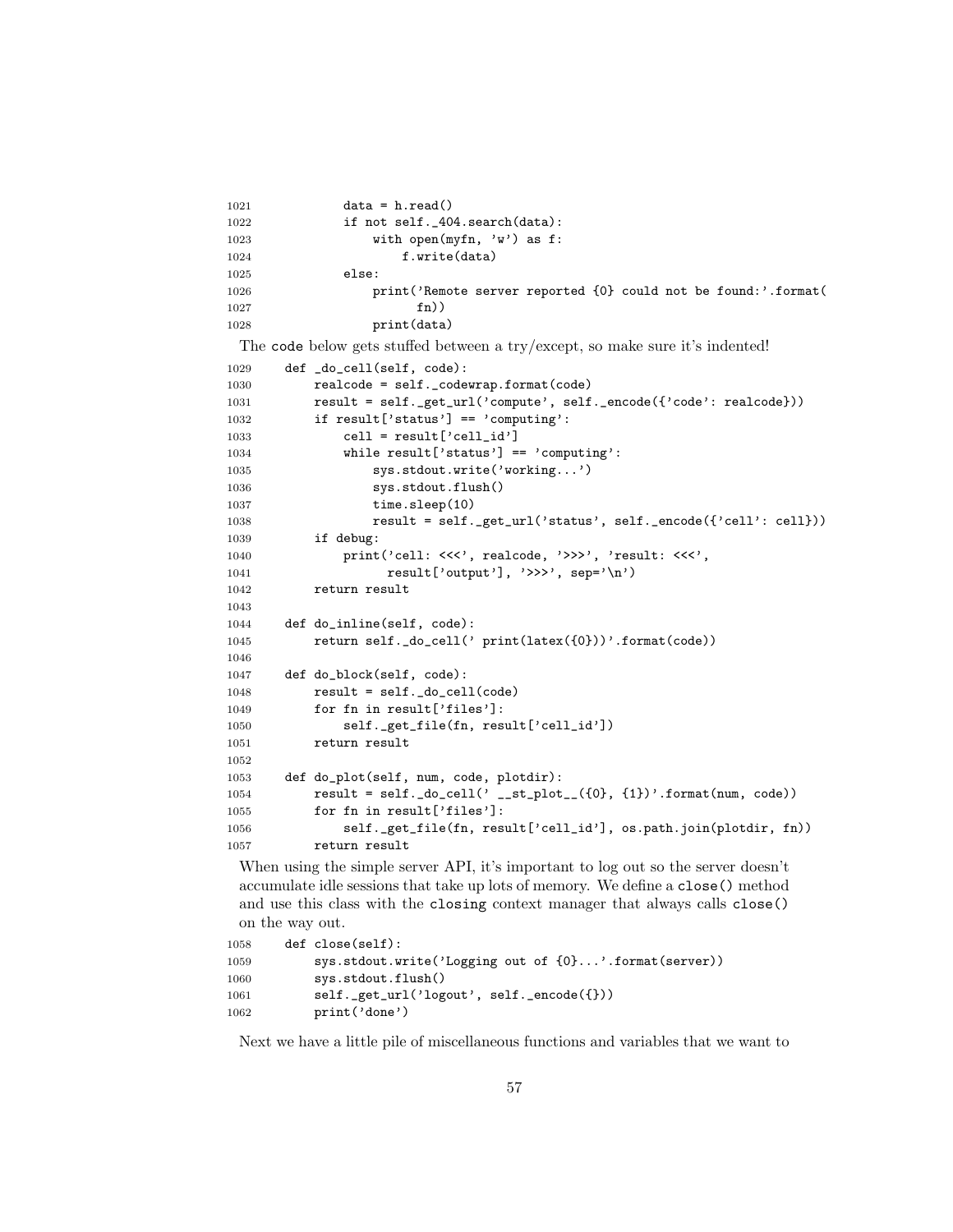```
1021            data = h.read()
1022            if not self._404.search(data):
1023                with open(myfn, 'w') as f:
1024                    f.write(data)
1025            else:
1026                print('Remote server reported {0} could not be found:'.format(
1027                      fn))
1028                print(data)
```

The `code` below gets stuffed between a try/except, so make sure it's indented!

```
1029    def _do_cell(self, code):
1030        realcode = self._codewrap.format(code)
1031        result = self._get_url('compute', self._encode({'code': realcode}))
1032        if result['status'] == 'computing':
1033            cell = result['cell_id']
1034            while result['status'] == 'computing':
1035                sys.stdout.write('working...')
1036                sys.stdout.flush()
1037                time.sleep(10)
1038                result = self._get_url('status', self._encode({'cell': cell}))
1039        if debug:
1040            print('cell: <<<', realcode, '>>>', 'result: <<<',
1041                  result['output'], '>>>', sep='\n')
1042        return result
1043
1044    def do_inline(self, code):
1045        return self._do_cell(' print(latex({0}))'.format(code))
1046
1047    def do_block(self, code):
1048        result = self._do_cell(code)
1049        for fn in result['files']:
1050            self._get_file(fn, result['cell_id'])
1051        return result
1052
1053    def do_plot(self, num, code, plotdir):
1054        result = self._do_cell(' __st_plot__({0}, {1})'.format(num, code))
1055        for fn in result['files']:
1056            self._get_file(fn, result['cell_id'], os.path.join(plotdir, fn))
1057        return result
```

When using the simple server API, it's important to log out so the server doesn't accumulate idle sessions that take up lots of memory. We define a `close()` method and use this class with the `closing` context manager that always calls `close()` on the way out.

```
1058    def close(self):
1059        sys.stdout.write('Logging out of {0}...'.format(server))
1060        sys.stdout.flush()
1061        self._get_url('logout', self._encode({}))
1062        print('done')
```

Next we have a little pile of miscellaneous functions and variables that we want to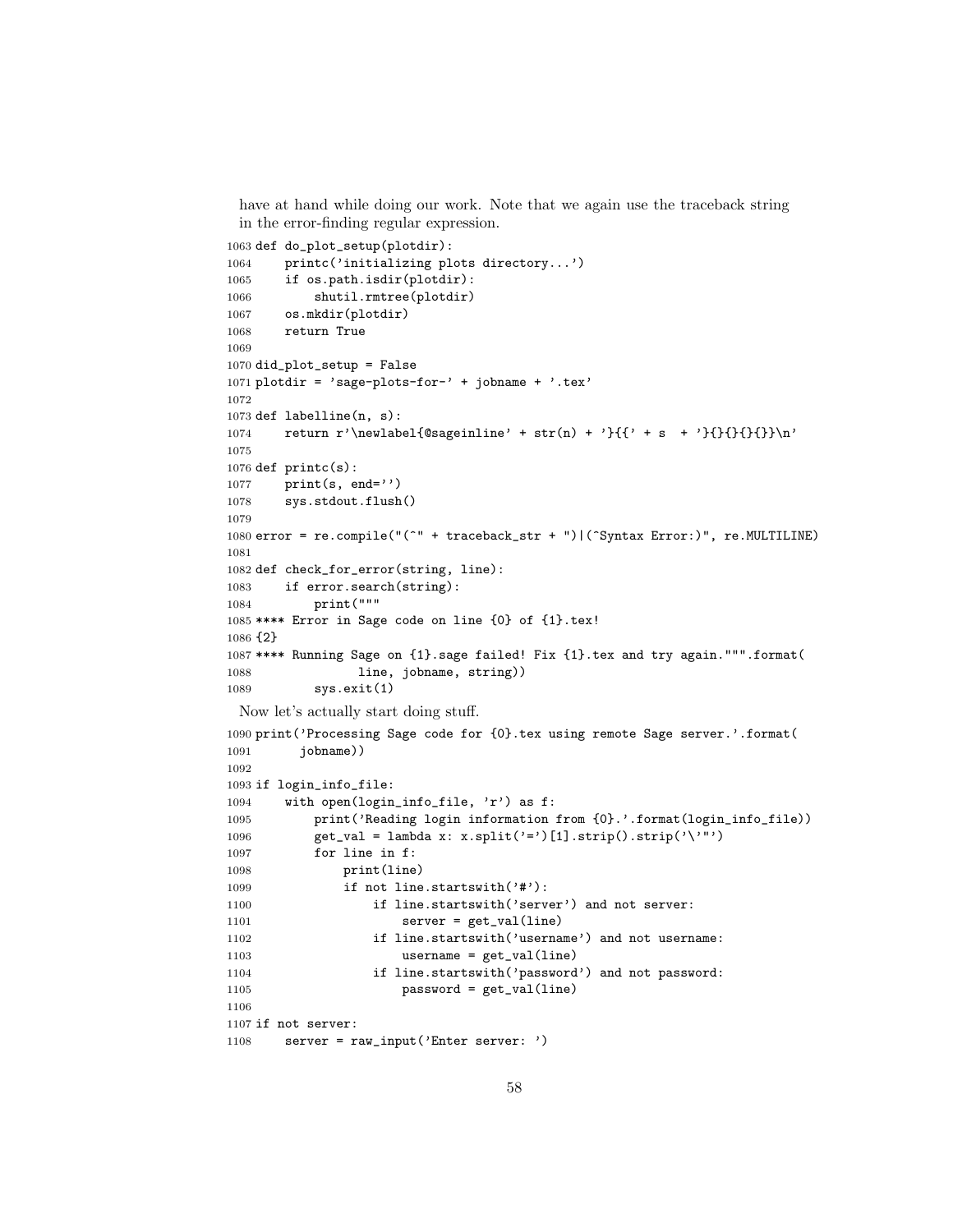have at hand while doing our work. Note that we again use the traceback string in the error-finding regular expression.

```
1063 def do_plot_setup(plotdir):
1064     printc('initializing plots directory...')
1065     if os.path.isdir(plotdir):
1066         shutil.rmtree(plotdir)
1067     os.mkdir(plotdir)
1068     return True
1069
1070 did_plot_setup = False
1071 plotdir = 'sage-plots-for-' + jobname + '.tex'
1072
1073 def labelline(n, s):
1074     return r'\newlabel{@sageinline' + str(n) + '}{{' + s  + '}{}{}{}{}}\n'
1075
1076 def printc(s):
1077     print(s, end='')
1078     sys.stdout.flush()
1079
1080 error = re.compile("(^" + traceback_str + ")|(^Syntax Error:)", re.MULTILINE)
1081
1082 def check_for_error(string, line):
1083     if error.search(string):
1084         print("""
1085 **** Error in Sage code on line {0} of {1}.tex!
1086 {2}
1087 **** Running Sage on {1}.sage failed! Fix {1}.tex and try again.""".format(
1088               line, jobname, string))
1089         sys.exit(1)
```

Now let's actually start doing stuff.

```
1090 print('Processing Sage code for {0}.tex using remote Sage server.'.format(
1091       jobname))
1092
1093 if login_info_file:
1094     with open(login_info_file, 'r') as f:
1095         print('Reading login information from {0}.'.format(login_info_file))
1096         get_val = lambda x: x.split('=')[1].strip().strip('\'"')
1097         for line in f:
1098             print(line)
1099             if not line.startswith('#'):
1100                 if line.startswith('server') and not server:
1101                     server = get_val(line)
1102                 if line.startswith('username') and not username:
1103                     username = get_val(line)
1104                 if line.startswith('password') and not password:
1105                     password = get_val(line)
1106
1107 if not server:
1108     server = raw_input('Enter server: ')
```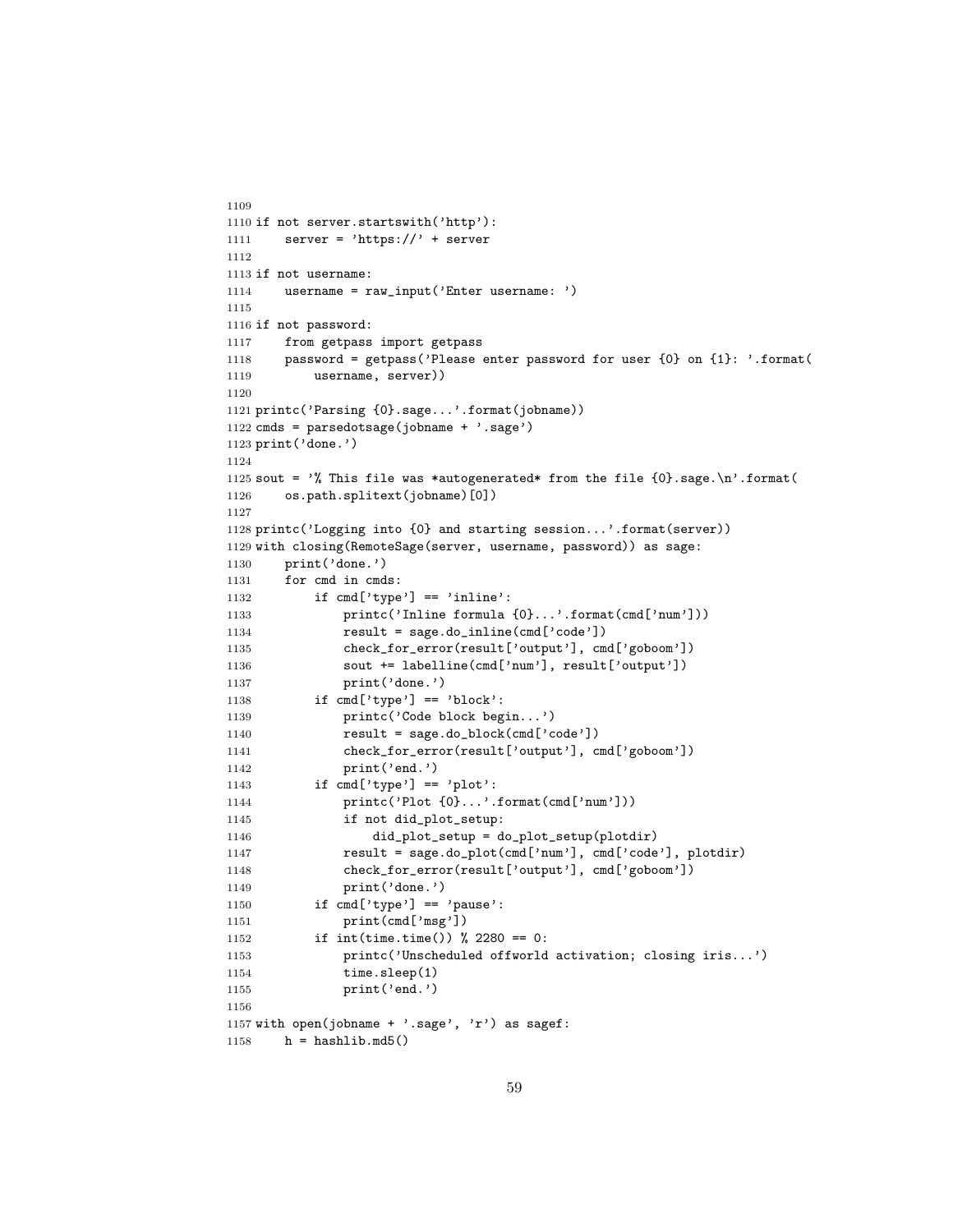```
1109
1110 if not server.startswith('http'):
1111     server = 'https://' + server
1112
1113 if not username:
1114     username = raw_input('Enter username: ')
1115
1116 if not password:
1117     from getpass import getpass
1118     password = getpass('Please enter password for user {0} on {1}: '.format(
1119         username, server))
1120
1121 printc('Parsing {0}.sage...'.format(jobname))
1122 cmds = parsedotsage(jobname + '.sage')
1123 print('done.')
1124
1125 sout = '% This file was *autogenerated* from the file {0}.sage.\n'.format(
1126     os.path.splitext(jobname)[0])
1127
1128 printc('Logging into {0} and starting session...'.format(server))
1129 with closing(RemoteSage(server, username, password)) as sage:
1130     print('done.')
1131     for cmd in cmds:
1132         if cmd['type'] == 'inline':
1133             printc('Inline formula {0}...'.format(cmd['num']))
1134             result = sage.do_inline(cmd['code'])
1135             check_for_error(result['output'], cmd['goboom'])
1136             sout += labelline(cmd['num'], result['output'])
1137             print('done.')
1138         if cmd['type'] == 'block':
1139             printc('Code block begin...')
1140             result = sage.do_block(cmd['code'])
1141             check_for_error(result['output'], cmd['goboom'])
1142             print('end.')
1143         if cmd['type'] == 'plot':
1144             printc('Plot {0}...'.format(cmd['num']))
1145             if not did_plot_setup:
1146                 did_plot_setup = do_plot_setup(plotdir)
1147             result = sage.do_plot(cmd['num'], cmd['code'], plotdir)
1148             check_for_error(result['output'], cmd['goboom'])
1149             print('done.')
1150         if cmd['type'] == 'pause':
1151             print(cmd['msg'])
1152         if int(time.time()) % 2280 == 0:
1153             printc('Unscheduled offworld activation; closing iris...')
1154             time.sleep(1)
1155             print('end.')
1156
1157 with open(jobname + '.sage', 'r') as sagef:
1158     h = hashlib.md5()
```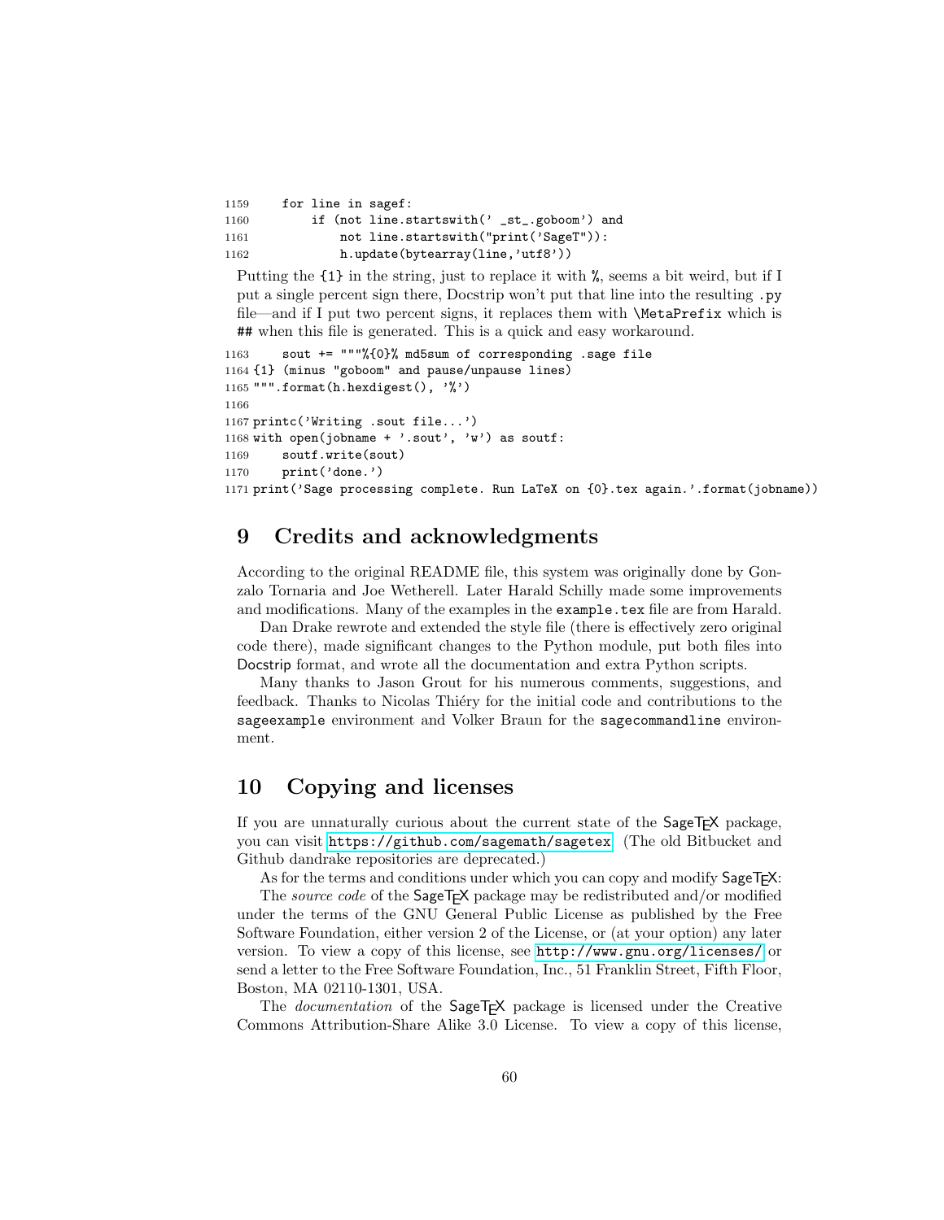```
1159     for line in sagef:
1160         if (not line.startswith(' _st_.goboom') and
1161             not line.startswith("print('SageT")):
1162             h.update(bytearray(line,'utf8'))
```

Putting the {1} in the string, just to replace it with %, seems a bit weird, but if I put a single percent sign there, Docstrip won't put that line into the resulting .py file—and if I put two percent signs, it replaces them with \MetaPrefix which is ## when this file is generated. This is a quick and easy workaround.

```
1163     sout += """%{0}% md5sum of corresponding .sage file
1164 {1} (minus "goboom" and pause/unpause lines)
1165 """.format(h.hexdigest(), '%')
1166
1167 printc('Writing .sout file...')
1168 with open(jobname + '.sout', 'w') as soutf:
1169     soutf.write(sout)
1170     print('done.')
1171 print('Sage processing complete. Run LaTeX on {0}.tex again.'.format(jobname))
```

## 9 Credits and acknowledgments

According to the original README file, this system was originally done by Gonzalo Tornaria and Joe Wetherell. Later Harald Schilly made some improvements and modifications. Many of the examples in the example.tex file are from Harald.

Dan Drake rewrote and extended the style file (there is effectively zero original code there), made significant changes to the Python module, put both files into Docstrip format, and wrote all the documentation and extra Python scripts.

Many thanks to Jason Grout for his numerous comments, suggestions, and feedback. Thanks to Nicolas Thiéry for the initial code and contributions to the sageexample environment and Volker Braun for the sagecommandline environment.

## 10 Copying and licenses

If you are unnaturally curious about the current state of the SageTEX package, you can visit https://github.com/sagemath/sagetex. (The old Bitbucket and Github dandrake repositories are deprecated.)

As for the terms and conditions under which you can copy and modify SageTEX:

The *source code* of the SageTEX package may be redistributed and/or modified under the terms of the GNU General Public License as published by the Free Software Foundation, either version 2 of the License, or (at your option) any later version. To view a copy of this license, see http://www.gnu.org/licenses/ or send a letter to the Free Software Foundation, Inc., 51 Franklin Street, Fifth Floor, Boston, MA 02110-1301, USA.

The *documentation* of the SageTEX package is licensed under the Creative Commons Attribution-Share Alike 3.0 License. To view a copy of this license,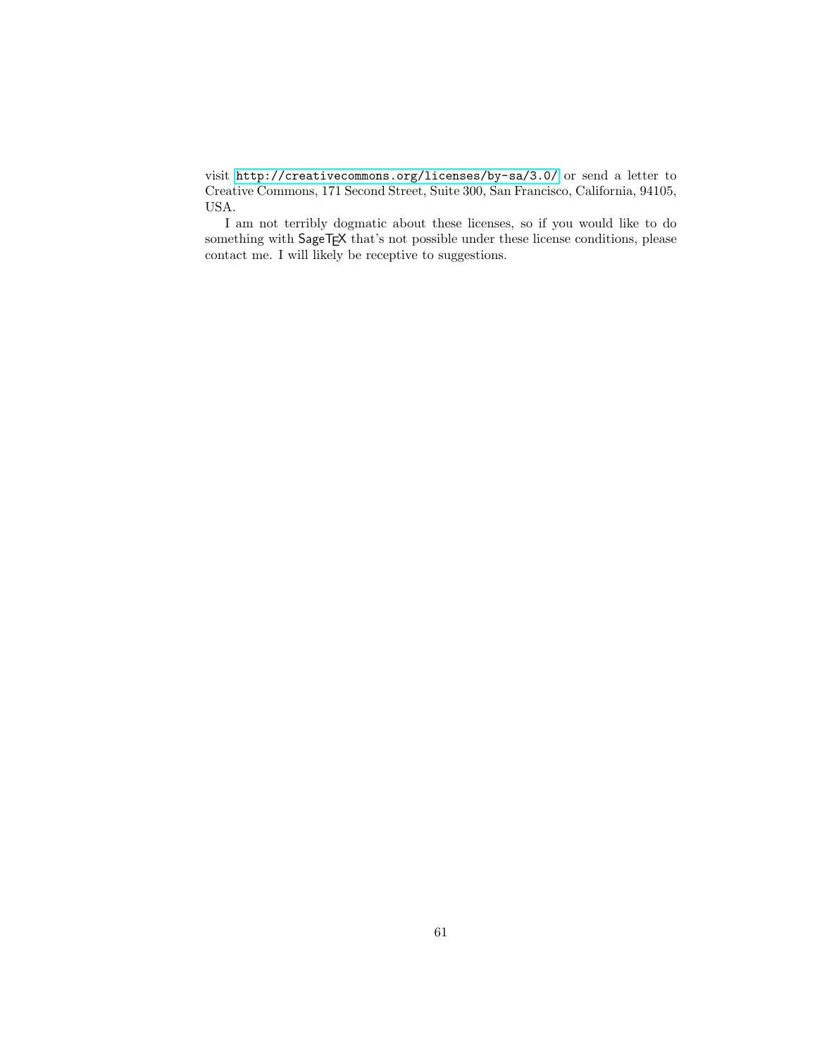visit http://creativecommons.org/licenses/by-sa/3.0/ or send a letter to Creative Commons, 171 Second Street, Suite 300, San Francisco, California, 94105, USA.

I am not terribly dogmatic about these licenses, so if you would like to do something with SageTEX that's not possible under these license conditions, please contact me. I will likely be receptive to suggestions.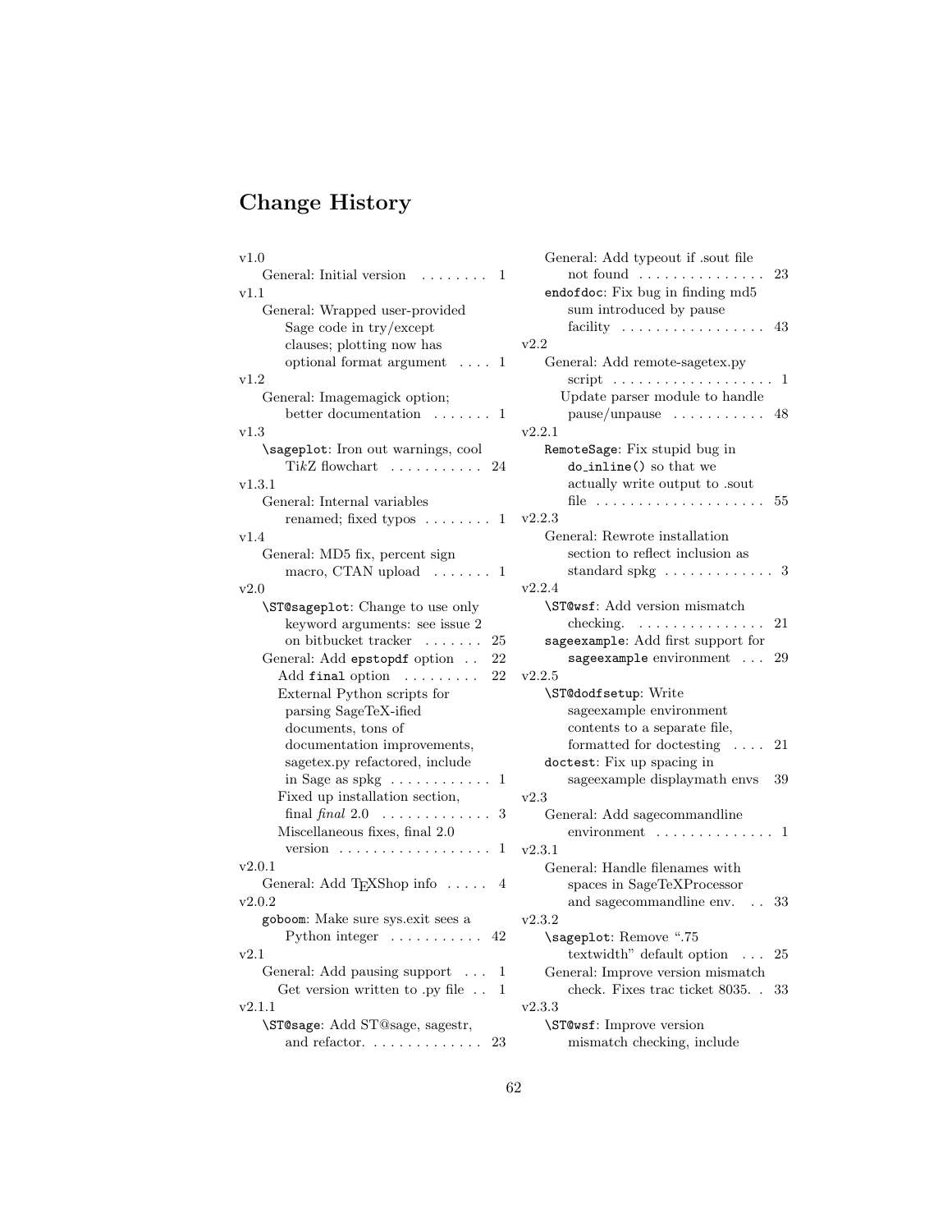# Change History

v1.0
- General: Initial version . . . . . . . . 1

v1.1
- General: Wrapped user-provided Sage code in try/except clauses; plotting now has optional format argument . . . . 1

v1.2
- General: Imagemagick option; better documentation . . . . . . . 1

v1.3
- `\sageplot`: Iron out warnings, cool TikZ flowchart . . . . . . . . . . . 24

v1.3.1
- General: Internal variables renamed; fixed typos . . . . . . . . 1

v1.4
- General: MD5 fix, percent sign macro, CTAN upload . . . . . . . 1

v2.0
- `\ST@sageplot`: Change to use only keyword arguments: see issue 2 on bitbucket tracker . . . . . . . 25
- General: Add `epstopdf` option . . 22
  - Add `final` option . . . . . . . . . 22
  - External Python scripts for parsing SageTeX-ified documents, tons of documentation improvements, sagetex.py refactored, include in Sage as spkg . . . . . . . . . . . . 1
  - Fixed up installation section, final *final* 2.0 . . . . . . . . . . . . . 3
  - Miscellaneous fixes, final 2.0 version . . . . . . . . . . . . . . . . . . 1

v2.0.1
- General: Add TEXShop info . . . . . 4

v2.0.2
- `goboom`: Make sure sys.exit sees a Python integer . . . . . . . . . . . 42

v2.1
- General: Add pausing support . . . 1
  - Get version written to .py file . . 1

v2.1.1
- `\ST@sage`: Add ST@sage, sagestr, and refactor. . . . . . . . . . . . . . 23
- General: Add typeout if .sout file not found . . . . . . . . . . . . . . . 23
- `endofdoc`: Fix bug in finding md5 sum introduced by pause facility . . . . . . . . . . . . . . . . . 43

v2.2
- General: Add remote-sagetex.py script . . . . . . . . . . . . . . . . . . . 1
  - Update parser module to handle pause/unpause . . . . . . . . . . . 48

v2.2.1
- `RemoteSage`: Fix stupid bug in `do_inline()` so that we actually write output to .sout file . . . . . . . . . . . . . . . . . . . . 55

v2.2.3
- General: Rewrote installation section to reflect inclusion as standard spkg . . . . . . . . . . . . . 3

v2.2.4
- `\ST@wsf`: Add version mismatch checking. . . . . . . . . . . . . . . . 21
- `sageexample`: Add first support for `sageexample` environment . . . 29

v2.2.5
- `\ST@dodfsetup`: Write sageexample environment contents to a separate file, formatted for doctesting . . . . 21
- `doctest`: Fix up spacing in sageexample displaymath envs 39

v2.3
- General: Add sagecommandline environment . . . . . . . . . . . . . . 1

v2.3.1
- General: Handle filenames with spaces in SageTeXProcessor and sagecommandline env. . . 33

v2.3.2
- `\sageplot`: Remove ".75 textwidth" default option . . . 25
- General: Improve version mismatch check. Fixes trac ticket 8035. . 33

v2.3.3
- `\ST@wsf`: Improve version mismatch checking, include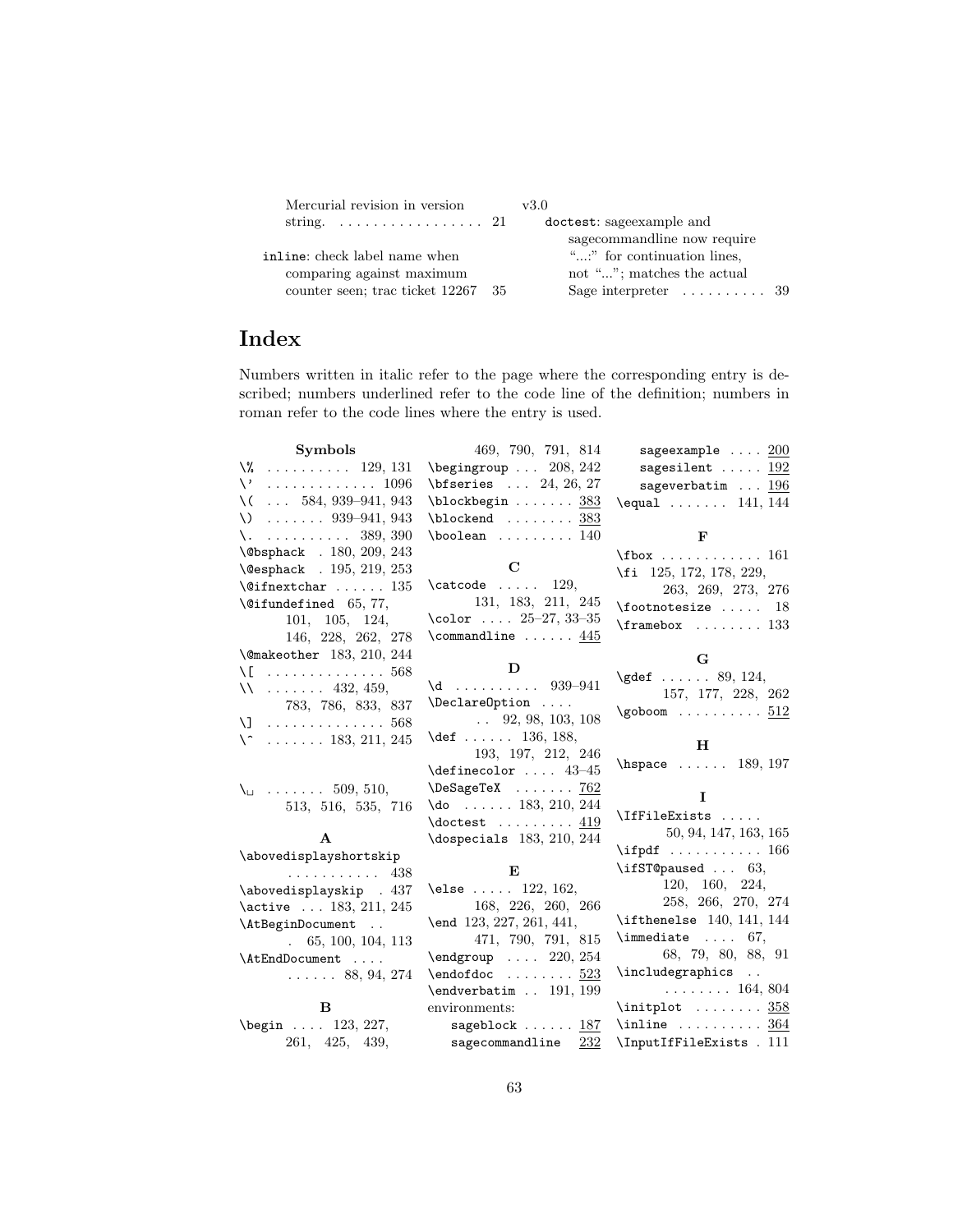Mercurial revision in version string. . . . . . . . . . . . . . . . . . 21

inline: check label name when comparing against maximum counter seen; trac ticket 12267 35

v3.0

doctest: sageexample and sagecommandline now require "...:" for continuation lines, not "..."; matches the actual Sage interpreter . . . . . . . . . . 39

# Index

Numbers written in italic refer to the page where the corresponding entry is described; numbers underlined refer to the code line of the definition; numbers in roman refer to the code lines where the entry is used.

**Symbols**

- `\%` . . . . . . . . . . 129, 131
- `\'` . . . . . . . . . . . . 1096
- `\(` . . . 584, 939–941, 943
- `\)` . . . . . . . 939–941, 943
- `\.` . . . . . . . . . . 389, 390
- `\@bsphack` . 180, 209, 243
- `\@esphack` . 195, 219, 253
- `\@ifnextchar` . . . . . . 135
- `\@ifundefined` 65, 77, 101, 105, 124, 146, 228, 262, 278
- `\@makeother` 183, 210, 244
- `\[` . . . . . . . . . . . . . . 568
- `\\` . . . . . . . 432, 459, 783, 786, 833, 837
- `\]` . . . . . . . . . . . . . . 568
- `\^` . . . . . . . 183, 211, 245
- `\␣` . . . . . . . 509, 510, 513, 516, 535, 716

**A**

- `\abovedisplayshortskip` . . . . . . . . . . . 438
- `\abovedisplayskip` . 437
- `\active` . . . 183, 211, 245
- `\AtBeginDocument` . . . 65, 100, 104, 113
- `\AtEndDocument` . . . . . . . . . . 88, 94, 274

**B**

- `\begin` . . . . 123, 227, 261, 425, 439, 469, 790, 791, 814
- `\begingroup` . . . 208, 242
- `\bfseries` . . . 24, 26, 27
- `\blockbegin` . . . . . . . 383
- `\blockend` . . . . . . . . 383
- `\boolean` . . . . . . . . . 140

**C**

- `\catcode` . . . . . 129, 131, 183, 211, 245
- `\color` . . . . 25–27, 33–35
- `\commandline` . . . . . . 445

**D**

- `\d` . . . . . . . . . . 939–941
- `\DeclareOption` . . . . . . 92, 98, 103, 108
- `\def` . . . . . . 136, 188, 193, 197, 212, 246
- `\definecolor` . . . . 43–45
- `\DeSageTeX` . . . . . . . 762
- `\do` . . . . . . 183, 210, 244
- `\doctest` . . . . . . . . . 419
- `\dospecials` 183, 210, 244

**E**

- `\else` . . . . . 122, 162, 168, 226, 260, 266
- `\end` 123, 227, 261, 441, 471, 790, 791, 815
- `\endgroup` . . . . 220, 254
- `\endofdoc` . . . . . . . . 523
- `\endverbatim` . . 191, 199
- environments:
  - `sageblock` . . . . . . 187
  - `sagecommandline` 232
  - `sageexample` . . . . 200
  - `sagesilent` . . . . . 192
  - `sageverbatim` . . . 196
- `\equal` . . . . . . . 141, 144

**F**

- `\fbox` . . . . . . . . . . . . 161
- `\fi` 125, 172, 178, 229, 263, 269, 273, 276
- `\footnotesize` . . . . . 18
- `\framebox` . . . . . . . . 133

**G**

- `\gdef` . . . . . . 89, 124, 157, 177, 228, 262
- `\goboom` . . . . . . . . . . 512

**H**

- `\hspace` . . . . . . 189, 197

**I**

- `\IfFileExists` . . . . . 50, 94, 147, 163, 165
- `\ifpdf` . . . . . . . . . . . 166
- `\ifST@paused` . . . 63, 120, 160, 224, 258, 266, 270, 274
- `\ifthenelse` 140, 141, 144
- `\immediate` . . . . 67, 68, 79, 80, 88, 91
- `\includegraphics` . . . . . . . . . . 164, 804
- `\initplot` . . . . . . . . 358
- `\inline` . . . . . . . . . . 364
- `\InputIfFileExists` . 111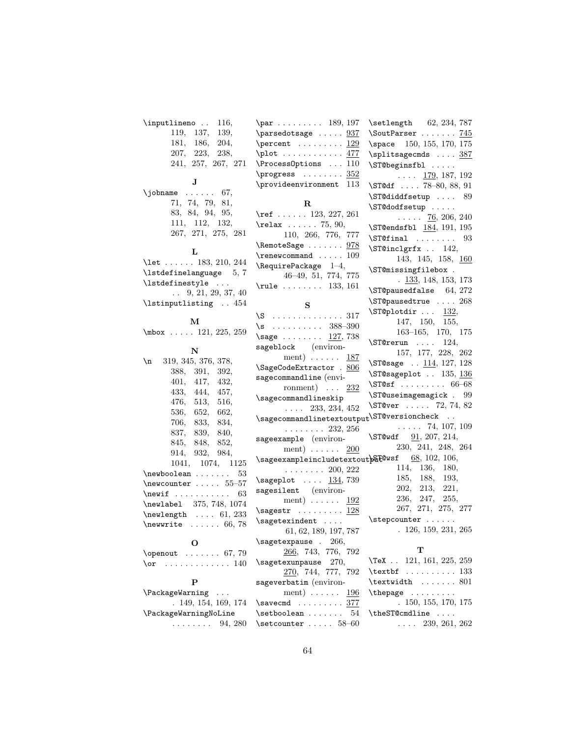\inputlineno . . 116, 119, 137, 139, 181, 186, 204, 207, 223, 238, 241, 257, 267, 271

**J**

\jobname . . . . . . 67, 71, 74, 79, 81, 83, 84, 94, 95, 111, 112, 132, 267, 271, 275, 281

**L**

\let . . . . . . 183, 210, 244
\lstdefinelanguage 5, 7
\lstdefinestyle . . . . . 9, 21, 29, 37, 40
\lstinputlisting . . 454

**M**

\mbox . . . . . 121, 225, 259

**N**

\n 319, 345, 376, 378, 388, 391, 392, 401, 417, 432, 433, 444, 457, 476, 513, 516, 536, 652, 662, 706, 833, 834, 837, 839, 840, 845, 848, 852, 914, 932, 984, 1041, 1074, 1125
\newboolean . . . . . . . 53
\newcounter . . . . . 55–57
\newif . . . . . . . . . . . 63
\newlabel 375, 748, 1074
\newlength . . . . 61, 233
\newwrite . . . . . . 66, 78

**O**

\openout . . . . . . . 67, 79
\or . . . . . . . . . . . . . 140

**P**

\PackageWarning . . . . 149, 154, 169, 174
\PackageWarningNoLine . . . . . . . . 94, 280
\par . . . . . . . . . 189, 197
\parsedotsage . . . . . 937
\percent . . . . . . . . . 129
\plot . . . . . . . . . . . 477
\ProcessOptions . . . 110
\progress . . . . . . . . 352
\provideenvironment 113

**R**

\ref . . . . . . 123, 227, 261
\relax . . . . . . 75, 90, 110, 266, 776, 777
\RemoteSage . . . . . . . 978
\renewcommand . . . . . 109
\RequirePackage 1–4, 46–49, 51, 774, 775
\rule . . . . . . . . 133, 161

**S**

\S . . . . . . . . . . . . . . 317
\s . . . . . . . . . . 388–390
\sage . . . . . . . . 127, 738
sageblock (environment) . . . . . . 187
\SageCodeExtractor . 806
sagecommandline (environment) . . . 232
\sagecommandlineskip . . . . 233, 234, 452
\sagecommandlinetextoutput . . . . . . . . 232, 256
sageexample (environment) . . . . . . 200
\sageexampleincludetextoutput . . . . . . . . 200, 222
\sageplot . . . . 134, 739
sagesilent (environment) . . . . . . 192
\sagestr . . . . . . . . . 128
\sagetexindent . . . . 61, 62, 189, 197, 787
\sagetexpause . 266, 266, 743, 776, 792
\sagetexunpause 270, 270, 744, 777, 792
sageverbatim (environment) . . . . . . 196
\savecmd . . . . . . . . . 377
\setboolean . . . . . . . 54
\setcounter . . . . . 58–60
\setlength 62, 234, 787
\SoutParser . . . . . . . 745
\space 150, 155, 170, 175
\splitsagecmds . . . . 387
\ST@beginsfbl . . . . . . . . . 179, 187, 192
\ST@df . . . . 78–80, 88, 91
\ST@diddfsetup . . . . 89
\ST@dodfsetup . . . . . . . . . 76, 206, 240
\ST@endsfbl 184, 191, 195
\ST@final . . . . . . . . 93
\ST@inclgrfx . . 142, 143, 145, 158, 160
\ST@missingfilebox . . 133, 148, 153, 173
\ST@pausedfalse 64, 272
\ST@pausedtrue . . . . 268
\ST@plotdir . . . 132, 147, 150, 155, 163–165, 170, 175
\ST@rerun . . . . 124, 157, 177, 228, 262
\ST@sage . . 114, 127, 128
\ST@sageplot . . 135, 136
\ST@sf . . . . . . . . . 66–68
\ST@useimagemagick . 99
\ST@ver . . . . . 72, 74, 82
\ST@versioncheck . . . . . . . 74, 107, 109
\ST@wdf 91, 207, 214, 230, 241, 248, 264
\ST@wsf 68, 102, 106, 114, 136, 180, 185, 188, 193, 202, 213, 221, 236, 247, 255, 267, 271, 275, 277
\stepcounter . . . . . . . 126, 159, 231, 265

**T**

\TeX . . 121, 161, 225, 259
\textbf . . . . . . . . . . 133
\textwidth . . . . . . . 801
\thepage . . . . . . . . . . 150, 155, 170, 175
\theST@cmdline . . . . . . . . 239, 261, 262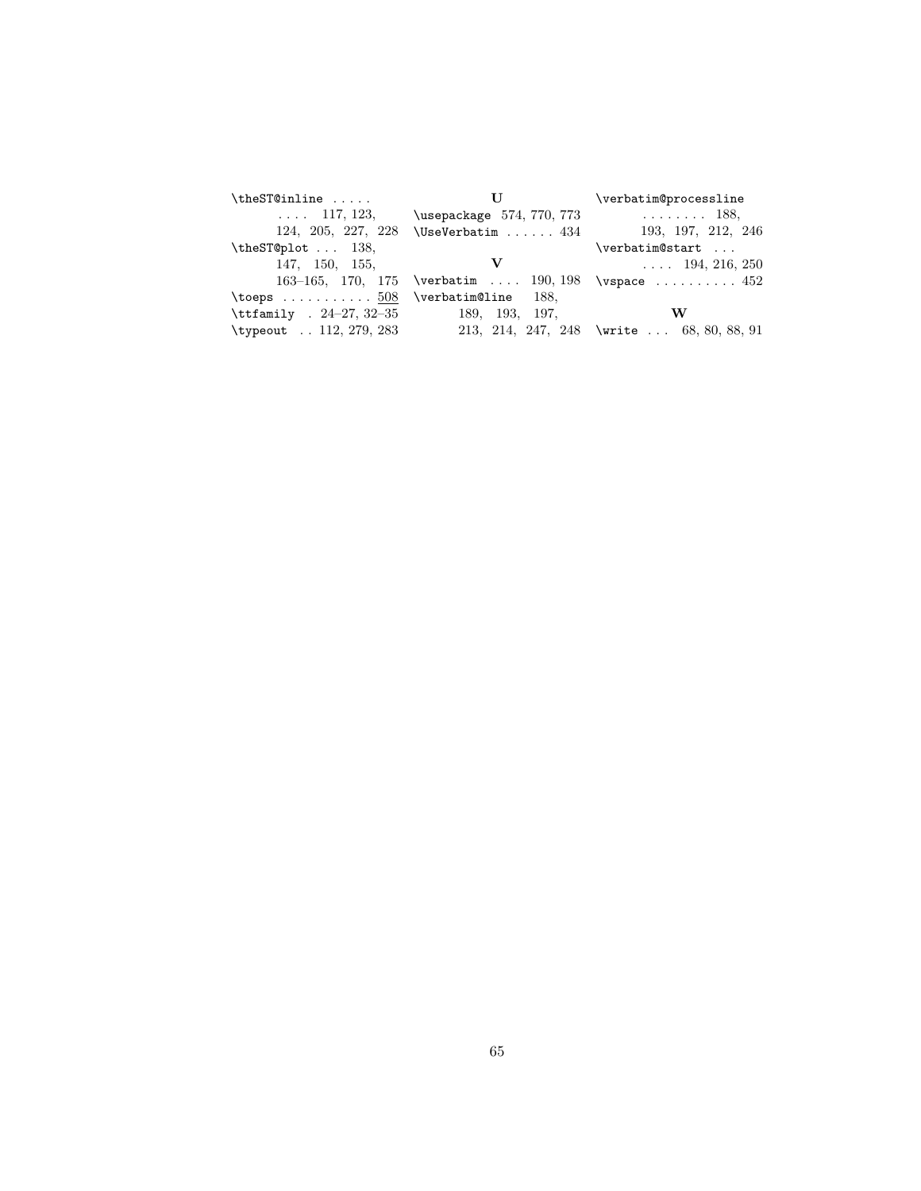\theST@inline . . . . . . . . . 117, 123, 124, 205, 227, 228
\theST@plot . . . 138, 147, 150, 155, 163–165, 170, 175
\toeps . . . . . . . . . . . <u>508</u>
\ttfamily . 24–27, 32–35
\typeout . . 112, 279, 283

**U**

\usepackage 574, 770, 773
\UseVerbatim . . . . . . 434

**V**

\verbatim . . . . 190, 198
\verbatim@line 188, 189, 193, 197, 213, 214, 247, 248
\verbatim@processline . . . . . . . . 188, 193, 197, 212, 246
\verbatim@start . . . . . . . 194, 216, 250
\vspace . . . . . . . . . . 452

**W**

\write . . . 68, 80, 88, 91